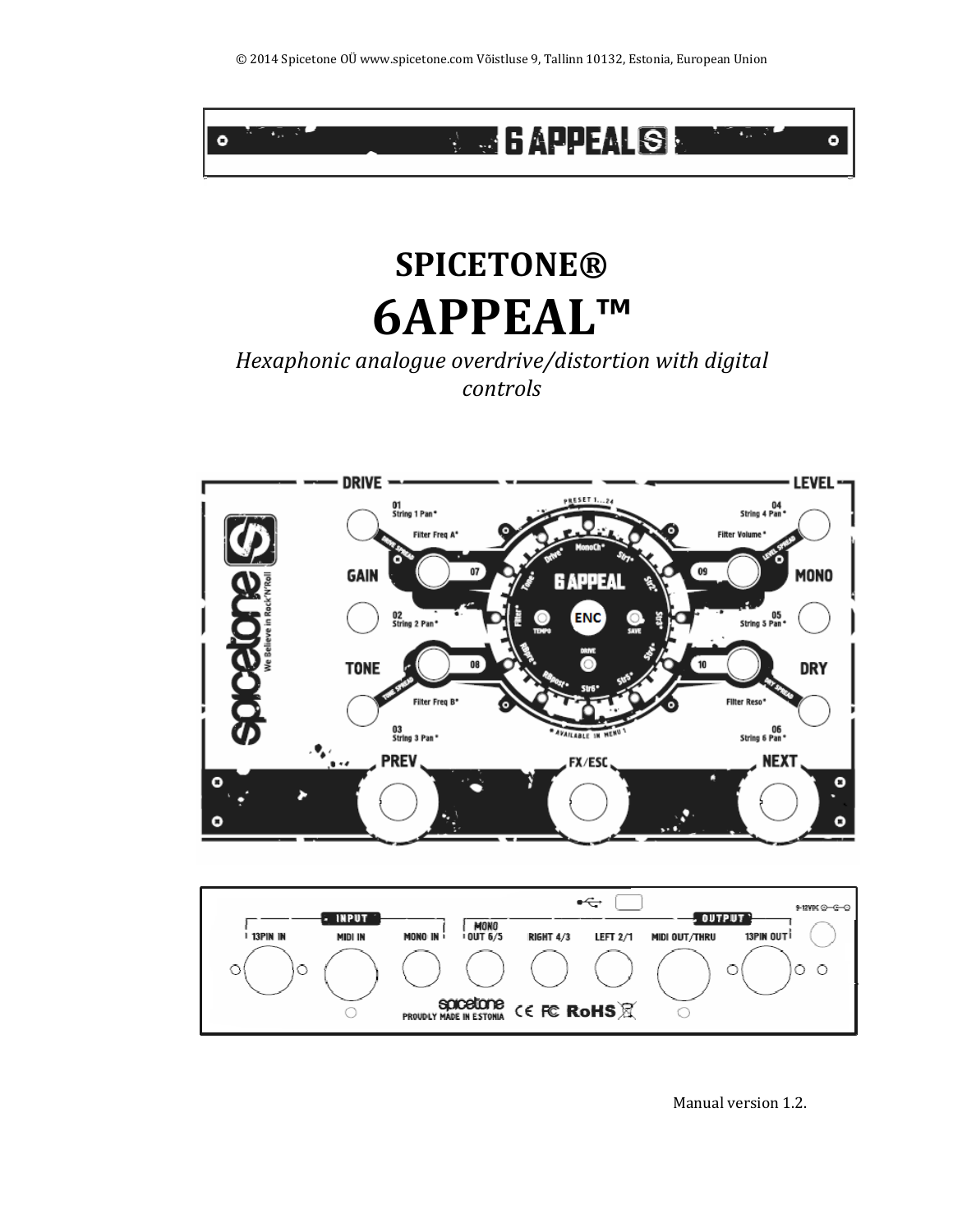© 2014 Spicetone OÜ www.spicetone.com Võistluse 9, Tallinn 10132, Estonia, European Union

# SPICETONE®

# 6APPEAL™

*Hexaphonic analogue overdrive/distortion with digital controls*

Manual version 1.2.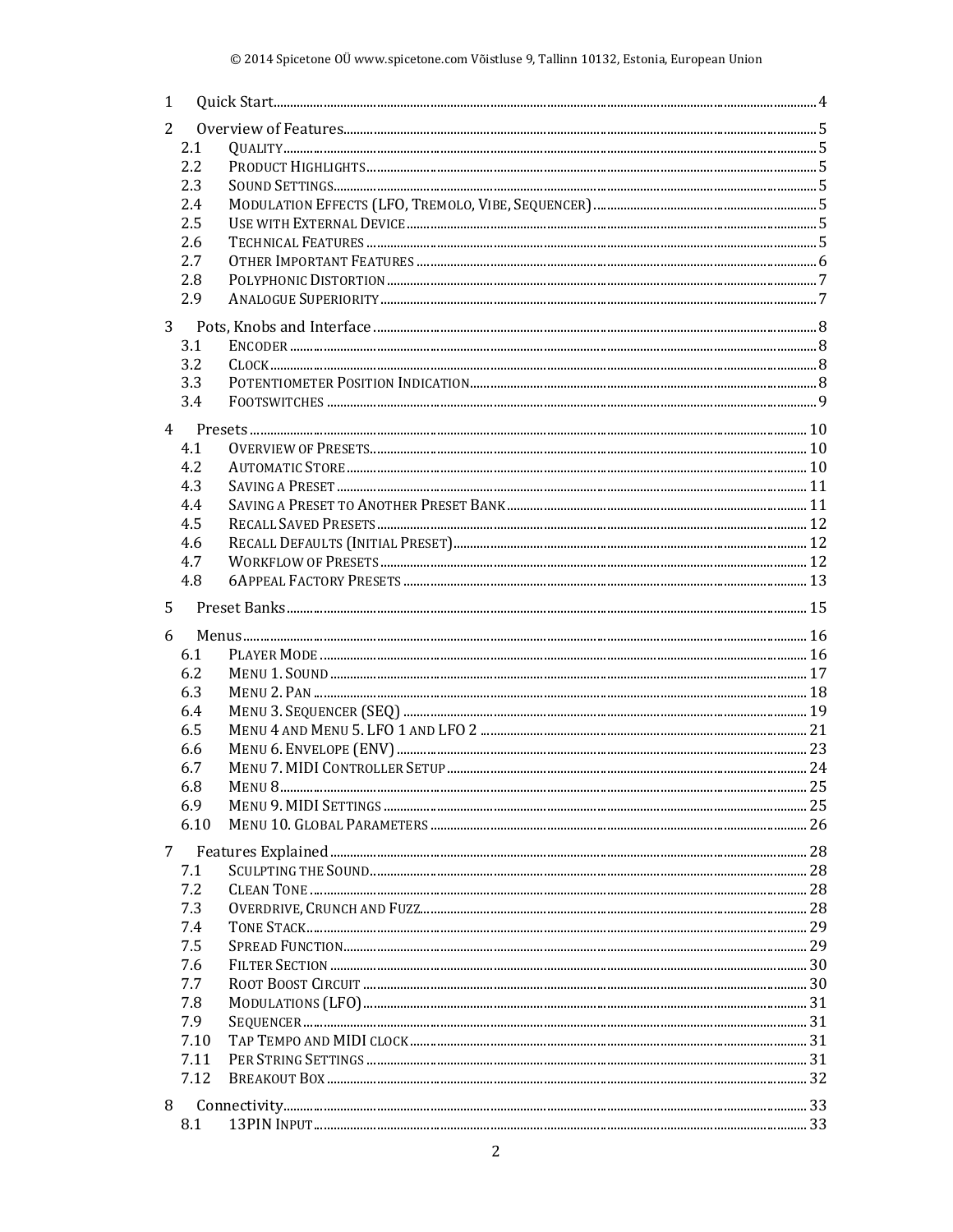1 Quick Start ... 4

2 Overview of Features ... 5
- 2.1 Quality ... 5
- 2.2 Product Highlights ... 5
- 2.3 Sound Settings ... 5
- 2.4 Modulation Effects (LFO, Tremolo, Vibe, Sequencer) ... 5
- 2.5 Use with External Device ... 5
- 2.6 Technical Features ... 5
- 2.7 Other Important Features ... 6
- 2.8 Polyphonic Distortion ... 7
- 2.9 Analogue Superiority ... 7

3 Pots, Knobs and Interface ... 8
- 3.1 Encoder ... 8
- 3.2 Clock ... 8
- 3.3 Potentiometer Position Indication ... 8
- 3.4 Footswitches ... 9

4 Presets ... 10
- 4.1 Overview of Presets ... 10
- 4.2 Automatic Store ... 10
- 4.3 Saving a Preset ... 11
- 4.4 Saving a Preset to Another Preset Bank ... 11
- 4.5 Recall Saved Presets ... 12
- 4.6 Recall Defaults (Initial Preset) ... 12
- 4.7 Workflow of Presets ... 12
- 4.8 6Appeal Factory Presets ... 13

5 Preset Banks ... 15

6 Menus ... 16
- 6.1 Player Mode ... 16
- 6.2 Menu 1. Sound ... 17
- 6.3 Menu 2. Pan ... 18
- 6.4 Menu 3. Sequencer (SEQ) ... 19
- 6.5 Menu 4 and Menu 5. LFO 1 and LFO 2 ... 21
- 6.6 Menu 6. Envelope (ENV) ... 23
- 6.7 Menu 7. MIDI Controller Setup ... 24
- 6.8 Menu 8 ... 25
- 6.9 Menu 9. MIDI Settings ... 25
- 6.10 Menu 10. Global Parameters ... 26

7 Features Explained ... 28
- 7.1 Sculpting the Sound ... 28
- 7.2 Clean Tone ... 28
- 7.3 Overdrive, Crunch and Fuzz ... 28
- 7.4 Tone Stack ... 29
- 7.5 Spread Function ... 29
- 7.6 Filter Section ... 30
- 7.7 Root Boost Circuit ... 30
- 7.8 Modulations (LFO) ... 31
- 7.9 Sequencer ... 31
- 7.10 Tap Tempo and MIDI clock ... 31
- 7.11 Per String Settings ... 31
- 7.12 Breakout Box ... 32

8 Connectivity ... 33
- 8.1 13PIN Input ... 33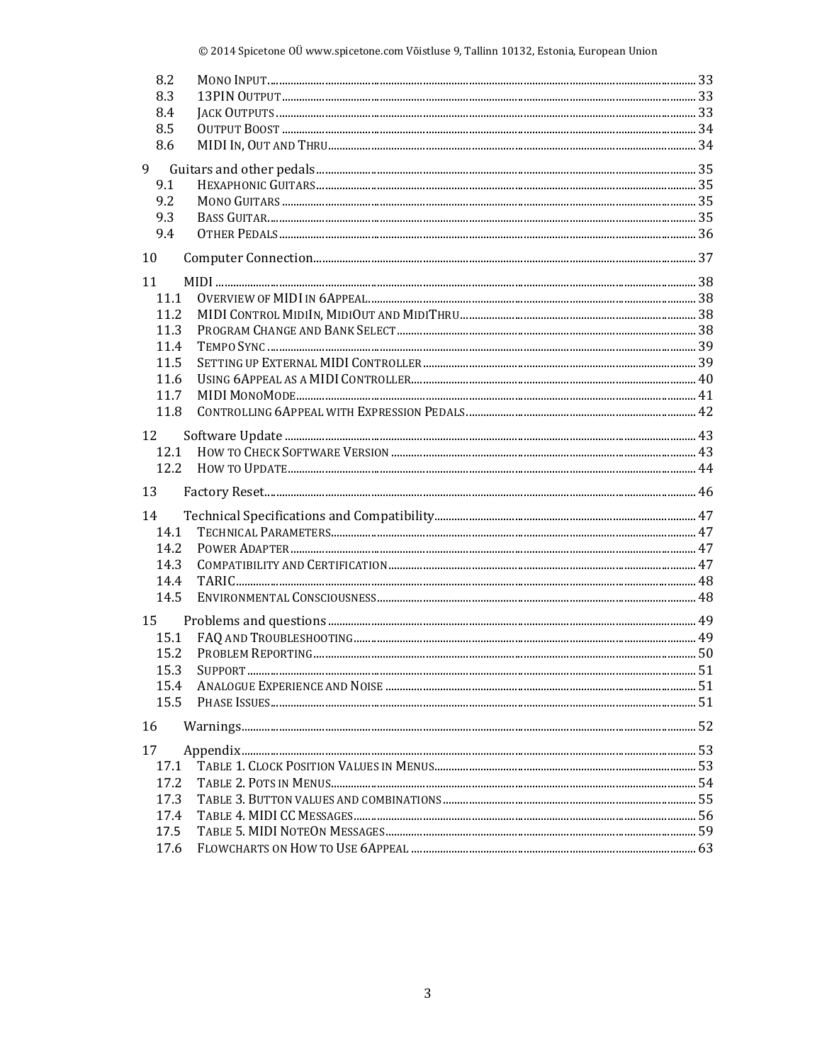| | | |
|---|---|---|
| 8.2 | MONO INPUT | 33 |
| 8.3 | 13PIN OUTPUT | 33 |
| 8.4 | JACK OUTPUTS | 33 |
| 8.5 | OUTPUT BOOST | 34 |
| 8.6 | MIDI IN, OUT AND THRU | 34 |
| 9 | Guitars and other pedals | 35 |
| 9.1 | HEXAPHONIC GUITARS | 35 |
| 9.2 | MONO GUITARS | 35 |
| 9.3 | BASS GUITAR | 35 |
| 9.4 | OTHER PEDALS | 36 |
| 10 | Computer Connection | 37 |
| 11 | MIDI | 38 |
| 11.1 | OVERVIEW OF MIDI IN 6APPEAL | 38 |
| 11.2 | MIDI CONTROL MIDIIN, MIDIOUT AND MIDITHRU | 38 |
| 11.3 | PROGRAM CHANGE AND BANK SELECT | 38 |
| 11.4 | TEMPO SYNC | 39 |
| 11.5 | SETTING UP EXTERNAL MIDI CONTROLLER | 39 |
| 11.6 | USING 6APPEAL AS A MIDI CONTROLLER | 40 |
| 11.7 | MIDI MONOMODE | 41 |
| 11.8 | CONTROLLING 6APPEAL WITH EXPRESSION PEDALS | 42 |
| 12 | Software Update | 43 |
| 12.1 | HOW TO CHECK SOFTWARE VERSION | 43 |
| 12.2 | HOW TO UPDATE | 44 |
| 13 | Factory Reset | 46 |
| 14 | Technical Specifications and Compatibility | 47 |
| 14.1 | TECHNICAL PARAMETERS | 47 |
| 14.2 | POWER ADAPTER | 47 |
| 14.3 | COMPATIBILITY AND CERTIFICATION | 47 |
| 14.4 | TARIC | 48 |
| 14.5 | ENVIRONMENTAL CONSCIOUSNESS | 48 |
| 15 | Problems and questions | 49 |
| 15.1 | FAQ AND TROUBLESHOOTING | 49 |
| 15.2 | PROBLEM REPORTING | 50 |
| 15.3 | SUPPORT | 51 |
| 15.4 | ANALOGUE EXPERIENCE AND NOISE | 51 |
| 15.5 | PHASE ISSUES | 51 |
| 16 | Warnings | 52 |
| 17 | Appendix | 53 |
| 17.1 | TABLE 1. CLOCK POSITION VALUES IN MENUS | 53 |
| 17.2 | TABLE 2. POTS IN MENUS | 54 |
| 17.3 | TABLE 3. BUTTON VALUES AND COMBINATIONS | 55 |
| 17.4 | TABLE 4. MIDI CC MESSAGES | 56 |
| 17.5 | TABLE 5. MIDI NOTEON MESSAGES | 59 |
| 17.6 | FLOWCHARTS ON HOW TO USE 6APPEAL | 63 |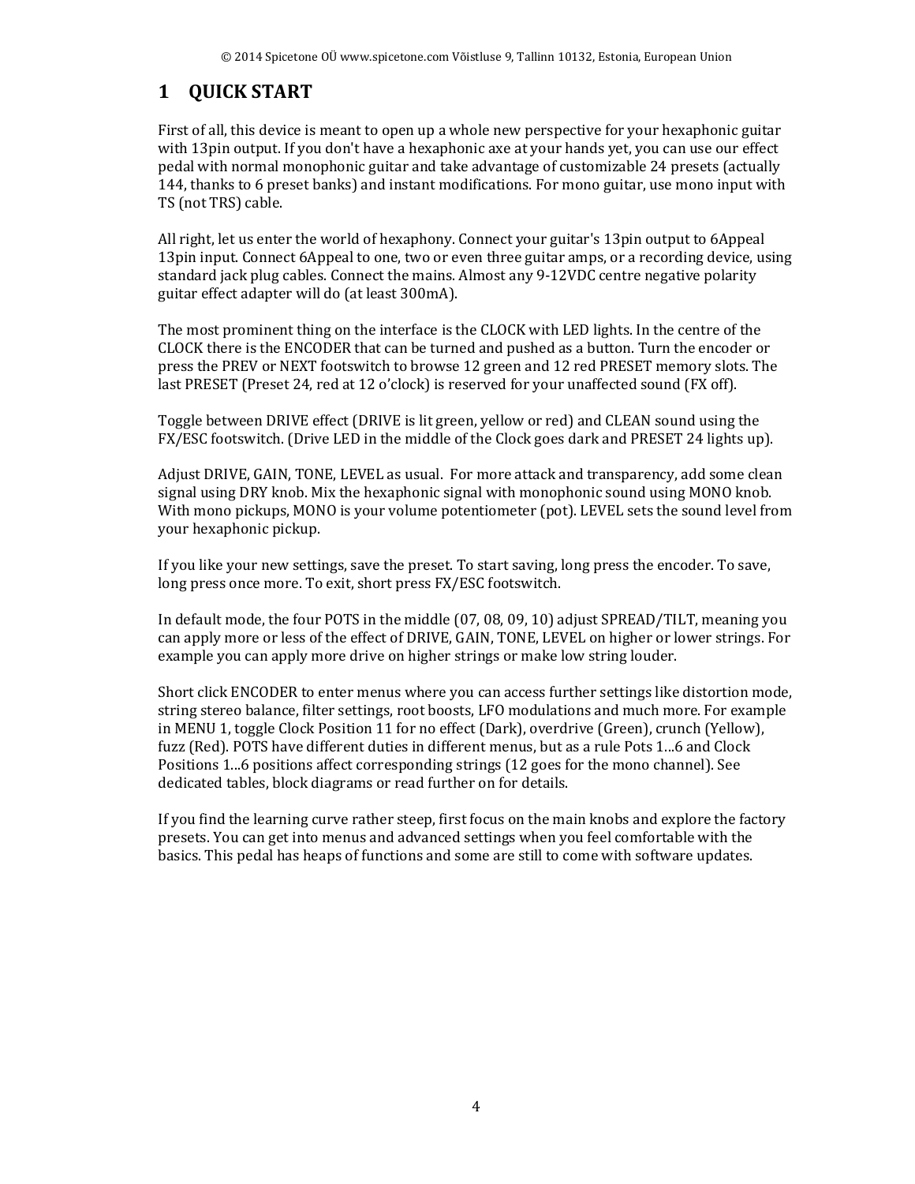# 1 QUICK START

First of all, this device is meant to open up a whole new perspective for your hexaphonic guitar with 13pin output. If you don't have a hexaphonic axe at your hands yet, you can use our effect pedal with normal monophonic guitar and take advantage of customizable 24 presets (actually 144, thanks to 6 preset banks) and instant modifications. For mono guitar, use mono input with TS (not TRS) cable.

All right, let us enter the world of hexaphony. Connect your guitar's 13pin output to 6Appeal 13pin input. Connect 6Appeal to one, two or even three guitar amps, or a recording device, using standard jack plug cables. Connect the mains. Almost any 9-12VDC centre negative polarity guitar effect adapter will do (at least 300mA).

The most prominent thing on the interface is the CLOCK with LED lights. In the centre of the CLOCK there is the ENCODER that can be turned and pushed as a button. Turn the encoder or press the PREV or NEXT footswitch to browse 12 green and 12 red PRESET memory slots. The last PRESET (Preset 24, red at 12 o'clock) is reserved for your unaffected sound (FX off).

Toggle between DRIVE effect (DRIVE is lit green, yellow or red) and CLEAN sound using the FX/ESC footswitch. (Drive LED in the middle of the Clock goes dark and PRESET 24 lights up).

Adjust DRIVE, GAIN, TONE, LEVEL as usual. For more attack and transparency, add some clean signal using DRY knob. Mix the hexaphonic signal with monophonic sound using MONO knob. With mono pickups, MONO is your volume potentiometer (pot). LEVEL sets the sound level from your hexaphonic pickup.

If you like your new settings, save the preset. To start saving, long press the encoder. To save, long press once more. To exit, short press FX/ESC footswitch.

In default mode, the four POTS in the middle (07, 08, 09, 10) adjust SPREAD/TILT, meaning you can apply more or less of the effect of DRIVE, GAIN, TONE, LEVEL on higher or lower strings. For example you can apply more drive on higher strings or make low string louder.

Short click ENCODER to enter menus where you can access further settings like distortion mode, string stereo balance, filter settings, root boosts, LFO modulations and much more. For example in MENU 1, toggle Clock Position 11 for no effect (Dark), overdrive (Green), crunch (Yellow), fuzz (Red). POTS have different duties in different menus, but as a rule Pots 1…6 and Clock Positions 1…6 positions affect corresponding strings (12 goes for the mono channel). See dedicated tables, block diagrams or read further on for details.

If you find the learning curve rather steep, first focus on the main knobs and explore the factory presets. You can get into menus and advanced settings when you feel comfortable with the basics. This pedal has heaps of functions and some are still to come with software updates.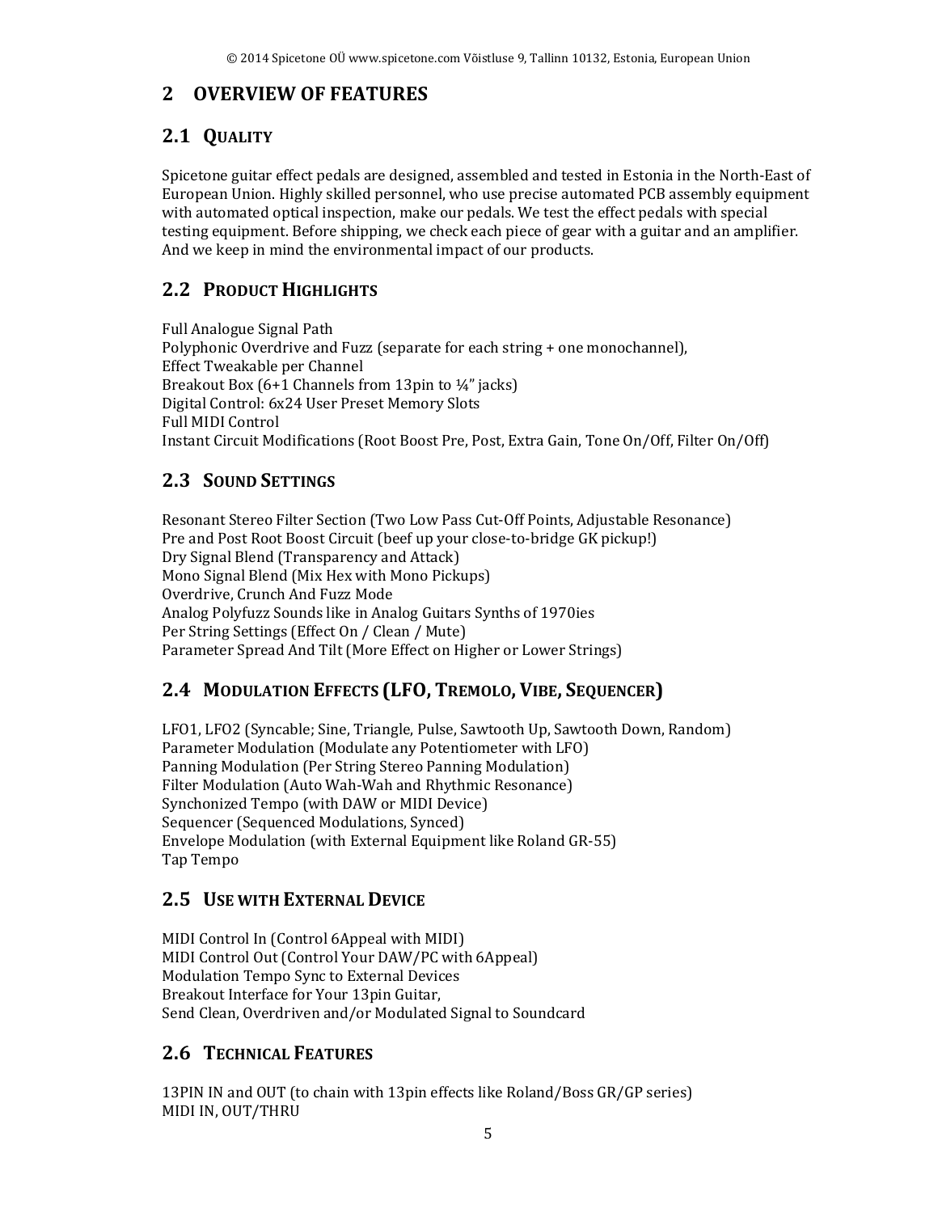## 2 OVERVIEW OF FEATURES

### 2.1 QUALITY

Spicetone guitar effect pedals are designed, assembled and tested in Estonia in the North-East of European Union. Highly skilled personnel, who use precise automated PCB assembly equipment with automated optical inspection, make our pedals. We test the effect pedals with special testing equipment. Before shipping, we check each piece of gear with a guitar and an amplifier. And we keep in mind the environmental impact of our products.

### 2.2 PRODUCT HIGHLIGHTS

Full Analogue Signal Path
Polyphonic Overdrive and Fuzz (separate for each string + one monochannel),
Effect Tweakable per Channel
Breakout Box (6+1 Channels from 13pin to ¼" jacks)
Digital Control: 6x24 User Preset Memory Slots
Full MIDI Control
Instant Circuit Modifications (Root Boost Pre, Post, Extra Gain, Tone On/Off, Filter On/Off)

### 2.3 SOUND SETTINGS

Resonant Stereo Filter Section (Two Low Pass Cut-Off Points, Adjustable Resonance)
Pre and Post Root Boost Circuit (beef up your close-to-bridge GK pickup!)
Dry Signal Blend (Transparency and Attack)
Mono Signal Blend (Mix Hex with Mono Pickups)
Overdrive, Crunch And Fuzz Mode
Analog Polyfuzz Sounds like in Analog Guitars Synths of 1970ies
Per String Settings (Effect On / Clean / Mute)
Parameter Spread And Tilt (More Effect on Higher or Lower Strings)

### 2.4 MODULATION EFFECTS (LFO, TREMOLO, VIBE, SEQUENCER)

LFO1, LFO2 (Syncable; Sine, Triangle, Pulse, Sawtooth Up, Sawtooth Down, Random)
Parameter Modulation (Modulate any Potentiometer with LFO)
Panning Modulation (Per String Stereo Panning Modulation)
Filter Modulation (Auto Wah-Wah and Rhythmic Resonance)
Synchonized Tempo (with DAW or MIDI Device)
Sequencer (Sequenced Modulations, Synced)
Envelope Modulation (with External Equipment like Roland GR-55)
Tap Tempo

### 2.5 USE WITH EXTERNAL DEVICE

MIDI Control In (Control 6Appeal with MIDI)
MIDI Control Out (Control Your DAW/PC with 6Appeal)
Modulation Tempo Sync to External Devices
Breakout Interface for Your 13pin Guitar,
Send Clean, Overdriven and/or Modulated Signal to Soundcard

### 2.6 TECHNICAL FEATURES

13PIN IN and OUT (to chain with 13pin effects like Roland/Boss GR/GP series)
MIDI IN, OUT/THRU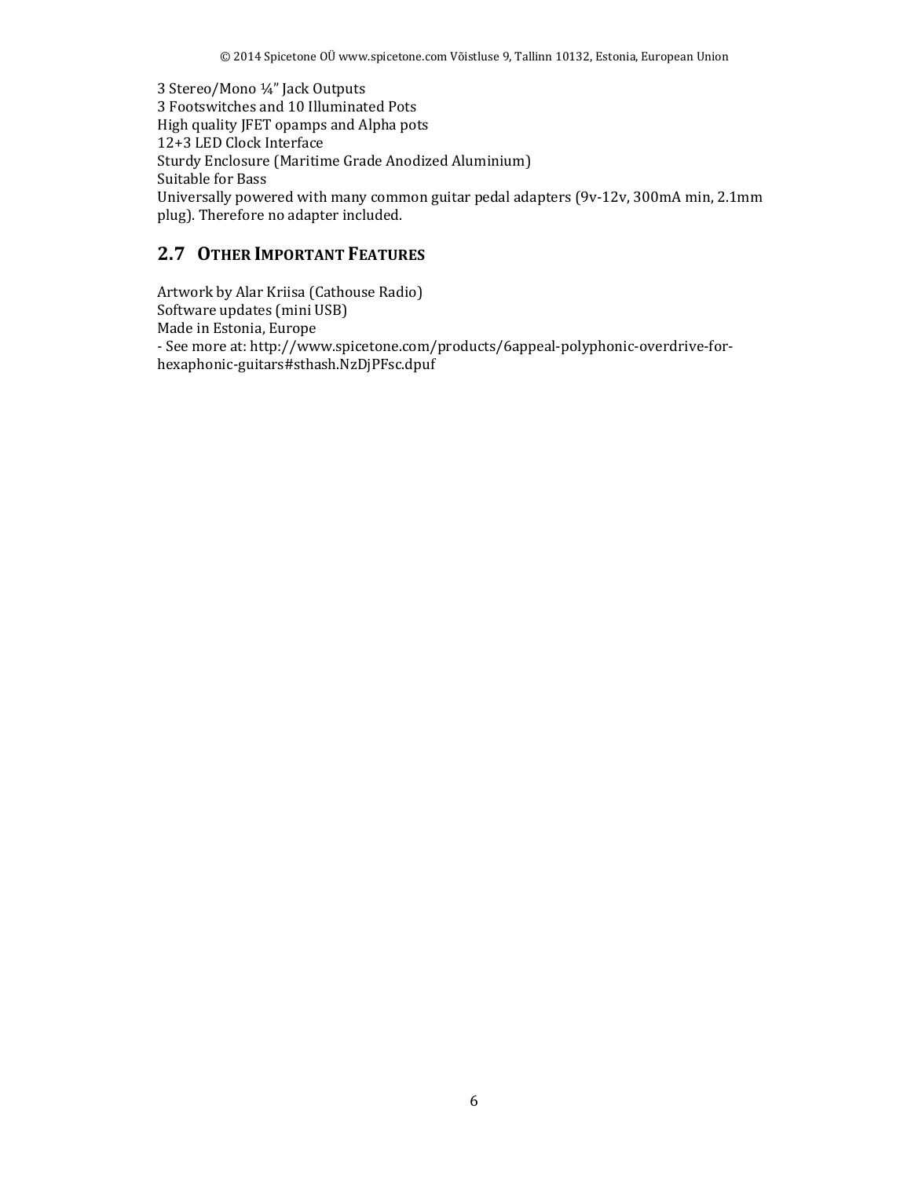3 Stereo/Mono ¼" Jack Outputs
3 Footswitches and 10 Illuminated Pots
High quality JFET opamps and Alpha pots
12+3 LED Clock Interface
Sturdy Enclosure (Maritime Grade Anodized Aluminium)
Suitable for Bass
Universally powered with many common guitar pedal adapters (9v-12v, 300mA min, 2.1mm plug). Therefore no adapter included.

## 2.7 Other Important Features

Artwork by Alar Kriisa (Cathouse Radio)
Software updates (mini USB)
Made in Estonia, Europe
- See more at: http://www.spicetone.com/products/6appeal-polyphonic-overdrive-for-hexaphonic-guitars#sthash.NzDjPFsc.dpuf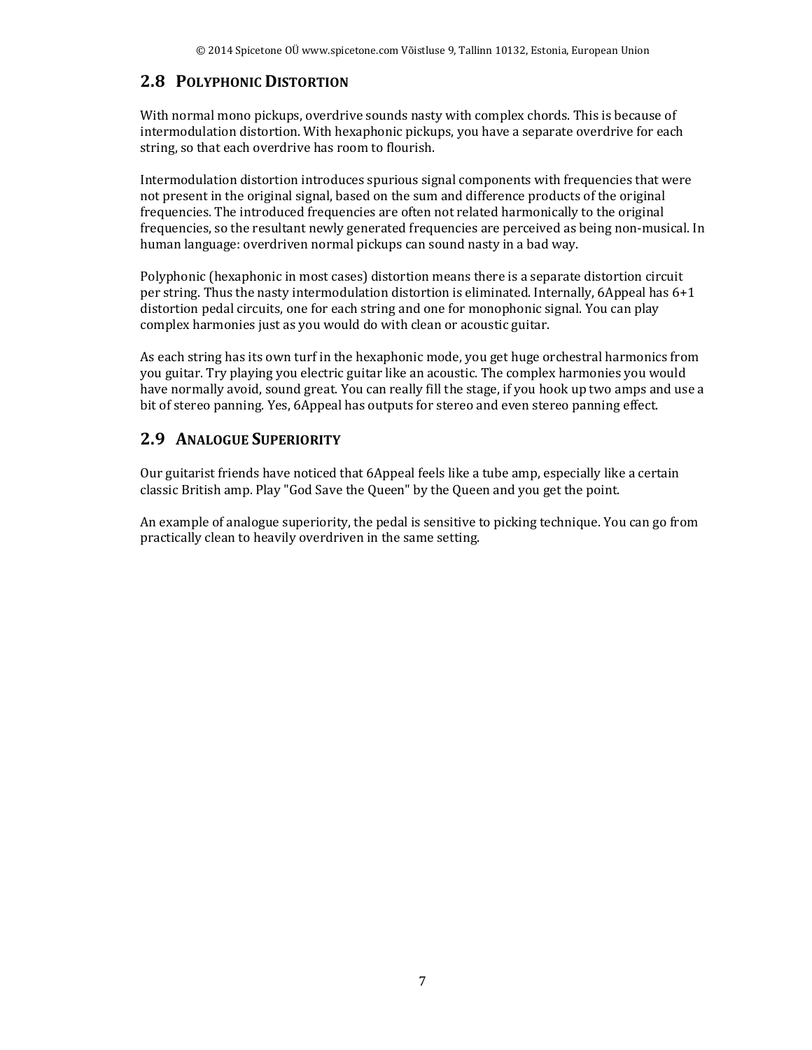## 2.8 Polyphonic Distortion

With normal mono pickups, overdrive sounds nasty with complex chords. This is because of intermodulation distortion. With hexaphonic pickups, you have a separate overdrive for each string, so that each overdrive has room to flourish.

Intermodulation distortion introduces spurious signal components with frequencies that were not present in the original signal, based on the sum and difference products of the original frequencies. The introduced frequencies are often not related harmonically to the original frequencies, so the resultant newly generated frequencies are perceived as being non-musical. In human language: overdriven normal pickups can sound nasty in a bad way.

Polyphonic (hexaphonic in most cases) distortion means there is a separate distortion circuit per string. Thus the nasty intermodulation distortion is eliminated. Internally, 6Appeal has 6+1 distortion pedal circuits, one for each string and one for monophonic signal. You can play complex harmonies just as you would do with clean or acoustic guitar.

As each string has its own turf in the hexaphonic mode, you get huge orchestral harmonics from you guitar. Try playing you electric guitar like an acoustic. The complex harmonies you would have normally avoid, sound great. You can really fill the stage, if you hook up two amps and use a bit of stereo panning. Yes, 6Appeal has outputs for stereo and even stereo panning effect.

## 2.9 Analogue Superiority

Our guitarist friends have noticed that 6Appeal feels like a tube amp, especially like a certain classic British amp. Play "God Save the Queen" by the Queen and you get the point.

An example of analogue superiority, the pedal is sensitive to picking technique. You can go from practically clean to heavily overdriven in the same setting.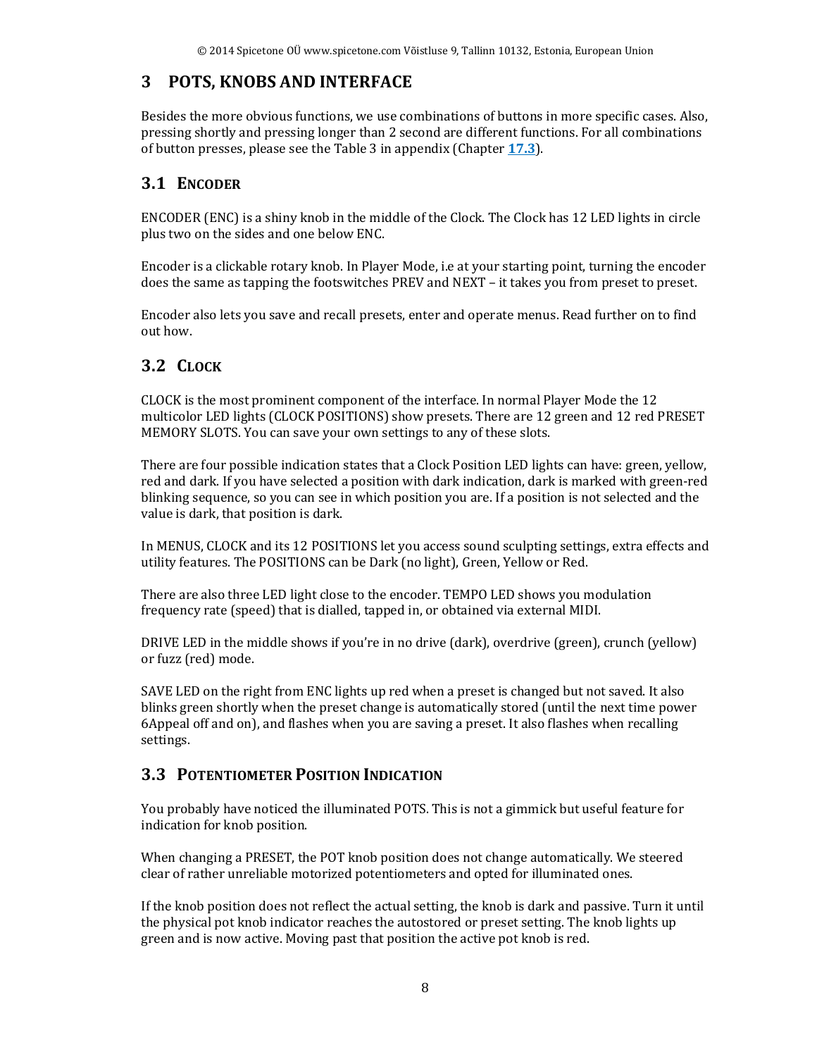# 3 POTS, KNOBS AND INTERFACE

Besides the more obvious functions, we use combinations of buttons in more specific cases. Also, pressing shortly and pressing longer than 2 second are different functions. For all combinations of button presses, please see the Table 3 in appendix (Chapter **17.3**).

## 3.1 ENCODER

ENCODER (ENC) is a shiny knob in the middle of the Clock. The Clock has 12 LED lights in circle plus two on the sides and one below ENC.

Encoder is a clickable rotary knob. In Player Mode, i.e at your starting point, turning the encoder does the same as tapping the footswitches PREV and NEXT – it takes you from preset to preset.

Encoder also lets you save and recall presets, enter and operate menus. Read further on to find out how.

## 3.2 CLOCK

CLOCK is the most prominent component of the interface. In normal Player Mode the 12 multicolor LED lights (CLOCK POSITIONS) show presets. There are 12 green and 12 red PRESET MEMORY SLOTS. You can save your own settings to any of these slots.

There are four possible indication states that a Clock Position LED lights can have: green, yellow, red and dark. If you have selected a position with dark indication, dark is marked with green-red blinking sequence, so you can see in which position you are. If a position is not selected and the value is dark, that position is dark.

In MENUS, CLOCK and its 12 POSITIONS let you access sound sculpting settings, extra effects and utility features. The POSITIONS can be Dark (no light), Green, Yellow or Red.

There are also three LED light close to the encoder. TEMPO LED shows you modulation frequency rate (speed) that is dialled, tapped in, or obtained via external MIDI.

DRIVE LED in the middle shows if you're in no drive (dark), overdrive (green), crunch (yellow) or fuzz (red) mode.

SAVE LED on the right from ENC lights up red when a preset is changed but not saved. It also blinks green shortly when the preset change is automatically stored (until the next time power 6Appeal off and on), and flashes when you are saving a preset. It also flashes when recalling settings.

## 3.3 POTENTIOMETER POSITION INDICATION

You probably have noticed the illuminated POTS. This is not a gimmick but useful feature for indication for knob position.

When changing a PRESET, the POT knob position does not change automatically. We steered clear of rather unreliable motorized potentiometers and opted for illuminated ones.

If the knob position does not reflect the actual setting, the knob is dark and passive. Turn it until the physical pot knob indicator reaches the autostored or preset setting. The knob lights up green and is now active. Moving past that position the active pot knob is red.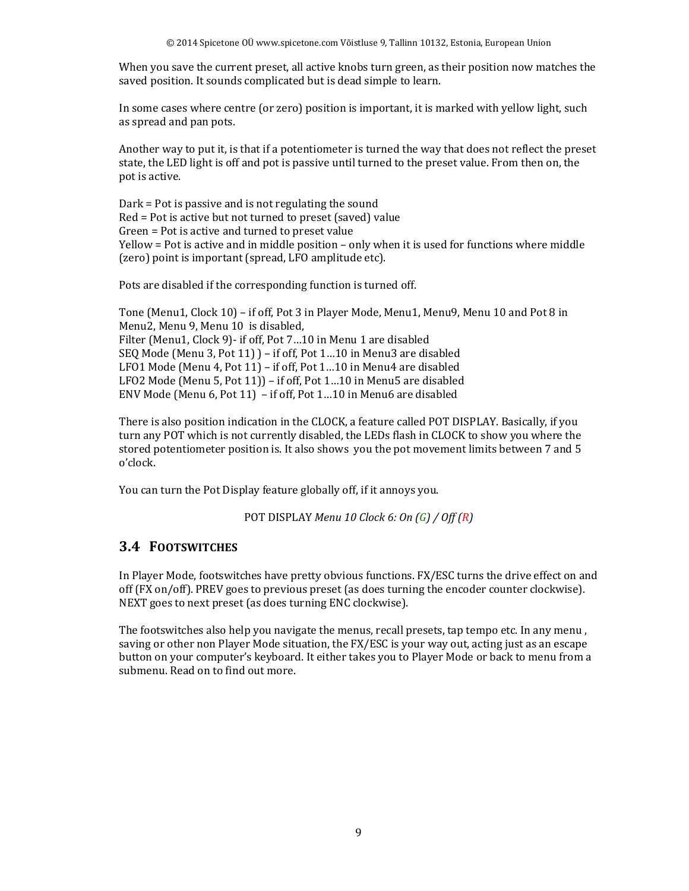When you save the current preset, all active knobs turn green, as their position now matches the saved position. It sounds complicated but is dead simple to learn.

In some cases where centre (or zero) position is important, it is marked with yellow light, such as spread and pan pots.

Another way to put it, is that if a potentiometer is turned the way that does not reflect the preset state, the LED light is off and pot is passive until turned to the preset value. From then on, the pot is active.

Dark = Pot is passive and is not regulating the sound
Red = Pot is active but not turned to preset (saved) value
Green = Pot is active and turned to preset value
Yellow = Pot is active and in middle position – only when it is used for functions where middle (zero) point is important (spread, LFO amplitude etc).

Pots are disabled if the corresponding function is turned off.

Tone (Menu1, Clock 10) – if off, Pot 3 in Player Mode, Menu1, Menu9, Menu 10 and Pot 8 in Menu2, Menu 9, Menu 10 is disabled,
Filter (Menu1, Clock 9)- if off, Pot 7…10 in Menu 1 are disabled
SEQ Mode (Menu 3, Pot 11) ) – if off, Pot 1…10 in Menu3 are disabled
LFO1 Mode (Menu 4, Pot 11) – if off, Pot 1…10 in Menu4 are disabled
LFO2 Mode (Menu 5, Pot 11)) – if off, Pot 1…10 in Menu5 are disabled
ENV Mode (Menu 6, Pot 11) – if off, Pot 1…10 in Menu6 are disabled

There is also position indication in the CLOCK, a feature called POT DISPLAY. Basically, if you turn any POT which is not currently disabled, the LEDs flash in CLOCK to show you where the stored potentiometer position is. It also shows you the pot movement limits between 7 and 5 o'clock.

You can turn the Pot Display feature globally off, if it annoys you.

POT DISPLAY *Menu 10 Clock 6: On (G) / Off (R)*

## 3.4 Footswitches

In Player Mode, footswitches have pretty obvious functions. FX/ESC turns the drive effect on and off (FX on/off). PREV goes to previous preset (as does turning the encoder counter clockwise). NEXT goes to next preset (as does turning ENC clockwise).

The footswitches also help you navigate the menus, recall presets, tap tempo etc. In any menu , saving or other non Player Mode situation, the FX/ESC is your way out, acting just as an escape button on your computer's keyboard. It either takes you to Player Mode or back to menu from a submenu. Read on to find out more.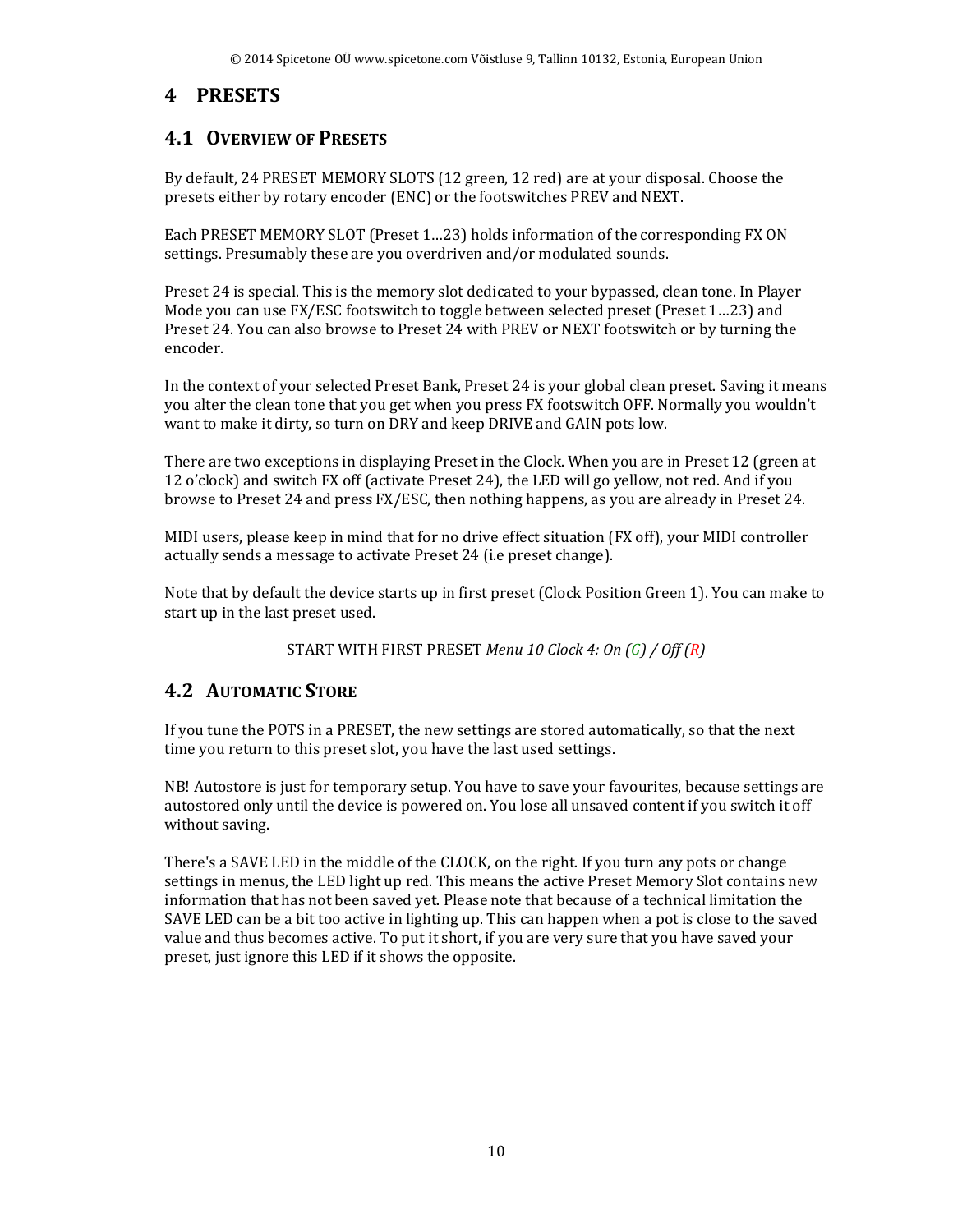# 4 PRESETS

## 4.1 OVERVIEW OF PRESETS

By default, 24 PRESET MEMORY SLOTS (12 green, 12 red) are at your disposal. Choose the presets either by rotary encoder (ENC) or the footswitches PREV and NEXT.

Each PRESET MEMORY SLOT (Preset 1…23) holds information of the corresponding FX ON settings. Presumably these are you overdriven and/or modulated sounds.

Preset 24 is special. This is the memory slot dedicated to your bypassed, clean tone. In Player Mode you can use FX/ESC footswitch to toggle between selected preset (Preset 1…23) and Preset 24. You can also browse to Preset 24 with PREV or NEXT footswitch or by turning the encoder.

In the context of your selected Preset Bank, Preset 24 is your global clean preset. Saving it means you alter the clean tone that you get when you press FX footswitch OFF. Normally you wouldn't want to make it dirty, so turn on DRY and keep DRIVE and GAIN pots low.

There are two exceptions in displaying Preset in the Clock. When you are in Preset 12 (green at 12 o'clock) and switch FX off (activate Preset 24), the LED will go yellow, not red. And if you browse to Preset 24 and press FX/ESC, then nothing happens, as you are already in Preset 24.

MIDI users, please keep in mind that for no drive effect situation (FX off), your MIDI controller actually sends a message to activate Preset 24 (i.e preset change).

Note that by default the device starts up in first preset (Clock Position Green 1). You can make to start up in the last preset used.

START WITH FIRST PRESET *Menu 10 Clock 4: On (G) / Off (R)*

## 4.2 AUTOMATIC STORE

If you tune the POTS in a PRESET, the new settings are stored automatically, so that the next time you return to this preset slot, you have the last used settings.

NB! Autostore is just for temporary setup. You have to save your favourites, because settings are autostored only until the device is powered on. You lose all unsaved content if you switch it off without saving.

There's a SAVE LED in the middle of the CLOCK, on the right. If you turn any pots or change settings in menus, the LED light up red. This means the active Preset Memory Slot contains new information that has not been saved yet. Please note that because of a technical limitation the SAVE LED can be a bit too active in lighting up. This can happen when a pot is close to the saved value and thus becomes active. To put it short, if you are very sure that you have saved your preset, just ignore this LED if it shows the opposite.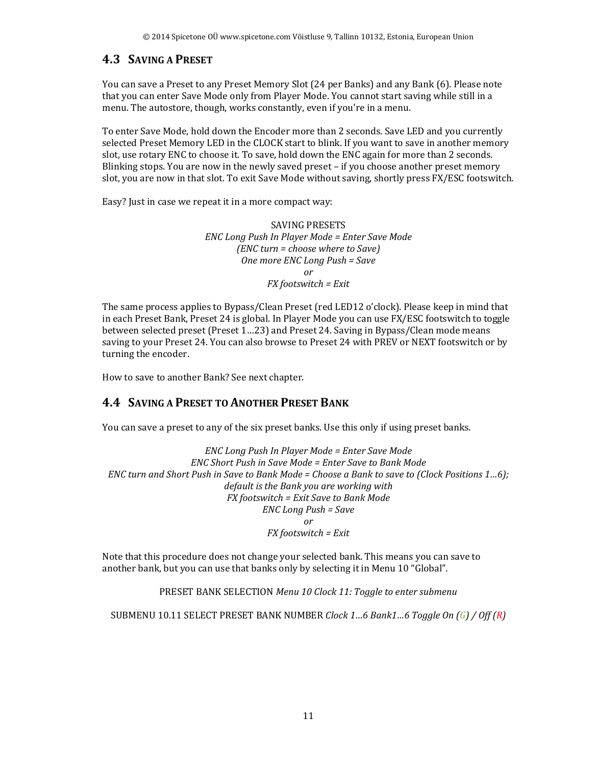## 4.3 Saving a Preset

You can save a Preset to any Preset Memory Slot (24 per Banks) and any Bank (6). Please note that you can enter Save Mode only from Player Mode. You cannot start saving while still in a menu. The autostore, though, works constantly, even if you're in a menu.

To enter Save Mode, hold down the Encoder more than 2 seconds. Save LED and you currently selected Preset Memory LED in the CLOCK start to blink. If you want to save in another memory slot, use rotary ENC to choose it. To save, hold down the ENC again for more than 2 seconds. Blinking stops. You are now in the newly saved preset – if you choose another preset memory slot, you are now in that slot. To exit Save Mode without saving, shortly press FX/ESC footswitch.

Easy? Just in case we repeat it in a more compact way:

SAVING PRESETS
*ENC Long Push In Player Mode = Enter Save Mode*
*(ENC turn = choose where to Save)*
*One more ENC Long Push = Save*
*or*
*FX footswitch = Exit*

The same process applies to Bypass/Clean Preset (red LED12 o'clock). Please keep in mind that in each Preset Bank, Preset 24 is global. In Player Mode you can use FX/ESC footswitch to toggle between selected preset (Preset 1…23) and Preset 24. Saving in Bypass/Clean mode means saving to your Preset 24. You can also browse to Preset 24 with PREV or NEXT footswitch or by turning the encoder.

How to save to another Bank? See next chapter.

## 4.4 Saving a Preset to Another Preset Bank

You can save a preset to any of the six preset banks. Use this only if using preset banks.

*ENC Long Push In Player Mode = Enter Save Mode*
*ENC Short Push in Save Mode = Enter Save to Bank Mode*
*ENC turn and Short Push in Save to Bank Mode = Choose a Bank to save to (Clock Positions 1…6); default is the Bank you are working with*
*FX footswitch = Exit Save to Bank Mode*
*ENC Long Push = Save*
*or*
*FX footswitch = Exit*

Note that this procedure does not change your selected bank. This means you can save to another bank, but you can use that banks only by selecting it in Menu 10 "Global".

PRESET BANK SELECTION *Menu 10 Clock 11: Toggle to enter submenu*

SUBMENU 10.11 SELECT PRESET BANK NUMBER *Clock 1…6 Bank1…6 Toggle On (G) / Off (R)*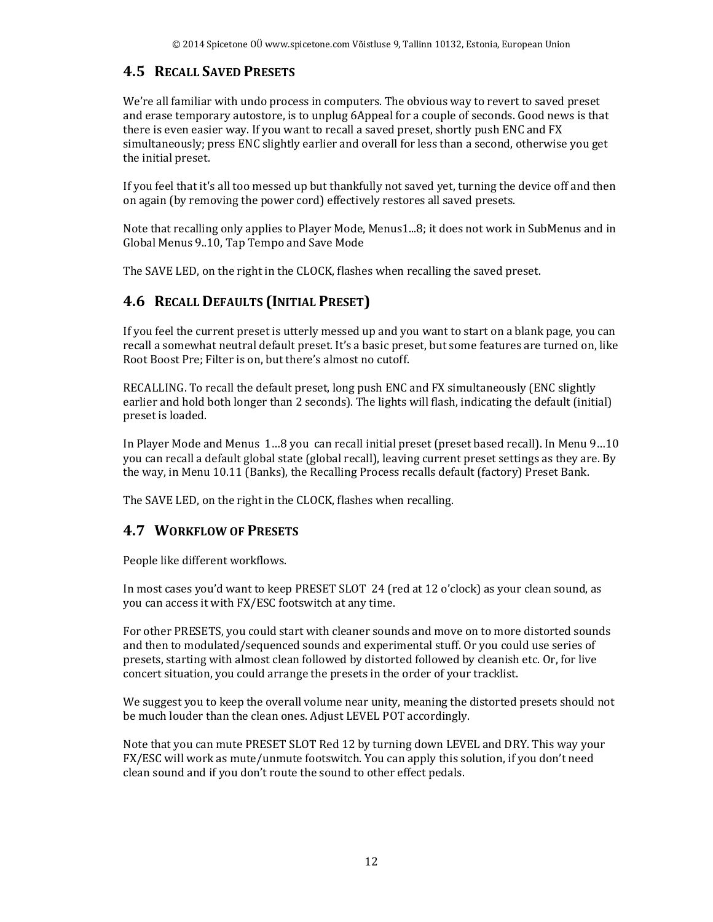## 4.5 Recall Saved Presets

We're all familiar with undo process in computers. The obvious way to revert to saved preset and erase temporary autostore, is to unplug 6Appeal for a couple of seconds. Good news is that there is even easier way. If you want to recall a saved preset, shortly push ENC and FX simultaneously; press ENC slightly earlier and overall for less than a second, otherwise you get the initial preset.

If you feel that it's all too messed up but thankfully not saved yet, turning the device off and then on again (by removing the power cord) effectively restores all saved presets.

Note that recalling only applies to Player Mode, Menus1...8; it does not work in SubMenus and in Global Menus 9..10, Tap Tempo and Save Mode

The SAVE LED, on the right in the CLOCK, flashes when recalling the saved preset.

## 4.6 Recall Defaults (Initial Preset)

If you feel the current preset is utterly messed up and you want to start on a blank page, you can recall a somewhat neutral default preset. It's a basic preset, but some features are turned on, like Root Boost Pre; Filter is on, but there's almost no cutoff.

RECALLING. To recall the default preset, long push ENC and FX simultaneously (ENC slightly earlier and hold both longer than 2 seconds). The lights will flash, indicating the default (initial) preset is loaded.

In Player Mode and Menus 1…8 you can recall initial preset (preset based recall). In Menu 9…10 you can recall a default global state (global recall), leaving current preset settings as they are. By the way, in Menu 10.11 (Banks), the Recalling Process recalls default (factory) Preset Bank.

The SAVE LED, on the right in the CLOCK, flashes when recalling.

## 4.7 Workflow of Presets

People like different workflows.

In most cases you'd want to keep PRESET SLOT 24 (red at 12 o'clock) as your clean sound, as you can access it with FX/ESC footswitch at any time.

For other PRESETS, you could start with cleaner sounds and move on to more distorted sounds and then to modulated/sequenced sounds and experimental stuff. Or you could use series of presets, starting with almost clean followed by distorted followed by cleanish etc. Or, for live concert situation, you could arrange the presets in the order of your tracklist.

We suggest you to keep the overall volume near unity, meaning the distorted presets should not be much louder than the clean ones. Adjust LEVEL POT accordingly.

Note that you can mute PRESET SLOT Red 12 by turning down LEVEL and DRY. This way your FX/ESC will work as mute/unmute footswitch. You can apply this solution, if you don't need clean sound and if you don't route the sound to other effect pedals.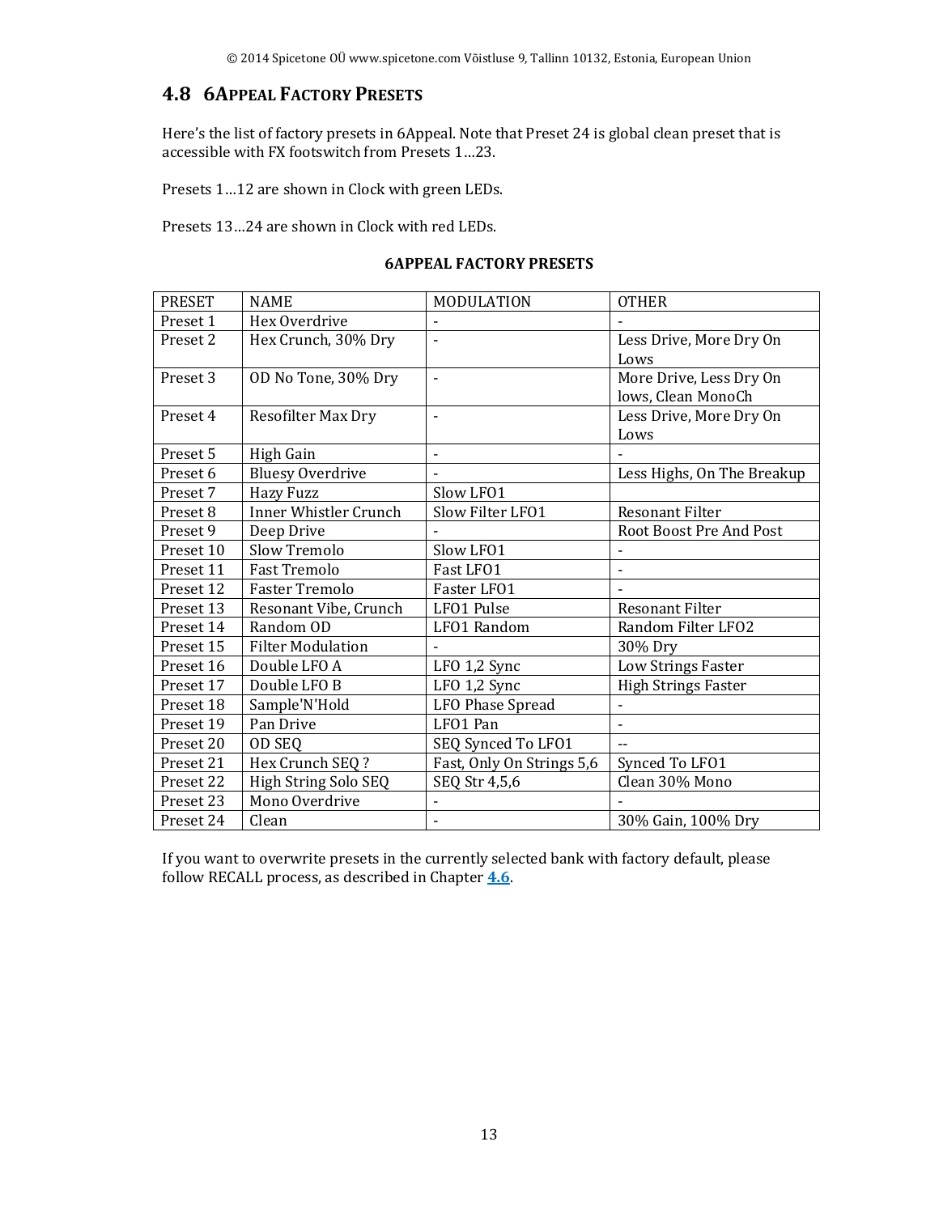## 4.8 6APPEAL FACTORY PRESETS

Here's the list of factory presets in 6Appeal. Note that Preset 24 is global clean preset that is accessible with FX footswitch from Presets 1…23.

Presets 1…12 are shown in Clock with green LEDs.

Presets 13…24 are shown in Clock with red LEDs.

**6APPEAL FACTORY PRESETS**

| PRESET | NAME | MODULATION | OTHER |
|---|---|---|---|
| Preset 1 | Hex Overdrive | - | - |
| Preset 2 | Hex Crunch, 30% Dry | - | Less Drive, More Dry On Lows |
| Preset 3 | OD No Tone, 30% Dry | - | More Drive, Less Dry On lows, Clean MonoCh |
| Preset 4 | Resofilter Max Dry | - | Less Drive, More Dry On Lows |
| Preset 5 | High Gain | - | - |
| Preset 6 | Bluesy Overdrive | - | Less Highs, On The Breakup |
| Preset 7 | Hazy Fuzz | Slow LFO1 | |
| Preset 8 | Inner Whistler Crunch | Slow Filter LFO1 | Resonant Filter |
| Preset 9 | Deep Drive | - | Root Boost Pre And Post |
| Preset 10 | Slow Tremolo | Slow LFO1 | - |
| Preset 11 | Fast Tremolo | Fast LFO1 | - |
| Preset 12 | Faster Tremolo | Faster LFO1 | - |
| Preset 13 | Resonant Vibe, Crunch | LFO1 Pulse | Resonant Filter |
| Preset 14 | Random OD | LFO1 Random | Random Filter LFO2 |
| Preset 15 | Filter Modulation | - | 30% Dry |
| Preset 16 | Double LFO A | LFO 1,2 Sync | Low Strings Faster |
| Preset 17 | Double LFO B | LFO 1,2 Sync | High Strings Faster |
| Preset 18 | Sample'N'Hold | LFO Phase Spread | - |
| Preset 19 | Pan Drive | LFO1 Pan | - |
| Preset 20 | OD SEQ | SEQ Synced To LFO1 | -- |
| Preset 21 | Hex Crunch SEQ ? | Fast, Only On Strings 5,6 | Synced To LFO1 |
| Preset 22 | High String Solo SEQ | SEQ Str 4,5,6 | Clean 30% Mono |
| Preset 23 | Mono Overdrive | - | - |
| Preset 24 | Clean | - | 30% Gain, 100% Dry |

If you want to overwrite presets in the currently selected bank with factory default, please follow RECALL process, as described in Chapter **4.6**.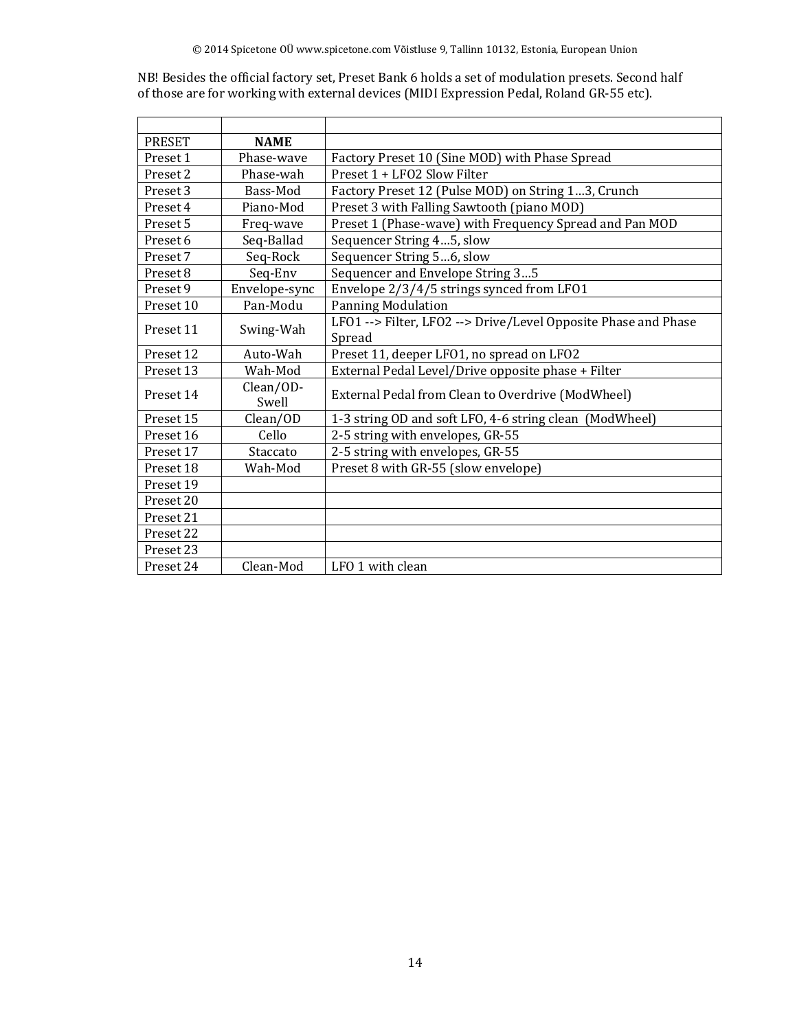NB! Besides the official factory set, Preset Bank 6 holds a set of modulation presets. Second half of those are for working with external devices (MIDI Expression Pedal, Roland GR-55 etc).

| | | |
|---|---|---|
| PRESET | **NAME** | |
| Preset 1 | Phase-wave | Factory Preset 10 (Sine MOD) with Phase Spread |
| Preset 2 | Phase-wah | Preset 1 + LFO2 Slow Filter |
| Preset 3 | Bass-Mod | Factory Preset 12 (Pulse MOD) on String 1…3, Crunch |
| Preset 4 | Piano-Mod | Preset 3 with Falling Sawtooth (piano MOD) |
| Preset 5 | Freq-wave | Preset 1 (Phase-wave) with Frequency Spread and Pan MOD |
| Preset 6 | Seq-Ballad | Sequencer String 4…5, slow |
| Preset 7 | Seq-Rock | Sequencer String 5…6, slow |
| Preset 8 | Seq-Env | Sequencer and Envelope String 3…5 |
| Preset 9 | Envelope-sync | Envelope 2/3/4/5 strings synced from LFO1 |
| Preset 10 | Pan-Modu | Panning Modulation |
| Preset 11 | Swing-Wah | LFO1 --> Filter, LFO2 --> Drive/Level Opposite Phase and Phase Spread |
| Preset 12 | Auto-Wah | Preset 11, deeper LFO1, no spread on LFO2 |
| Preset 13 | Wah-Mod | External Pedal Level/Drive opposite phase + Filter |
| Preset 14 | Clean/OD-Swell | External Pedal from Clean to Overdrive (ModWheel) |
| Preset 15 | Clean/OD | 1-3 string OD and soft LFO, 4-6 string clean (ModWheel) |
| Preset 16 | Cello | 2-5 string with envelopes, GR-55 |
| Preset 17 | Staccato | 2-5 string with envelopes, GR-55 |
| Preset 18 | Wah-Mod | Preset 8 with GR-55 (slow envelope) |
| Preset 19 | | |
| Preset 20 | | |
| Preset 21 | | |
| Preset 22 | | |
| Preset 23 | | |
| Preset 24 | Clean-Mod | LFO 1 with clean |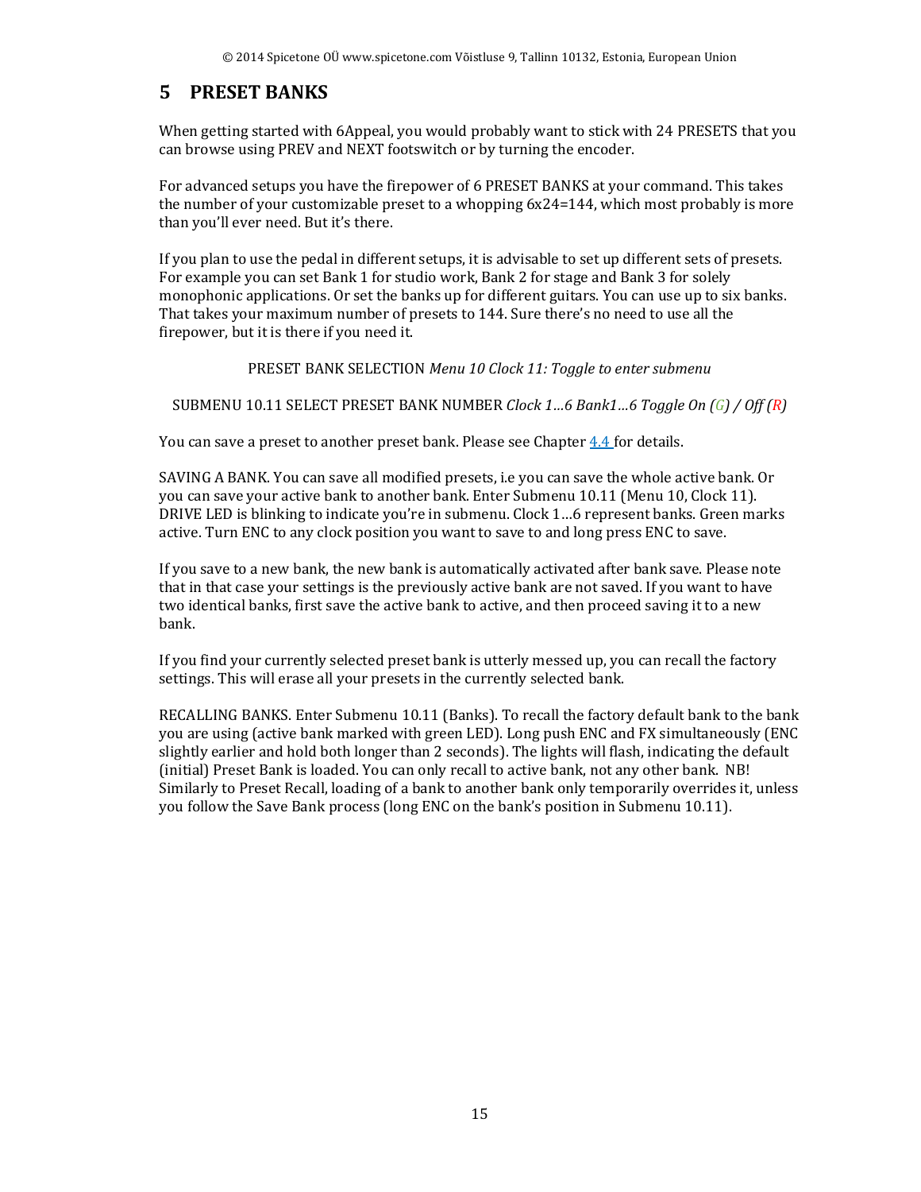# 5 PRESET BANKS

When getting started with 6Appeal, you would probably want to stick with 24 PRESETS that you can browse using PREV and NEXT footswitch or by turning the encoder.

For advanced setups you have the firepower of 6 PRESET BANKS at your command. This takes the number of your customizable preset to a whopping 6x24=144, which most probably is more than you'll ever need. But it's there.

If you plan to use the pedal in different setups, it is advisable to set up different sets of presets. For example you can set Bank 1 for studio work, Bank 2 for stage and Bank 3 for solely monophonic applications. Or set the banks up for different guitars. You can use up to six banks. That takes your maximum number of presets to 144. Sure there's no need to use all the firepower, but it is there if you need it.

PRESET BANK SELECTION *Menu 10 Clock 11: Toggle to enter submenu*

SUBMENU 10.11 SELECT PRESET BANK NUMBER *Clock 1…6 Bank1…6 Toggle On (G) / Off (R)*

You can save a preset to another preset bank. Please see Chapter 4.4 for details.

SAVING A BANK. You can save all modified presets, i.e you can save the whole active bank. Or you can save your active bank to another bank. Enter Submenu 10.11 (Menu 10, Clock 11). DRIVE LED is blinking to indicate you're in submenu. Clock 1…6 represent banks. Green marks active. Turn ENC to any clock position you want to save to and long press ENC to save.

If you save to a new bank, the new bank is automatically activated after bank save. Please note that in that case your settings is the previously active bank are not saved. If you want to have two identical banks, first save the active bank to active, and then proceed saving it to a new bank.

If you find your currently selected preset bank is utterly messed up, you can recall the factory settings. This will erase all your presets in the currently selected bank.

RECALLING BANKS. Enter Submenu 10.11 (Banks). To recall the factory default bank to the bank you are using (active bank marked with green LED). Long push ENC and FX simultaneously (ENC slightly earlier and hold both longer than 2 seconds). The lights will flash, indicating the default (initial) Preset Bank is loaded. You can only recall to active bank, not any other bank. NB! Similarly to Preset Recall, loading of a bank to another bank only temporarily overrides it, unless you follow the Save Bank process (long ENC on the bank's position in Submenu 10.11).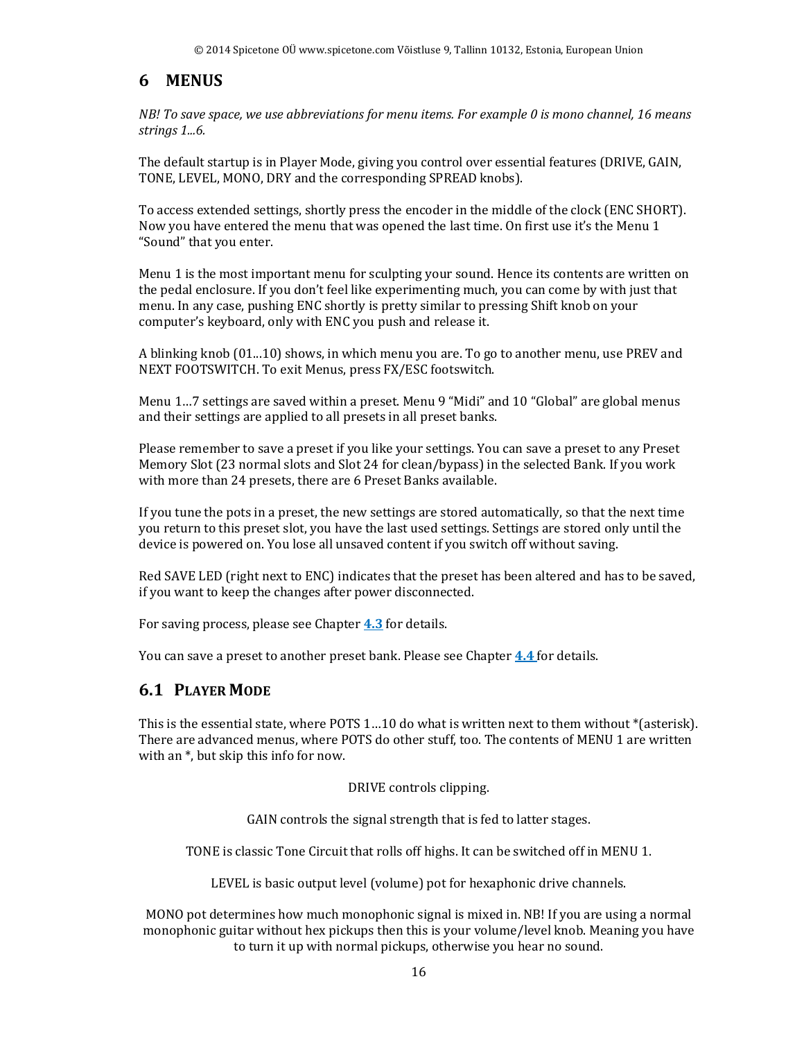# 6 MENUS

*NB! To save space, we use abbreviations for menu items. For example 0 is mono channel, 16 means strings 1...6.*

The default startup is in Player Mode, giving you control over essential features (DRIVE, GAIN, TONE, LEVEL, MONO, DRY and the corresponding SPREAD knobs).

To access extended settings, shortly press the encoder in the middle of the clock (ENC SHORT). Now you have entered the menu that was opened the last time. On first use it's the Menu 1 "Sound" that you enter.

Menu 1 is the most important menu for sculpting your sound. Hence its contents are written on the pedal enclosure. If you don't feel like experimenting much, you can come by with just that menu. In any case, pushing ENC shortly is pretty similar to pressing Shift knob on your computer's keyboard, only with ENC you push and release it.

A blinking knob (01…10) shows, in which menu you are. To go to another menu, use PREV and NEXT FOOTSWITCH. To exit Menus, press FX/ESC footswitch.

Menu 1…7 settings are saved within a preset. Menu 9 "Midi" and 10 "Global" are global menus and their settings are applied to all presets in all preset banks.

Please remember to save a preset if you like your settings. You can save a preset to any Preset Memory Slot (23 normal slots and Slot 24 for clean/bypass) in the selected Bank. If you work with more than 24 presets, there are 6 Preset Banks available.

If you tune the pots in a preset, the new settings are stored automatically, so that the next time you return to this preset slot, you have the last used settings. Settings are stored only until the device is powered on. You lose all unsaved content if you switch off without saving.

Red SAVE LED (right next to ENC) indicates that the preset has been altered and has to be saved, if you want to keep the changes after power disconnected.

For saving process, please see Chapter **4.3** for details.

You can save a preset to another preset bank. Please see Chapter **4.4** for details.

## 6.1 PLAYER MODE

This is the essential state, where POTS 1…10 do what is written next to them without *(asterisk). There are advanced menus, where POTS do other stuff, too. The contents of MENU 1 are written with an *, but skip this info for now.

DRIVE controls clipping.

GAIN controls the signal strength that is fed to latter stages.

TONE is classic Tone Circuit that rolls off highs. It can be switched off in MENU 1.

LEVEL is basic output level (volume) pot for hexaphonic drive channels.

MONO pot determines how much monophonic signal is mixed in. NB! If you are using a normal monophonic guitar without hex pickups then this is your volume/level knob. Meaning you have to turn it up with normal pickups, otherwise you hear no sound.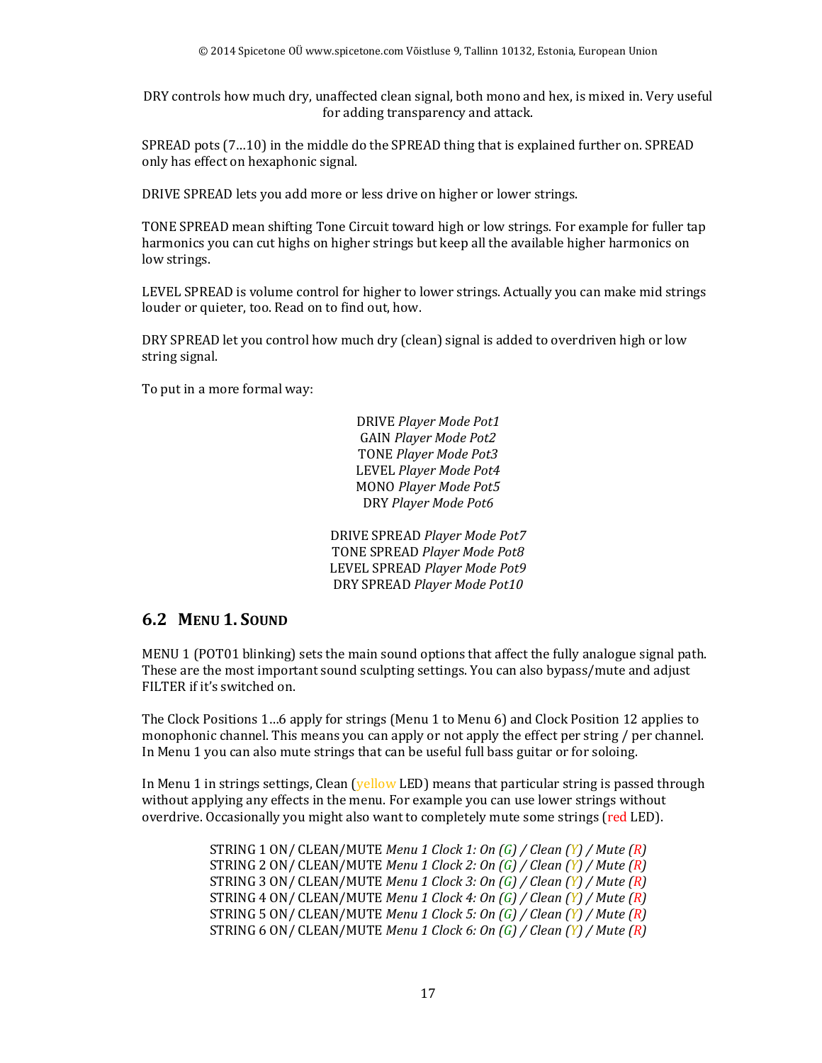DRY controls how much dry, unaffected clean signal, both mono and hex, is mixed in. Very useful for adding transparency and attack.

SPREAD pots (7…10) in the middle do the SPREAD thing that is explained further on. SPREAD only has effect on hexaphonic signal.

DRIVE SPREAD lets you add more or less drive on higher or lower strings.

TONE SPREAD mean shifting Tone Circuit toward high or low strings. For example for fuller tap harmonics you can cut highs on higher strings but keep all the available higher harmonics on low strings.

LEVEL SPREAD is volume control for higher to lower strings. Actually you can make mid strings louder or quieter, too. Read on to find out, how.

DRY SPREAD let you control how much dry (clean) signal is added to overdriven high or low string signal.

To put in a more formal way:

DRIVE *Player Mode Pot1*
GAIN *Player Mode Pot2*
TONE *Player Mode Pot3*
LEVEL *Player Mode Pot4*
MONO *Player Mode Pot5*
DRY *Player Mode Pot6*

DRIVE SPREAD *Player Mode Pot7*
TONE SPREAD *Player Mode Pot8*
LEVEL SPREAD *Player Mode Pot9*
DRY SPREAD *Player Mode Pot10*

## 6.2 MENU 1. SOUND

MENU 1 (POT01 blinking) sets the main sound options that affect the fully analogue signal path. These are the most important sound sculpting settings. You can also bypass/mute and adjust FILTER if it's switched on.

The Clock Positions 1…6 apply for strings (Menu 1 to Menu 6) and Clock Position 12 applies to monophonic channel. This means you can apply or not apply the effect per string / per channel. In Menu 1 you can also mute strings that can be useful full bass guitar or for soloing.

In Menu 1 in strings settings, Clean (yellow LED) means that particular string is passed through without applying any effects in the menu. For example you can use lower strings without overdrive. Occasionally you might also want to completely mute some strings (red LED).

STRING 1 ON/ CLEAN/MUTE *Menu 1 Clock 1: On (G) / Clean (Y) / Mute (R)*
STRING 2 ON/ CLEAN/MUTE *Menu 1 Clock 2: On (G) / Clean (Y) / Mute (R)*
STRING 3 ON/ CLEAN/MUTE *Menu 1 Clock 3: On (G) / Clean (Y) / Mute (R)*
STRING 4 ON/ CLEAN/MUTE *Menu 1 Clock 4: On (G) / Clean (Y) / Mute (R)*
STRING 5 ON/ CLEAN/MUTE *Menu 1 Clock 5: On (G) / Clean (Y) / Mute (R)*
STRING 6 ON/ CLEAN/MUTE *Menu 1 Clock 6: On (G) / Clean (Y) / Mute (R)*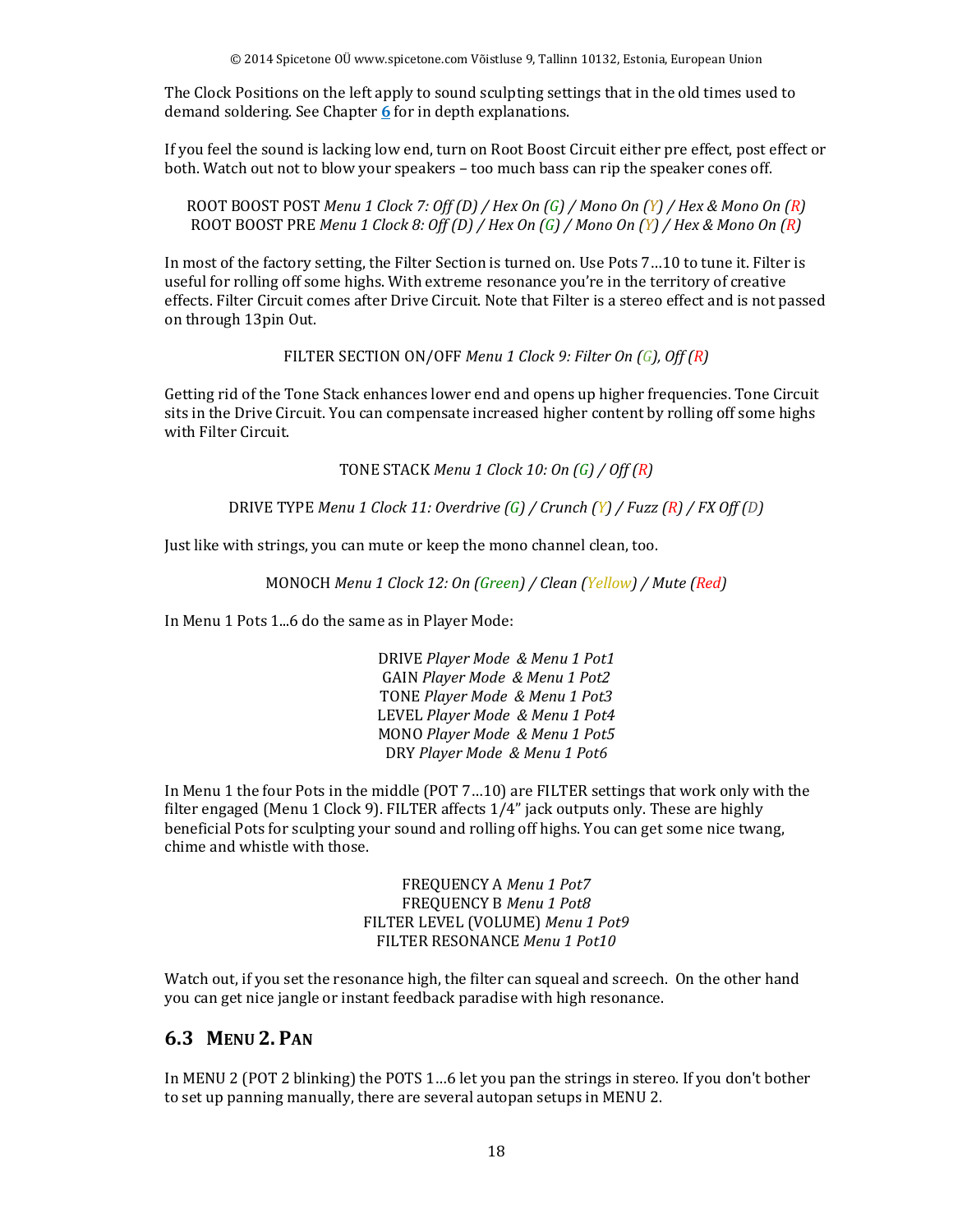The Clock Positions on the left apply to sound sculpting settings that in the old times used to demand soldering. See Chapter **6** for in depth explanations.

If you feel the sound is lacking low end, turn on Root Boost Circuit either pre effect, post effect or both. Watch out not to blow your speakers – too much bass can rip the speaker cones off.

ROOT BOOST POST *Menu 1 Clock 7: Off (D) / Hex On (G) / Mono On (Y) / Hex & Mono On (R)*
ROOT BOOST PRE *Menu 1 Clock 8: Off (D) / Hex On (G) / Mono On (Y) / Hex & Mono On (R)*

In most of the factory setting, the Filter Section is turned on. Use Pots 7…10 to tune it. Filter is useful for rolling off some highs. With extreme resonance you're in the territory of creative effects. Filter Circuit comes after Drive Circuit. Note that Filter is a stereo effect and is not passed on through 13pin Out.

FILTER SECTION ON/OFF *Menu 1 Clock 9: Filter On (G), Off (R)*

Getting rid of the Tone Stack enhances lower end and opens up higher frequencies. Tone Circuit sits in the Drive Circuit. You can compensate increased higher content by rolling off some highs with Filter Circuit.

TONE STACK *Menu 1 Clock 10: On (G) / Off (R)*

DRIVE TYPE *Menu 1 Clock 11: Overdrive (G) / Crunch (Y) / Fuzz (R) / FX Off (D)*

Just like with strings, you can mute or keep the mono channel clean, too.

MONOCH *Menu 1 Clock 12: On (Green) / Clean (Yellow) / Mute (Red)*

In Menu 1 Pots 1...6 do the same as in Player Mode:

DRIVE *Player Mode & Menu 1 Pot1*
GAIN *Player Mode & Menu 1 Pot2*
TONE *Player Mode & Menu 1 Pot3*
LEVEL *Player Mode & Menu 1 Pot4*
MONO *Player Mode & Menu 1 Pot5*
DRY *Player Mode & Menu 1 Pot6*

In Menu 1 the four Pots in the middle (POT 7…10) are FILTER settings that work only with the filter engaged (Menu 1 Clock 9). FILTER affects 1/4" jack outputs only. These are highly beneficial Pots for sculpting your sound and rolling off highs. You can get some nice twang, chime and whistle with those.

FREQUENCY A *Menu 1 Pot7*
FREQUENCY B *Menu 1 Pot8*
FILTER LEVEL (VOLUME) *Menu 1 Pot9*
FILTER RESONANCE *Menu 1 Pot10*

Watch out, if you set the resonance high, the filter can squeal and screech. On the other hand you can get nice jangle or instant feedback paradise with high resonance.

## 6.3 MENU 2. PAN

In MENU 2 (POT 2 blinking) the POTS 1…6 let you pan the strings in stereo. If you don't bother to set up panning manually, there are several autopan setups in MENU 2.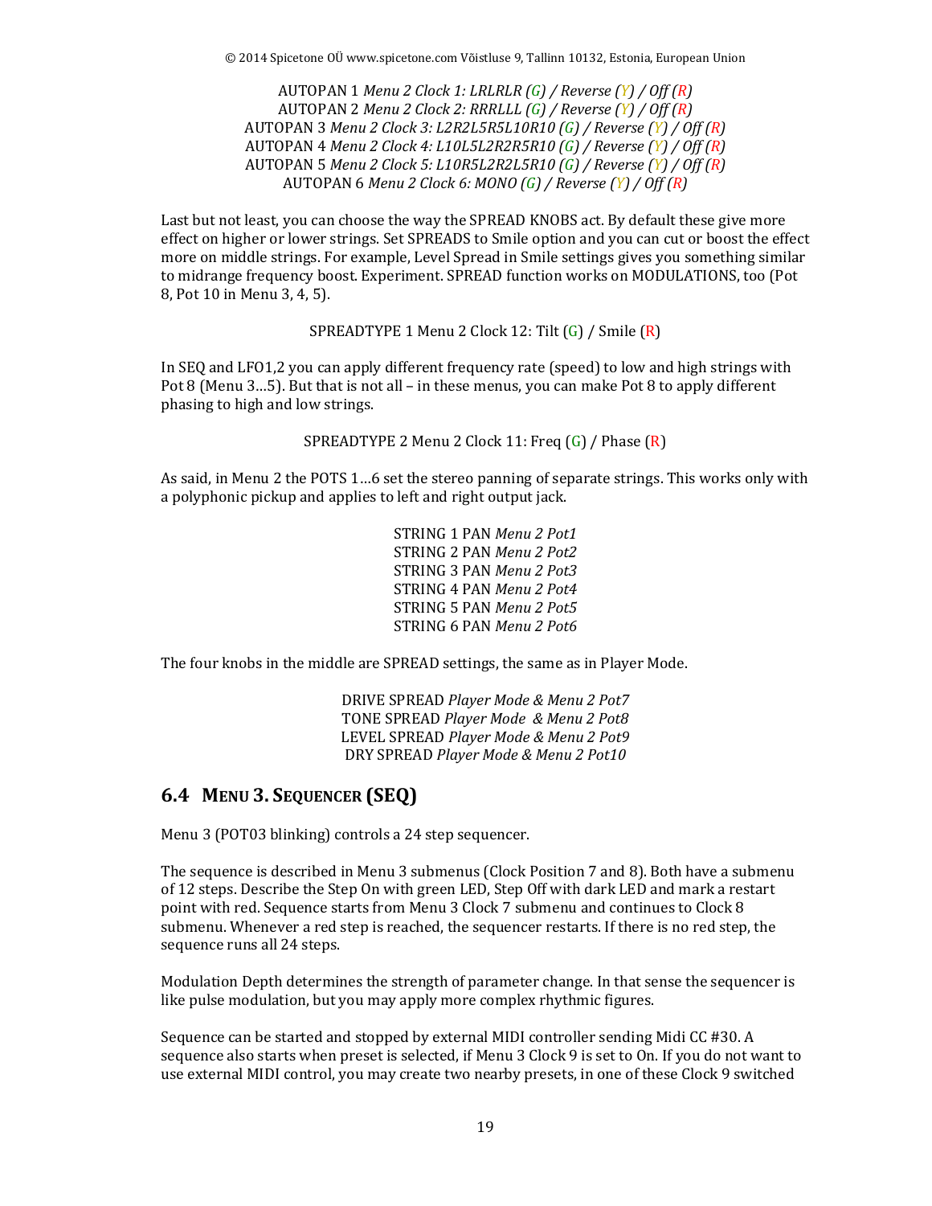AUTOPAN 1 *Menu 2 Clock 1: LRLRLR (G) / Reverse (Y) / Off (R)*
AUTOPAN 2 *Menu 2 Clock 2: RRRLLL (G) / Reverse (Y) / Off (R)*
AUTOPAN 3 *Menu 2 Clock 3: L2R2L5R5L10R10 (G) / Reverse (Y) / Off (R)*
AUTOPAN 4 *Menu 2 Clock 4: L10L5L2R2R5R10 (G) / Reverse (Y) / Off (R)*
AUTOPAN 5 *Menu 2 Clock 5: L10R5L2R2L5R10 (G) / Reverse (Y) / Off (R)*
AUTOPAN 6 *Menu 2 Clock 6: MONO (G) / Reverse (Y) / Off (R)*

Last but not least, you can choose the way the SPREAD KNOBS act. By default these give more effect on higher or lower strings. Set SPREADS to Smile option and you can cut or boost the effect more on middle strings. For example, Level Spread in Smile settings gives you something similar to midrange frequency boost. Experiment. SPREAD function works on MODULATIONS, too (Pot 8, Pot 10 in Menu 3, 4, 5).

SPREADTYPE 1 Menu 2 Clock 12: Tilt (G) / Smile (R)

In SEQ and LFO1,2 you can apply different frequency rate (speed) to low and high strings with Pot 8 (Menu 3…5). But that is not all – in these menus, you can make Pot 8 to apply different phasing to high and low strings.

SPREADTYPE 2 Menu 2 Clock 11: Freq (G) / Phase (R)

As said, in Menu 2 the POTS 1…6 set the stereo panning of separate strings. This works only with a polyphonic pickup and applies to left and right output jack.

STRING 1 PAN *Menu 2 Pot1*
STRING 2 PAN *Menu 2 Pot2*
STRING 3 PAN *Menu 2 Pot3*
STRING 4 PAN *Menu 2 Pot4*
STRING 5 PAN *Menu 2 Pot5*
STRING 6 PAN *Menu 2 Pot6*

The four knobs in the middle are SPREAD settings, the same as in Player Mode.

DRIVE SPREAD *Player Mode & Menu 2 Pot7*
TONE SPREAD *Player Mode & Menu 2 Pot8*
LEVEL SPREAD *Player Mode & Menu 2 Pot9*
DRY SPREAD *Player Mode & Menu 2 Pot10*

## 6.4 MENU 3. SEQUENCER (SEQ)

Menu 3 (POT03 blinking) controls a 24 step sequencer.

The sequence is described in Menu 3 submenus (Clock Position 7 and 8). Both have a submenu of 12 steps. Describe the Step On with green LED, Step Off with dark LED and mark a restart point with red. Sequence starts from Menu 3 Clock 7 submenu and continues to Clock 8 submenu. Whenever a red step is reached, the sequencer restarts. If there is no red step, the sequence runs all 24 steps.

Modulation Depth determines the strength of parameter change. In that sense the sequencer is like pulse modulation, but you may apply more complex rhythmic figures.

Sequence can be started and stopped by external MIDI controller sending Midi CC #30. A sequence also starts when preset is selected, if Menu 3 Clock 9 is set to On. If you do not want to use external MIDI control, you may create two nearby presets, in one of these Clock 9 switched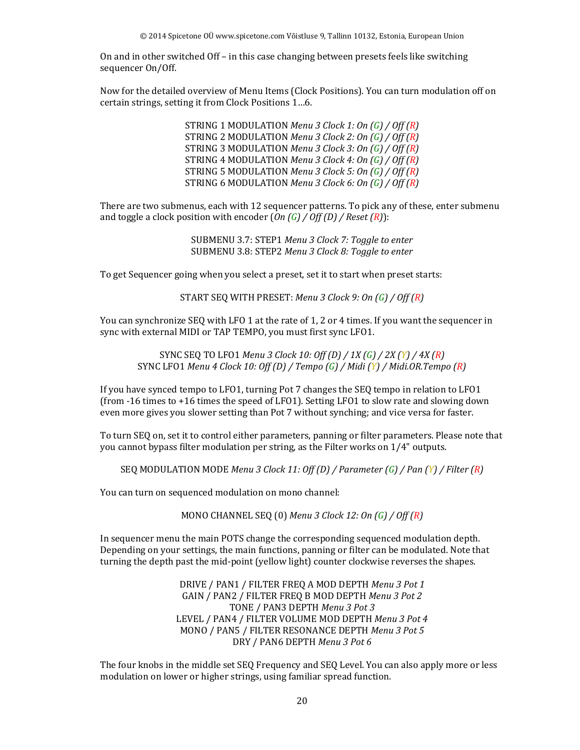On and in other switched Off – in this case changing between presets feels like switching sequencer On/Off.

Now for the detailed overview of Menu Items (Clock Positions). You can turn modulation off on certain strings, setting it from Clock Positions 1…6.

STRING 1 MODULATION *Menu 3 Clock 1: On (G) / Off (R)*
STRING 2 MODULATION *Menu 3 Clock 2: On (G) / Off (R)*
STRING 3 MODULATION *Menu 3 Clock 3: On (G) / Off (R)*
STRING 4 MODULATION *Menu 3 Clock 4: On (G) / Off (R)*
STRING 5 MODULATION *Menu 3 Clock 5: On (G) / Off (R)*
STRING 6 MODULATION *Menu 3 Clock 6: On (G) / Off (R)*

There are two submenus, each with 12 sequencer patterns. To pick any of these, enter submenu and toggle a clock position with encoder (*On (G) / Off (D) / Reset (R)*):

SUBMENU 3.7: STEP1 *Menu 3 Clock 7: Toggle to enter*
SUBMENU 3.8: STEP2 *Menu 3 Clock 8: Toggle to enter*

To get Sequencer going when you select a preset, set it to start when preset starts:

START SEQ WITH PRESET: *Menu 3 Clock 9: On (G) / Off (R)*

You can synchronize SEQ with LFO 1 at the rate of 1, 2 or 4 times. If you want the sequencer in sync with external MIDI or TAP TEMPO, you must first sync LFO1.

SYNC SEQ TO LFO1 *Menu 3 Clock 10: Off (D) / 1X (G) / 2X (Y) / 4X (R)*
SYNC LFO1 *Menu 4 Clock 10: Off (D) / Tempo (G) / Midi (Y) / Midi.OR.Tempo (R)*

If you have synced tempo to LFO1, turning Pot 7 changes the SEQ tempo in relation to LFO1 (from -16 times to +16 times the speed of LFO1). Setting LFO1 to slow rate and slowing down even more gives you slower setting than Pot 7 without synching; and vice versa for faster.

To turn SEQ on, set it to control either parameters, panning or filter parameters. Please note that you cannot bypass filter modulation per string, as the Filter works on 1/4" outputs.

SEQ MODULATION MODE *Menu 3 Clock 11: Off (D) / Parameter (G) / Pan (Y) / Filter (R)*

You can turn on sequenced modulation on mono channel:

MONO CHANNEL SEQ (0) *Menu 3 Clock 12: On (G) / Off (R)*

In sequencer menu the main POTS change the corresponding sequenced modulation depth. Depending on your settings, the main functions, panning or filter can be modulated. Note that turning the depth past the mid-point (yellow light) counter clockwise reverses the shapes.

DRIVE / PAN1 / FILTER FREQ A MOD DEPTH *Menu 3 Pot 1*
GAIN / PAN2 / FILTER FREQ B MOD DEPTH *Menu 3 Pot 2*
TONE / PAN3 DEPTH *Menu 3 Pot 3*
LEVEL / PAN4 / FILTER VOLUME MOD DEPTH *Menu 3 Pot 4*
MONO / PAN5 / FILTER RESONANCE DEPTH *Menu 3 Pot 5*
DRY / PAN6 DEPTH *Menu 3 Pot 6*

The four knobs in the middle set SEQ Frequency and SEQ Level. You can also apply more or less modulation on lower or higher strings, using familiar spread function.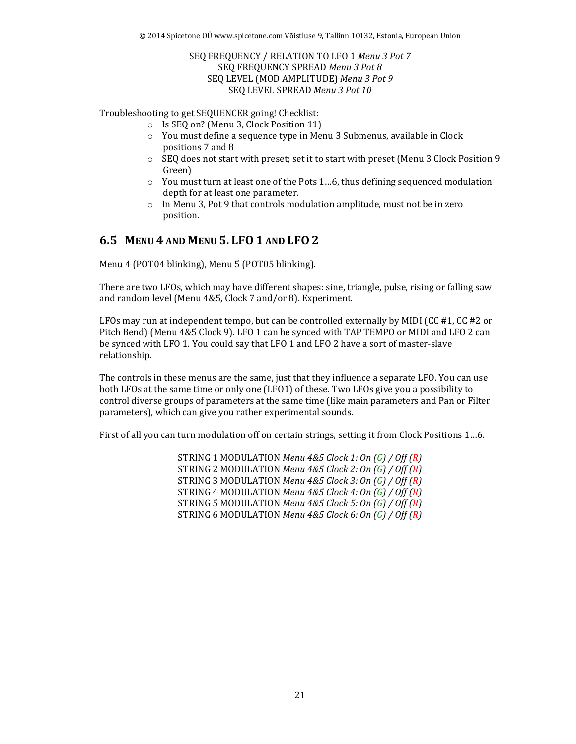SEQ FREQUENCY / RELATION TO LFO 1 *Menu 3 Pot 7*
SEQ FREQUENCY SPREAD *Menu 3 Pot 8*
SEQ LEVEL (MOD AMPLITUDE) *Menu 3 Pot 9*
SEQ LEVEL SPREAD *Menu 3 Pot 10*

Troubleshooting to get SEQUENCER going! Checklist:

- Is SEQ on? (Menu 3, Clock Position 11)
- You must define a sequence type in Menu 3 Submenus, available in Clock positions 7 and 8
- SEQ does not start with preset; set it to start with preset (Menu 3 Clock Position 9 Green)
- You must turn at least one of the Pots 1…6, thus defining sequenced modulation depth for at least one parameter.
- In Menu 3, Pot 9 that controls modulation amplitude, must not be in zero position.

## 6.5 MENU 4 AND MENU 5. LFO 1 AND LFO 2

Menu 4 (POT04 blinking), Menu 5 (POT05 blinking).

There are two LFOs, which may have different shapes: sine, triangle, pulse, rising or falling saw and random level (Menu 4&5, Clock 7 and/or 8). Experiment.

LFOs may run at independent tempo, but can be controlled externally by MIDI (CC #1, CC #2 or Pitch Bend) (Menu 4&5 Clock 9). LFO 1 can be synced with TAP TEMPO or MIDI and LFO 2 can be synced with LFO 1. You could say that LFO 1 and LFO 2 have a sort of master-slave relationship.

The controls in these menus are the same, just that they influence a separate LFO. You can use both LFOs at the same time or only one (LFO1) of these. Two LFOs give you a possibility to control diverse groups of parameters at the same time (like main parameters and Pan or Filter parameters), which can give you rather experimental sounds.

First of all you can turn modulation off on certain strings, setting it from Clock Positions 1…6.

STRING 1 MODULATION *Menu 4&5 Clock 1: On (G) / Off (R)*
STRING 2 MODULATION *Menu 4&5 Clock 2: On (G) / Off (R)*
STRING 3 MODULATION *Menu 4&5 Clock 3: On (G) / Off (R)*
STRING 4 MODULATION *Menu 4&5 Clock 4: On (G) / Off (R)*
STRING 5 MODULATION *Menu 4&5 Clock 5: On (G) / Off (R)*
STRING 6 MODULATION *Menu 4&5 Clock 6: On (G) / Off (R)*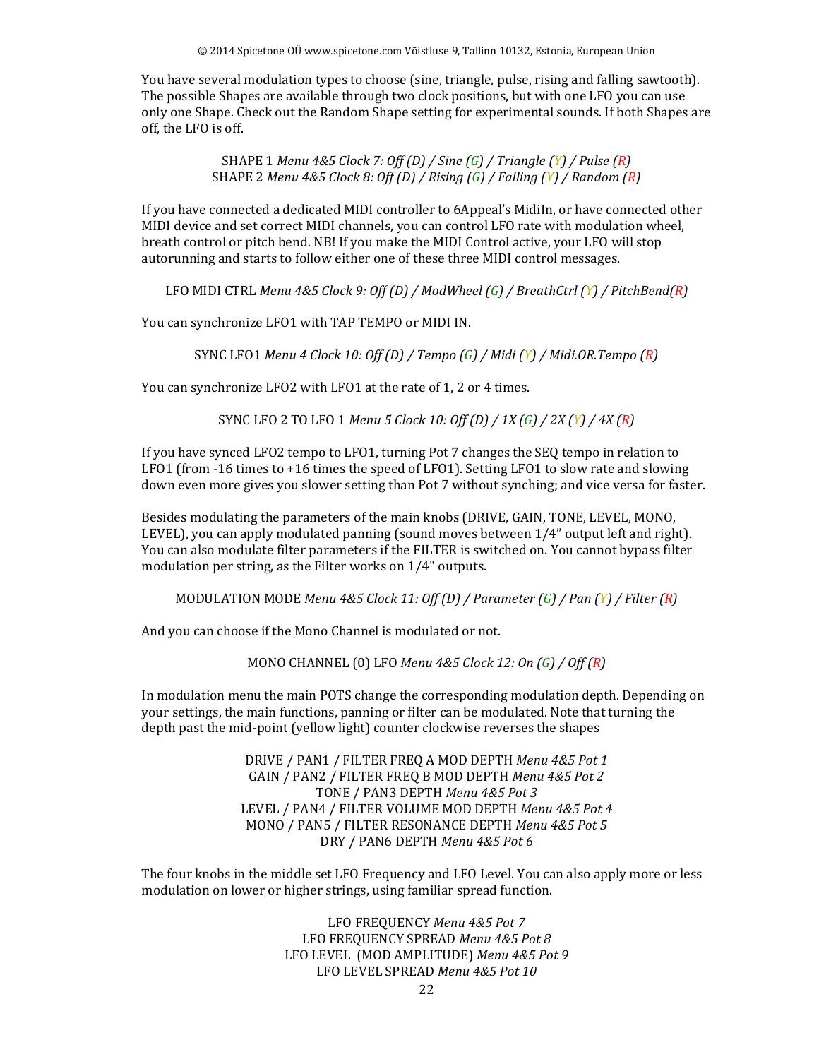You have several modulation types to choose (sine, triangle, pulse, rising and falling sawtooth). The possible Shapes are available through two clock positions, but with one LFO you can use only one Shape. Check out the Random Shape setting for experimental sounds. If both Shapes are off, the LFO is off.

SHAPE 1 *Menu 4&5 Clock 7: Off (D) / Sine (G) / Triangle (Y) / Pulse (R)*
SHAPE 2 *Menu 4&5 Clock 8: Off (D) / Rising (G) / Falling (Y) / Random (R)*

If you have connected a dedicated MIDI controller to 6Appeal's MidiIn, or have connected other MIDI device and set correct MIDI channels, you can control LFO rate with modulation wheel, breath control or pitch bend. NB! If you make the MIDI Control active, your LFO will stop autorunning and starts to follow either one of these three MIDI control messages.

LFO MIDI CTRL *Menu 4&5 Clock 9: Off (D) / ModWheel (G) / BreathCtrl (Y) / PitchBend(R)*

You can synchronize LFO1 with TAP TEMPO or MIDI IN.

SYNC LFO1 *Menu 4 Clock 10: Off (D) / Tempo (G) / Midi (Y) / Midi.OR.Tempo (R)*

You can synchronize LFO2 with LFO1 at the rate of 1, 2 or 4 times.

SYNC LFO 2 TO LFO 1 *Menu 5 Clock 10: Off (D) / 1X (G) / 2X (Y) / 4X (R)*

If you have synced LFO2 tempo to LFO1, turning Pot 7 changes the SEQ tempo in relation to LFO1 (from -16 times to +16 times the speed of LFO1). Setting LFO1 to slow rate and slowing down even more gives you slower setting than Pot 7 without synching; and vice versa for faster.

Besides modulating the parameters of the main knobs (DRIVE, GAIN, TONE, LEVEL, MONO, LEVEL), you can apply modulated panning (sound moves between 1/4" output left and right). You can also modulate filter parameters if the FILTER is switched on. You cannot bypass filter modulation per string, as the Filter works on 1/4" outputs.

MODULATION MODE *Menu 4&5 Clock 11: Off (D) / Parameter (G) / Pan (Y) / Filter (R)*

And you can choose if the Mono Channel is modulated or not.

MONO CHANNEL (0) LFO *Menu 4&5 Clock 12: On (G) / Off (R)*

In modulation menu the main POTS change the corresponding modulation depth. Depending on your settings, the main functions, panning or filter can be modulated. Note that turning the depth past the mid-point (yellow light) counter clockwise reverses the shapes

DRIVE / PAN1 / FILTER FREQ A MOD DEPTH *Menu 4&5 Pot 1*
GAIN / PAN2 / FILTER FREQ B MOD DEPTH *Menu 4&5 Pot 2*
TONE / PAN3 DEPTH *Menu 4&5 Pot 3*
LEVEL / PAN4 / FILTER VOLUME MOD DEPTH *Menu 4&5 Pot 4*
MONO / PAN5 / FILTER RESONANCE DEPTH *Menu 4&5 Pot 5*
DRY / PAN6 DEPTH *Menu 4&5 Pot 6*

The four knobs in the middle set LFO Frequency and LFO Level. You can also apply more or less modulation on lower or higher strings, using familiar spread function.

LFO FREQUENCY *Menu 4&5 Pot 7*
LFO FREQUENCY SPREAD *Menu 4&5 Pot 8*
LFO LEVEL (MOD AMPLITUDE) *Menu 4&5 Pot 9*
LFO LEVEL SPREAD *Menu 4&5 Pot 10*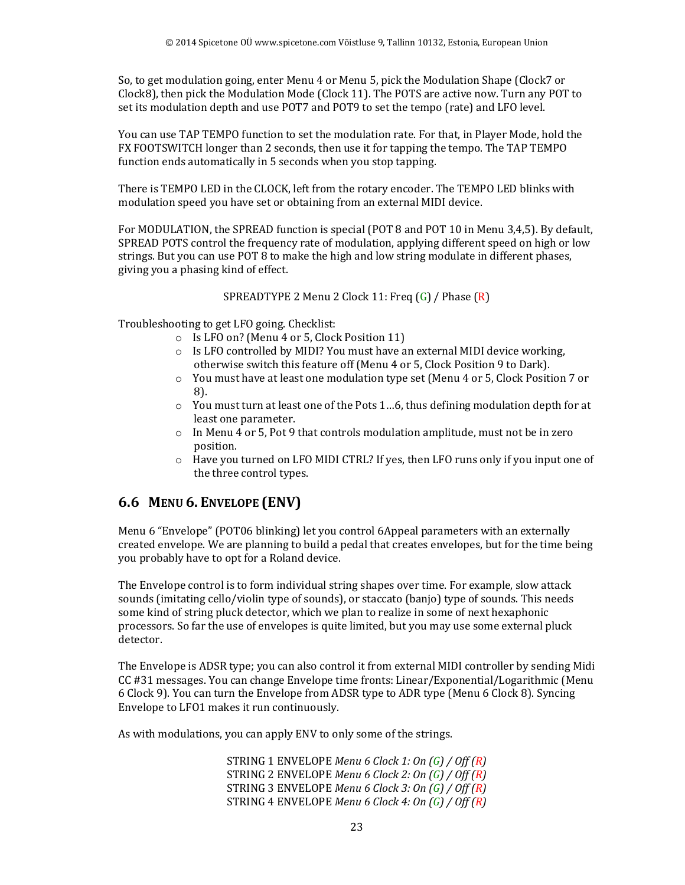So, to get modulation going, enter Menu 4 or Menu 5, pick the Modulation Shape (Clock7 or Clock8), then pick the Modulation Mode (Clock 11). The POTS are active now. Turn any POT to set its modulation depth and use POT7 and POT9 to set the tempo (rate) and LFO level.

You can use TAP TEMPO function to set the modulation rate. For that, in Player Mode, hold the FX FOOTSWITCH longer than 2 seconds, then use it for tapping the tempo. The TAP TEMPO function ends automatically in 5 seconds when you stop tapping.

There is TEMPO LED in the CLOCK, left from the rotary encoder. The TEMPO LED blinks with modulation speed you have set or obtaining from an external MIDI device.

For MODULATION, the SPREAD function is special (POT 8 and POT 10 in Menu 3,4,5). By default, SPREAD POTS control the frequency rate of modulation, applying different speed on high or low strings. But you can use POT 8 to make the high and low string modulate in different phases, giving you a phasing kind of effect.

SPREADTYPE 2 Menu 2 Clock 11: Freq (G) / Phase (R)

Troubleshooting to get LFO going. Checklist:

- Is LFO on? (Menu 4 or 5, Clock Position 11)
- Is LFO controlled by MIDI? You must have an external MIDI device working, otherwise switch this feature off (Menu 4 or 5, Clock Position 9 to Dark).
- You must have at least one modulation type set (Menu 4 or 5, Clock Position 7 or 8).
- You must turn at least one of the Pots 1…6, thus defining modulation depth for at least one parameter.
- In Menu 4 or 5, Pot 9 that controls modulation amplitude, must not be in zero position.
- Have you turned on LFO MIDI CTRL? If yes, then LFO runs only if you input one of the three control types.

## 6.6 Menu 6. Envelope (ENV)

Menu 6 "Envelope" (POT06 blinking) let you control 6Appeal parameters with an externally created envelope. We are planning to build a pedal that creates envelopes, but for the time being you probably have to opt for a Roland device.

The Envelope control is to form individual string shapes over time. For example, slow attack sounds (imitating cello/violin type of sounds), or staccato (banjo) type of sounds. This needs some kind of string pluck detector, which we plan to realize in some of next hexaphonic processors. So far the use of envelopes is quite limited, but you may use some external pluck detector.

The Envelope is ADSR type; you can also control it from external MIDI controller by sending Midi CC #31 messages. You can change Envelope time fronts: Linear/Exponential/Logarithmic (Menu 6 Clock 9). You can turn the Envelope from ADSR type to ADR type (Menu 6 Clock 8). Syncing Envelope to LFO1 makes it run continuously.

As with modulations, you can apply ENV to only some of the strings.

STRING 1 ENVELOPE *Menu 6 Clock 1: On (G) / Off (R)*
STRING 2 ENVELOPE *Menu 6 Clock 2: On (G) / Off (R)*
STRING 3 ENVELOPE *Menu 6 Clock 3: On (G) / Off (R)*
STRING 4 ENVELOPE *Menu 6 Clock 4: On (G) / Off (R)*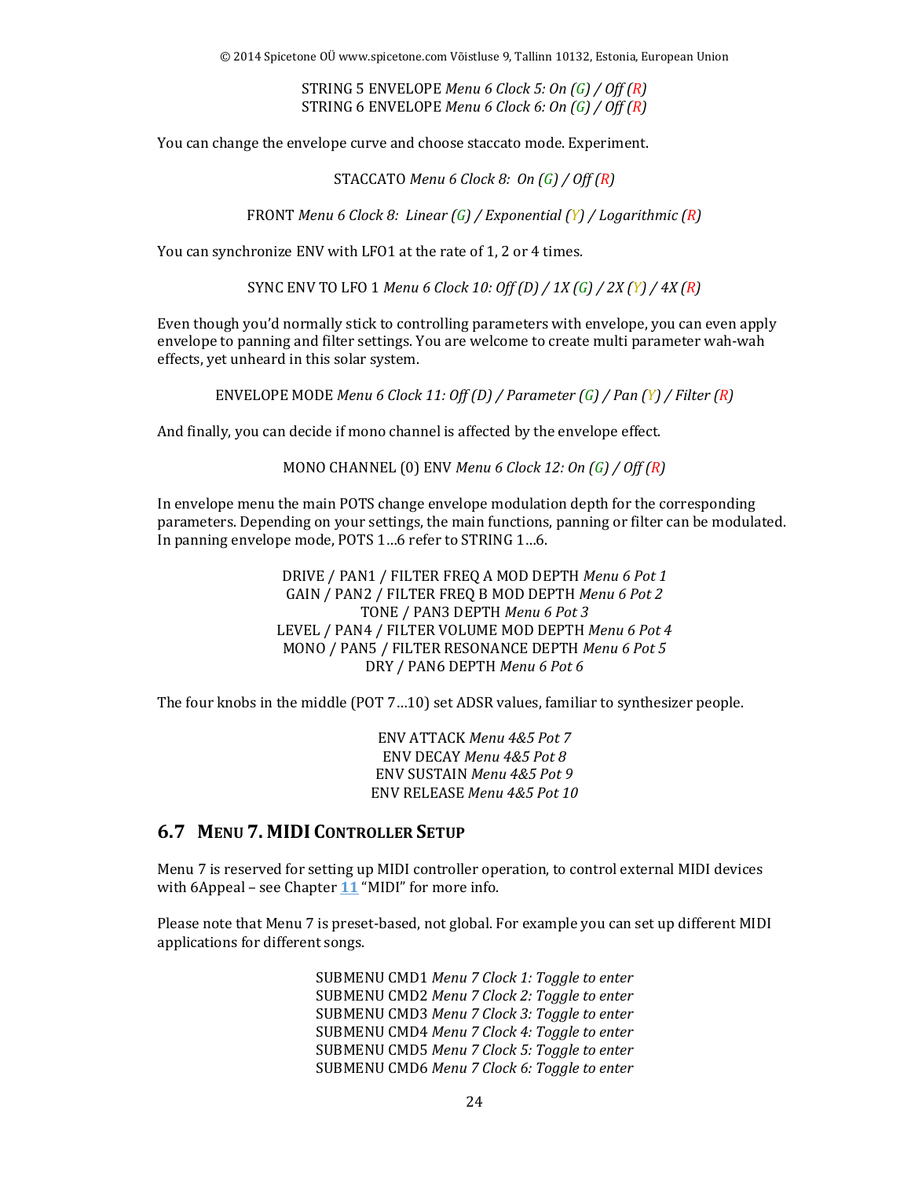STRING 5 ENVELOPE *Menu 6 Clock 5: On (G) / Off (R)*
STRING 6 ENVELOPE *Menu 6 Clock 6: On (G) / Off (R)*

You can change the envelope curve and choose staccato mode. Experiment.

STACCATO *Menu 6 Clock 8: On (G) / Off (R)*

FRONT *Menu 6 Clock 8: Linear (G) / Exponential (Y) / Logarithmic (R)*

You can synchronize ENV with LFO1 at the rate of 1, 2 or 4 times.

SYNC ENV TO LFO 1 *Menu 6 Clock 10: Off (D) / 1X (G) / 2X (Y) / 4X (R)*

Even though you'd normally stick to controlling parameters with envelope, you can even apply envelope to panning and filter settings. You are welcome to create multi parameter wah-wah effects, yet unheard in this solar system.

ENVELOPE MODE *Menu 6 Clock 11: Off (D) / Parameter (G) / Pan (Y) / Filter (R)*

And finally, you can decide if mono channel is affected by the envelope effect.

MONO CHANNEL (0) ENV *Menu 6 Clock 12: On (G) / Off (R)*

In envelope menu the main POTS change envelope modulation depth for the corresponding parameters. Depending on your settings, the main functions, panning or filter can be modulated. In panning envelope mode, POTS 1…6 refer to STRING 1…6.

DRIVE / PAN1 / FILTER FREQ A MOD DEPTH *Menu 6 Pot 1*
GAIN / PAN2 / FILTER FREQ B MOD DEPTH *Menu 6 Pot 2*
TONE / PAN3 DEPTH *Menu 6 Pot 3*
LEVEL / PAN4 / FILTER VOLUME MOD DEPTH *Menu 6 Pot 4*
MONO / PAN5 / FILTER RESONANCE DEPTH *Menu 6 Pot 5*
DRY / PAN6 DEPTH *Menu 6 Pot 6*

The four knobs in the middle (POT 7…10) set ADSR values, familiar to synthesizer people.

ENV ATTACK *Menu 4&5 Pot 7*
ENV DECAY *Menu 4&5 Pot 8*
ENV SUSTAIN *Menu 4&5 Pot 9*
ENV RELEASE *Menu 4&5 Pot 10*

## 6.7 MENU 7. MIDI CONTROLLER SETUP

Menu 7 is reserved for setting up MIDI controller operation, to control external MIDI devices with 6Appeal – see Chapter 11 "MIDI" for more info.

Please note that Menu 7 is preset-based, not global. For example you can set up different MIDI applications for different songs.

SUBMENU CMD1 *Menu 7 Clock 1: Toggle to enter*
SUBMENU CMD2 *Menu 7 Clock 2: Toggle to enter*
SUBMENU CMD3 *Menu 7 Clock 3: Toggle to enter*
SUBMENU CMD4 *Menu 7 Clock 4: Toggle to enter*
SUBMENU CMD5 *Menu 7 Clock 5: Toggle to enter*
SUBMENU CMD6 *Menu 7 Clock 6: Toggle to enter*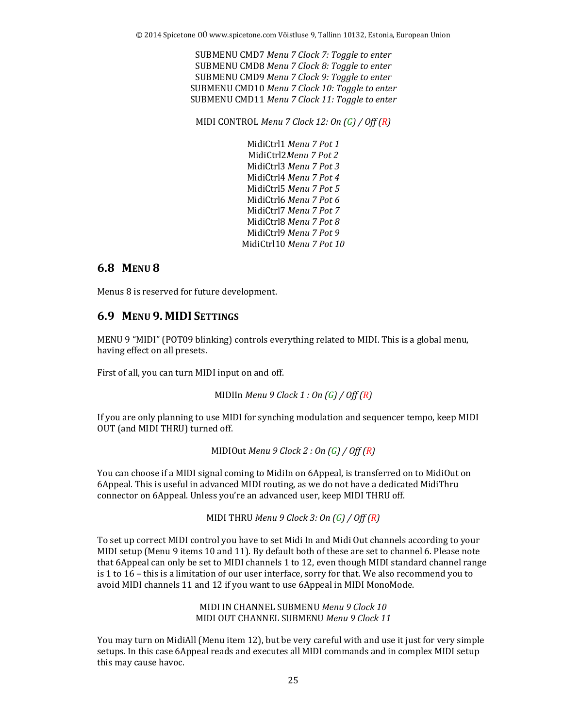SUBMENU CMD7 *Menu 7 Clock 7: Toggle to enter*
SUBMENU CMD8 *Menu 7 Clock 8: Toggle to enter*
SUBMENU CMD9 *Menu 7 Clock 9: Toggle to enter*
SUBMENU CMD10 *Menu 7 Clock 10: Toggle to enter*
SUBMENU CMD11 *Menu 7 Clock 11: Toggle to enter*

MIDI CONTROL *Menu 7 Clock 12: On (G) / Off (R)*

MidiCtrl1 *Menu 7 Pot 1*
MidiCtrl2 *Menu 7 Pot 2*
MidiCtrl3 *Menu 7 Pot 3*
MidiCtrl4 *Menu 7 Pot 4*
MidiCtrl5 *Menu 7 Pot 5*
MidiCtrl6 *Menu 7 Pot 6*
MidiCtrl7 *Menu 7 Pot 7*
MidiCtrl8 *Menu 7 Pot 8*
MidiCtrl9 *Menu 7 Pot 9*
MidiCtrl10 *Menu 7 Pot 10*

## 6.8 Menu 8

Menus 8 is reserved for future development.

## 6.9 Menu 9. MIDI Settings

MENU 9 "MIDI" (POT09 blinking) controls everything related to MIDI. This is a global menu, having effect on all presets.

First of all, you can turn MIDI input on and off.

MIDIIn *Menu 9 Clock 1 : On (G) / Off (R)*

If you are only planning to use MIDI for synching modulation and sequencer tempo, keep MIDI OUT (and MIDI THRU) turned off.

MIDIOut *Menu 9 Clock 2 : On (G) / Off (R)*

You can choose if a MIDI signal coming to MidiIn on 6Appeal, is transferred on to MidiOut on 6Appeal. This is useful in advanced MIDI routing, as we do not have a dedicated MidiThru connector on 6Appeal. Unless you're an advanced user, keep MIDI THRU off.

MIDI THRU *Menu 9 Clock 3: On (G) / Off (R)*

To set up correct MIDI control you have to set Midi In and Midi Out channels according to your MIDI setup (Menu 9 items 10 and 11). By default both of these are set to channel 6. Please note that 6Appeal can only be set to MIDI channels 1 to 12, even though MIDI standard channel range is 1 to 16 – this is a limitation of our user interface, sorry for that. We also recommend you to avoid MIDI channels 11 and 12 if you want to use 6Appeal in MIDI MonoMode.

MIDI IN CHANNEL SUBMENU *Menu 9 Clock 10*
MIDI OUT CHANNEL SUBMENU *Menu 9 Clock 11*

You may turn on MidiAll (Menu item 12), but be very careful with and use it just for very simple setups. In this case 6Appeal reads and executes all MIDI commands and in complex MIDI setup this may cause havoc.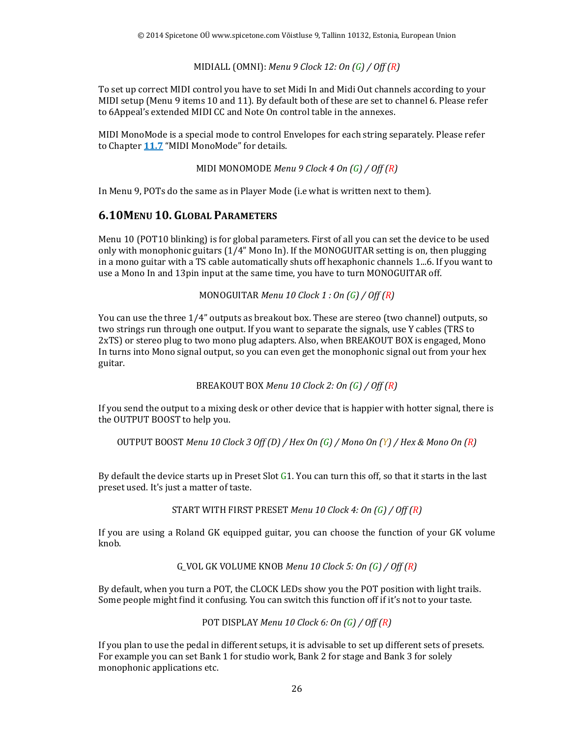MIDIALL (OMNI): *Menu 9 Clock 12: On (G) / Off (R)*

To set up correct MIDI control you have to set Midi In and Midi Out channels according to your MIDI setup (Menu 9 items 10 and 11). By default both of these are set to channel 6. Please refer to 6Appeal's extended MIDI CC and Note On control table in the annexes.

MIDI MonoMode is a special mode to control Envelopes for each string separately. Please refer to Chapter **11.7** "MIDI MonoMode" for details.

MIDI MONOMODE *Menu 9 Clock 4 On (G) / Off (R)*

In Menu 9, POTs do the same as in Player Mode (i.e what is written next to them).

## 6.10 Menu 10. Global Parameters

Menu 10 (POT10 blinking) is for global parameters. First of all you can set the device to be used only with monophonic guitars (1/4" Mono In). If the MONOGUITAR setting is on, then plugging in a mono guitar with a TS cable automatically shuts off hexaphonic channels 1...6. If you want to use a Mono In and 13pin input at the same time, you have to turn MONOGUITAR off.

MONOGUITAR *Menu 10 Clock 1 : On (G) / Off (R)*

You can use the three 1/4" outputs as breakout box. These are stereo (two channel) outputs, so two strings run through one output. If you want to separate the signals, use Y cables (TRS to 2xTS) or stereo plug to two mono plug adapters. Also, when BREAKOUT BOX is engaged, Mono In turns into Mono signal output, so you can even get the monophonic signal out from your hex guitar.

BREAKOUT BOX *Menu 10 Clock 2: On (G) / Off (R)*

If you send the output to a mixing desk or other device that is happier with hotter signal, there is the OUTPUT BOOST to help you.

OUTPUT BOOST *Menu 10 Clock 3 Off (D) / Hex On (G) / Mono On (Y) / Hex & Mono On (R)*

By default the device starts up in Preset Slot G1. You can turn this off, so that it starts in the last preset used. It's just a matter of taste.

START WITH FIRST PRESET *Menu 10 Clock 4: On (G) / Off (R)*

If you are using a Roland GK equipped guitar, you can choose the function of your GK volume knob.

G_VOL GK VOLUME KNOB *Menu 10 Clock 5: On (G) / Off (R)*

By default, when you turn a POT, the CLOCK LEDs show you the POT position with light trails. Some people might find it confusing. You can switch this function off if it's not to your taste.

POT DISPLAY *Menu 10 Clock 6: On (G) / Off (R)*

If you plan to use the pedal in different setups, it is advisable to set up different sets of presets. For example you can set Bank 1 for studio work, Bank 2 for stage and Bank 3 for solely monophonic applications etc.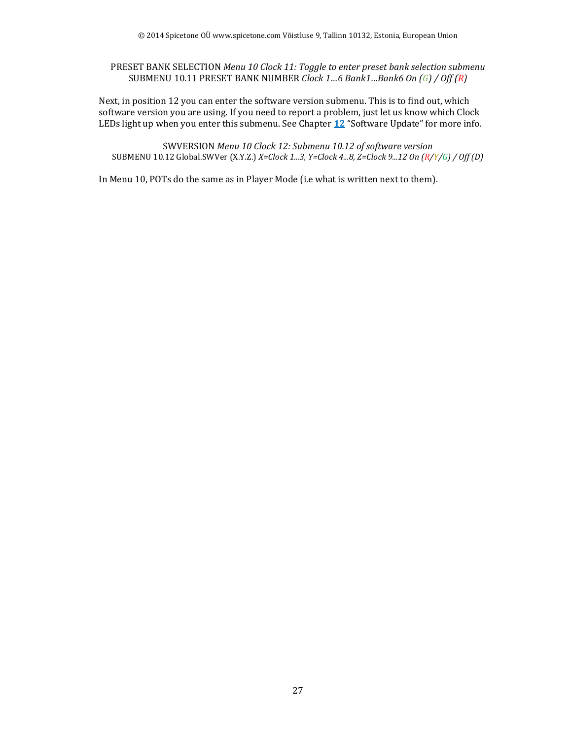PRESET BANK SELECTION *Menu 10 Clock 11: Toggle to enter preset bank selection submenu*
SUBMENU 10.11 PRESET BANK NUMBER *Clock 1…6 Bank1…Bank6 On (G) / Off (R)*

Next, in position 12 you can enter the software version submenu. This is to find out, which software version you are using. If you need to report a problem, just let us know which Clock LEDs light up when you enter this submenu. See Chapter **12** "Software Update" for more info.

SWVERSION *Menu 10 Clock 12: Submenu 10.12 of software version*
SUBMENU 10.12 Global.SWVer (X.Y.Z.) *X=Clock 1...3, Y=Clock 4...8, Z=Clock 9...12 On (R/Y/G) / Off (D)*

In Menu 10, POTs do the same as in Player Mode (i.e what is written next to them).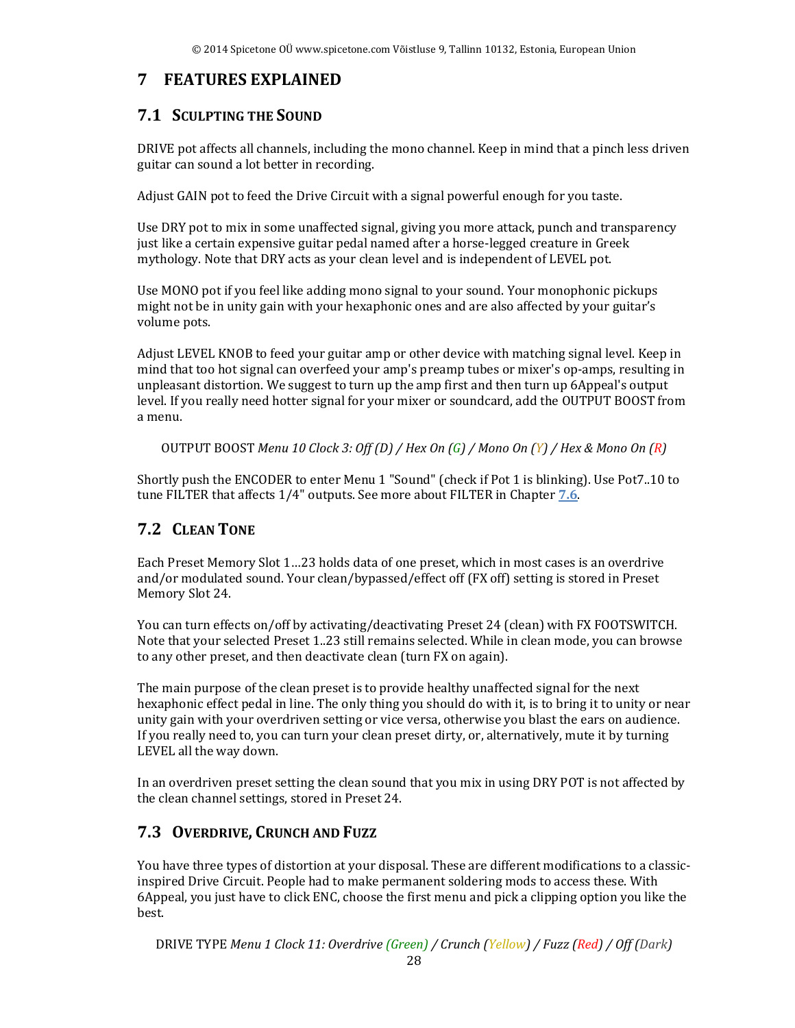# 7 FEATURES EXPLAINED

## 7.1 SCULPTING THE SOUND

DRIVE pot affects all channels, including the mono channel. Keep in mind that a pinch less driven guitar can sound a lot better in recording.

Adjust GAIN pot to feed the Drive Circuit with a signal powerful enough for you taste.

Use DRY pot to mix in some unaffected signal, giving you more attack, punch and transparency just like a certain expensive guitar pedal named after a horse-legged creature in Greek mythology. Note that DRY acts as your clean level and is independent of LEVEL pot.

Use MONO pot if you feel like adding mono signal to your sound. Your monophonic pickups might not be in unity gain with your hexaphonic ones and are also affected by your guitar's volume pots.

Adjust LEVEL KNOB to feed your guitar amp or other device with matching signal level. Keep in mind that too hot signal can overfeed your amp's preamp tubes or mixer's op-amps, resulting in unpleasant distortion. We suggest to turn up the amp first and then turn up 6Appeal's output level. If you really need hotter signal for your mixer or soundcard, add the OUTPUT BOOST from a menu.

OUTPUT BOOST *Menu 10 Clock 3: Off (D) / Hex On (G) / Mono On (Y) / Hex & Mono On (R)*

Shortly push the ENCODER to enter Menu 1 "Sound" (check if Pot 1 is blinking). Use Pot7..10 to tune FILTER that affects 1/4" outputs. See more about FILTER in Chapter 7.6.

## 7.2 CLEAN TONE

Each Preset Memory Slot 1…23 holds data of one preset, which in most cases is an overdrive and/or modulated sound. Your clean/bypassed/effect off (FX off) setting is stored in Preset Memory Slot 24.

You can turn effects on/off by activating/deactivating Preset 24 (clean) with FX FOOTSWITCH. Note that your selected Preset 1..23 still remains selected. While in clean mode, you can browse to any other preset, and then deactivate clean (turn FX on again).

The main purpose of the clean preset is to provide healthy unaffected signal for the next hexaphonic effect pedal in line. The only thing you should do with it, is to bring it to unity or near unity gain with your overdriven setting or vice versa, otherwise you blast the ears on audience. If you really need to, you can turn your clean preset dirty, or, alternatively, mute it by turning LEVEL all the way down.

In an overdriven preset setting the clean sound that you mix in using DRY POT is not affected by the clean channel settings, stored in Preset 24.

## 7.3 OVERDRIVE, CRUNCH AND FUZZ

You have three types of distortion at your disposal. These are different modifications to a classic-inspired Drive Circuit. People had to make permanent soldering mods to access these. With 6Appeal, you just have to click ENC, choose the first menu and pick a clipping option you like the best.

DRIVE TYPE *Menu 1 Clock 11: Overdrive (Green) / Crunch (Yellow) / Fuzz (Red) / Off (Dark)*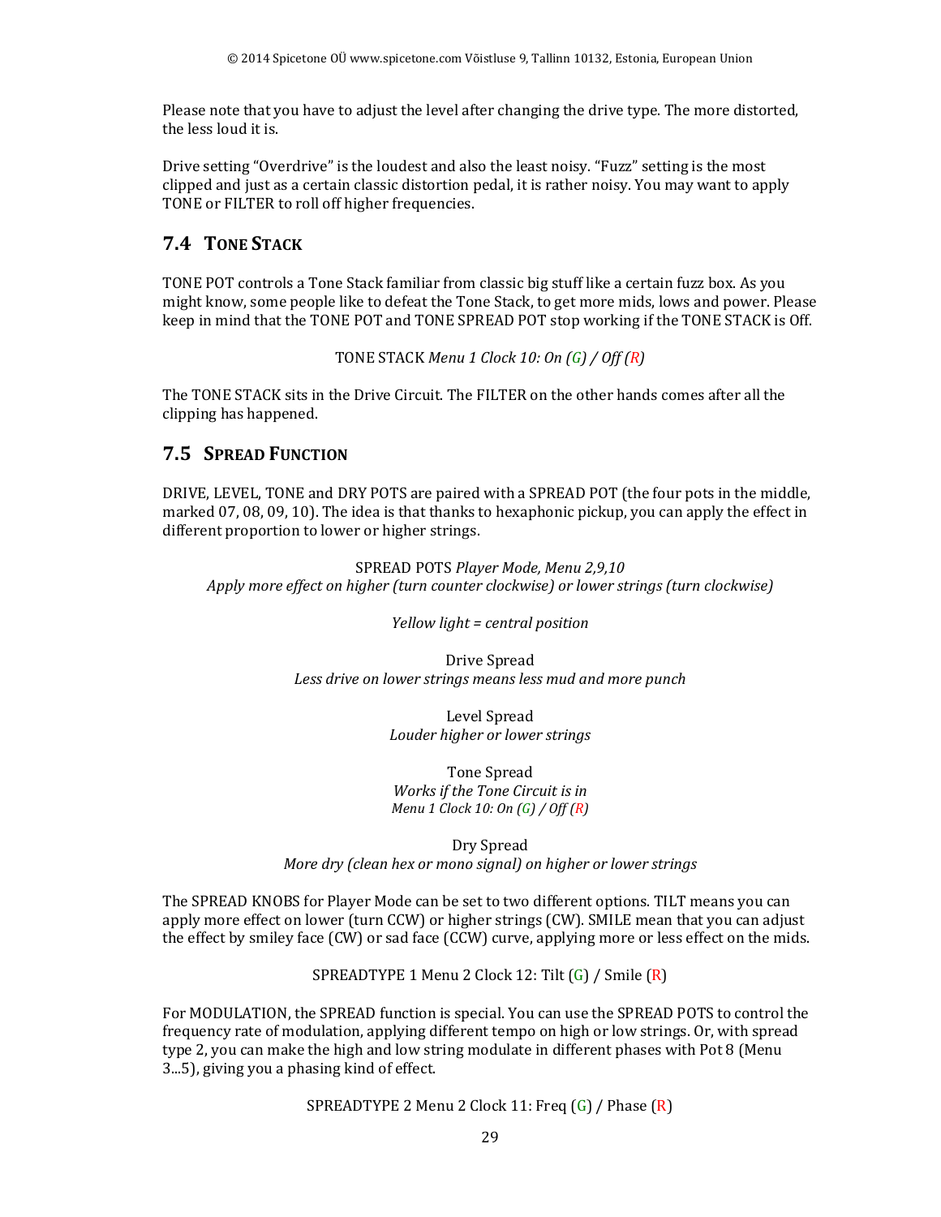Please note that you have to adjust the level after changing the drive type. The more distorted, the less loud it is.

Drive setting "Overdrive" is the loudest and also the least noisy. "Fuzz" setting is the most clipped and just as a certain classic distortion pedal, it is rather noisy. You may want to apply TONE or FILTER to roll off higher frequencies.

## 7.4 Tone Stack

TONE POT controls a Tone Stack familiar from classic big stuff like a certain fuzz box. As you might know, some people like to defeat the Tone Stack, to get more mids, lows and power. Please keep in mind that the TONE POT and TONE SPREAD POT stop working if the TONE STACK is Off.

TONE STACK *Menu 1 Clock 10: On (G) / Off (R)*

The TONE STACK sits in the Drive Circuit. The FILTER on the other hands comes after all the clipping has happened.

## 7.5 Spread Function

DRIVE, LEVEL, TONE and DRY POTS are paired with a SPREAD POT (the four pots in the middle, marked 07, 08, 09, 10). The idea is that thanks to hexaphonic pickup, you can apply the effect in different proportion to lower or higher strings.

SPREAD POTS *Player Mode, Menu 2,9,10*
*Apply more effect on higher (turn counter clockwise) or lower strings (turn clockwise)*

*Yellow light = central position*

Drive Spread
*Less drive on lower strings means less mud and more punch*

Level Spread
*Louder higher or lower strings*

Tone Spread
*Works if the Tone Circuit is in*
*Menu 1 Clock 10: On (G) / Off (R)*

Dry Spread
*More dry (clean hex or mono signal) on higher or lower strings*

The SPREAD KNOBS for Player Mode can be set to two different options. TILT means you can apply more effect on lower (turn CCW) or higher strings (CW). SMILE mean that you can adjust the effect by smiley face (CW) or sad face (CCW) curve, applying more or less effect on the mids.

SPREADTYPE 1 Menu 2 Clock 12: Tilt (G) / Smile (R)

For MODULATION, the SPREAD function is special. You can use the SPREAD POTS to control the frequency rate of modulation, applying different tempo on high or low strings. Or, with spread type 2, you can make the high and low string modulate in different phases with Pot 8 (Menu 3...5), giving you a phasing kind of effect.

SPREADTYPE 2 Menu 2 Clock 11: Freq (G) / Phase (R)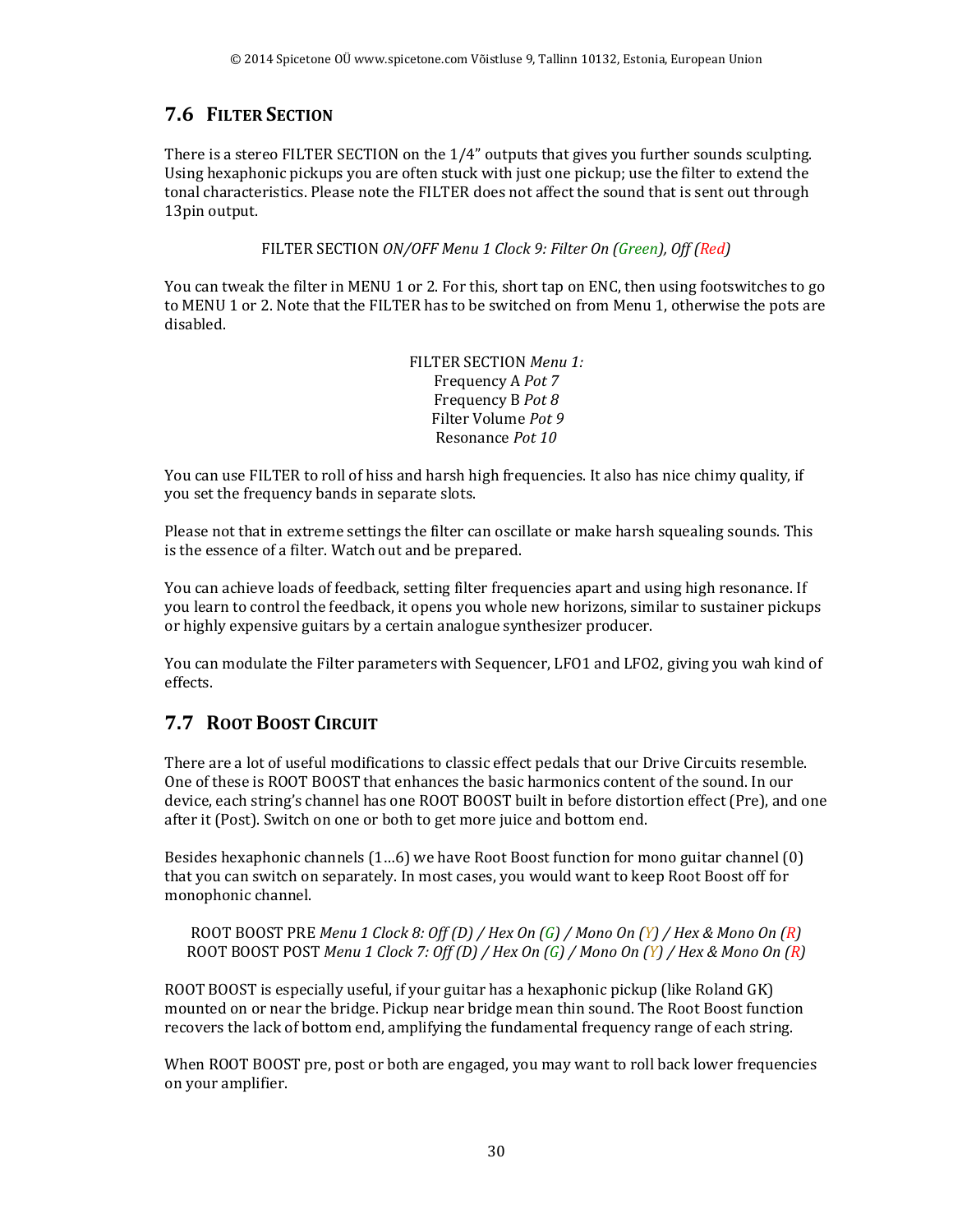## 7.6 Filter Section

There is a stereo FILTER SECTION on the 1/4" outputs that gives you further sounds sculpting. Using hexaphonic pickups you are often stuck with just one pickup; use the filter to extend the tonal characteristics. Please note the FILTER does not affect the sound that is sent out through 13pin output.

FILTER SECTION *ON/OFF Menu 1 Clock 9: Filter On (Green), Off (Red)*

You can tweak the filter in MENU 1 or 2. For this, short tap on ENC, then using footswitches to go to MENU 1 or 2. Note that the FILTER has to be switched on from Menu 1, otherwise the pots are disabled.

FILTER SECTION *Menu 1:*
Frequency A *Pot 7*
Frequency B *Pot 8*
Filter Volume *Pot 9*
Resonance *Pot 10*

You can use FILTER to roll of hiss and harsh high frequencies. It also has nice chimy quality, if you set the frequency bands in separate slots.

Please not that in extreme settings the filter can oscillate or make harsh squealing sounds. This is the essence of a filter. Watch out and be prepared.

You can achieve loads of feedback, setting filter frequencies apart and using high resonance. If you learn to control the feedback, it opens you whole new horizons, similar to sustainer pickups or highly expensive guitars by a certain analogue synthesizer producer.

You can modulate the Filter parameters with Sequencer, LFO1 and LFO2, giving you wah kind of effects.

## 7.7 Root Boost Circuit

There are a lot of useful modifications to classic effect pedals that our Drive Circuits resemble. One of these is ROOT BOOST that enhances the basic harmonics content of the sound. In our device, each string's channel has one ROOT BOOST built in before distortion effect (Pre), and one after it (Post). Switch on one or both to get more juice and bottom end.

Besides hexaphonic channels (1…6) we have Root Boost function for mono guitar channel (0) that you can switch on separately. In most cases, you would want to keep Root Boost off for monophonic channel.

ROOT BOOST PRE *Menu 1 Clock 8: Off (D) / Hex On (G) / Mono On (Y) / Hex & Mono On (R)*
ROOT BOOST POST *Menu 1 Clock 7: Off (D) / Hex On (G) / Mono On (Y) / Hex & Mono On (R)*

ROOT BOOST is especially useful, if your guitar has a hexaphonic pickup (like Roland GK) mounted on or near the bridge. Pickup near bridge mean thin sound. The Root Boost function recovers the lack of bottom end, amplifying the fundamental frequency range of each string.

When ROOT BOOST pre, post or both are engaged, you may want to roll back lower frequencies on your amplifier.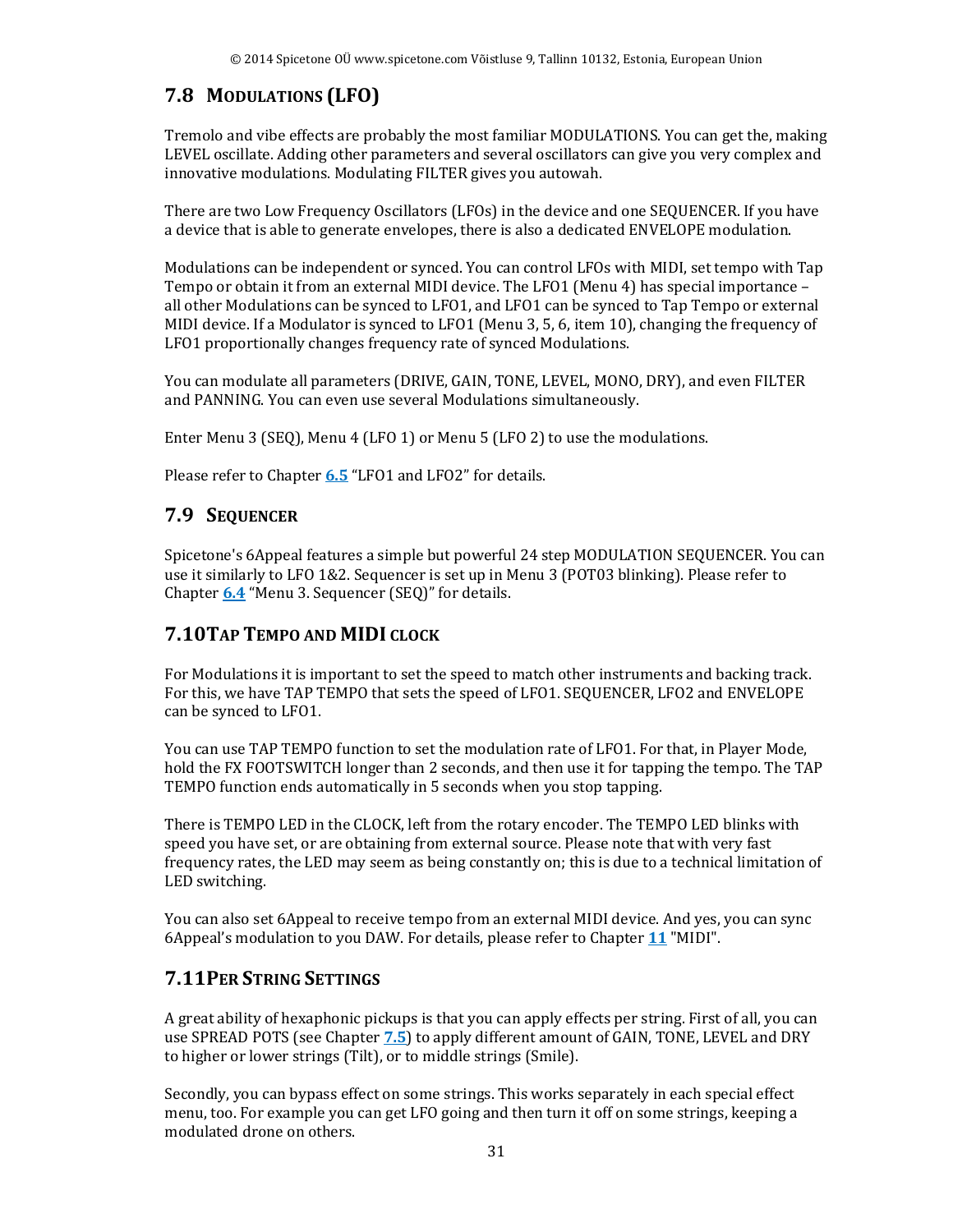## 7.8 Modulations (LFO)

Tremolo and vibe effects are probably the most familiar MODULATIONS. You can get the, making LEVEL oscillate. Adding other parameters and several oscillators can give you very complex and innovative modulations. Modulating FILTER gives you autowah.

There are two Low Frequency Oscillators (LFOs) in the device and one SEQUENCER. If you have a device that is able to generate envelopes, there is also a dedicated ENVELOPE modulation.

Modulations can be independent or synced. You can control LFOs with MIDI, set tempo with Tap Tempo or obtain it from an external MIDI device. The LFO1 (Menu 4) has special importance – all other Modulations can be synced to LFO1, and LFO1 can be synced to Tap Tempo or external MIDI device. If a Modulator is synced to LFO1 (Menu 3, 5, 6, item 10), changing the frequency of LFO1 proportionally changes frequency rate of synced Modulations.

You can modulate all parameters (DRIVE, GAIN, TONE, LEVEL, MONO, DRY), and even FILTER and PANNING. You can even use several Modulations simultaneously.

Enter Menu 3 (SEQ), Menu 4 (LFO 1) or Menu 5 (LFO 2) to use the modulations.

Please refer to Chapter **6.5** "LFO1 and LFO2" for details.

## 7.9 Sequencer

Spicetone's 6Appeal features a simple but powerful 24 step MODULATION SEQUENCER. You can use it similarly to LFO 1&2. Sequencer is set up in Menu 3 (POT03 blinking). Please refer to Chapter **6.4** "Menu 3. Sequencer (SEQ)" for details.

## 7.10 Tap Tempo and MIDI clock

For Modulations it is important to set the speed to match other instruments and backing track. For this, we have TAP TEMPO that sets the speed of LFO1. SEQUENCER, LFO2 and ENVELOPE can be synced to LFO1.

You can use TAP TEMPO function to set the modulation rate of LFO1. For that, in Player Mode, hold the FX FOOTSWITCH longer than 2 seconds, and then use it for tapping the tempo. The TAP TEMPO function ends automatically in 5 seconds when you stop tapping.

There is TEMPO LED in the CLOCK, left from the rotary encoder. The TEMPO LED blinks with speed you have set, or are obtaining from external source. Please note that with very fast frequency rates, the LED may seem as being constantly on; this is due to a technical limitation of LED switching.

You can also set 6Appeal to receive tempo from an external MIDI device. And yes, you can sync 6Appeal's modulation to you DAW. For details, please refer to Chapter **11** "MIDI".

## 7.11 Per String Settings

A great ability of hexaphonic pickups is that you can apply effects per string. First of all, you can use SPREAD POTS (see Chapter **7.5**) to apply different amount of GAIN, TONE, LEVEL and DRY to higher or lower strings (Tilt), or to middle strings (Smile).

Secondly, you can bypass effect on some strings. This works separately in each special effect menu, too. For example you can get LFO going and then turn it off on some strings, keeping a modulated drone on others.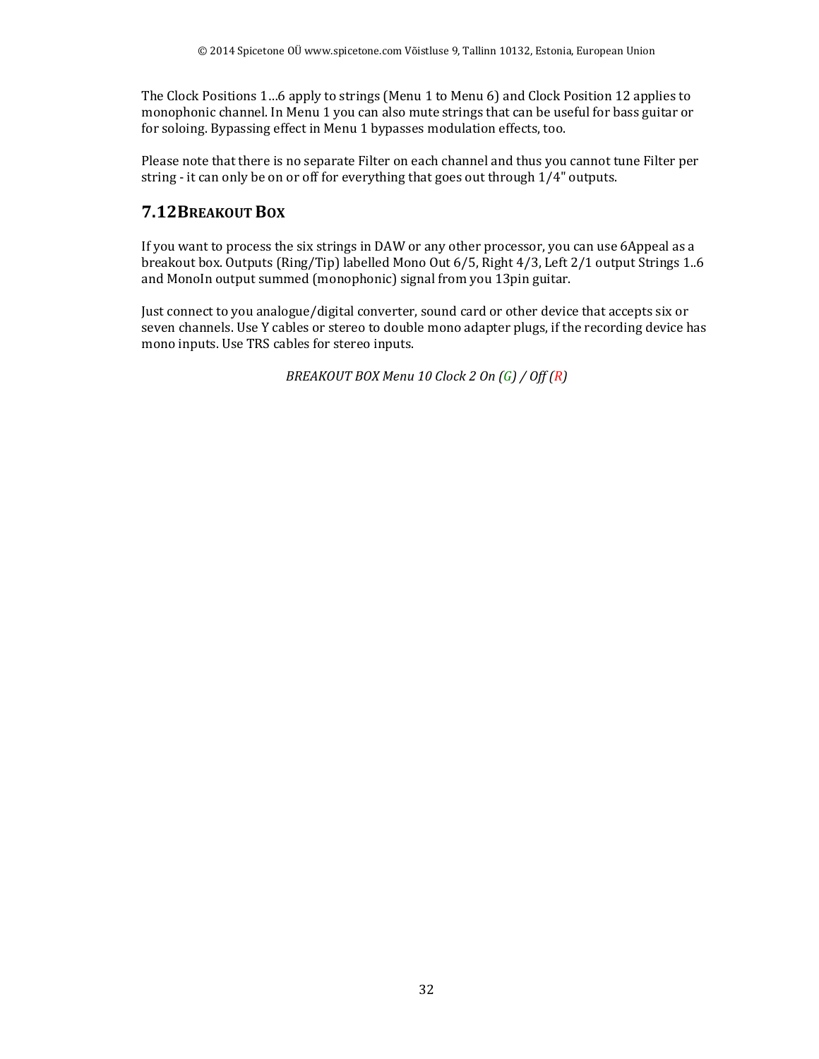The Clock Positions 1…6 apply to strings (Menu 1 to Menu 6) and Clock Position 12 applies to monophonic channel. In Menu 1 you can also mute strings that can be useful for bass guitar or for soloing. Bypassing effect in Menu 1 bypasses modulation effects, too.

Please note that there is no separate Filter on each channel and thus you cannot tune Filter per string - it can only be on or off for everything that goes out through 1/4" outputs.

## 7.12 BREAKOUT BOX

If you want to process the six strings in DAW or any other processor, you can use 6Appeal as a breakout box. Outputs (Ring/Tip) labelled Mono Out 6/5, Right 4/3, Left 2/1 output Strings 1..6 and MonoIn output summed (monophonic) signal from you 13pin guitar.

Just connect to you analogue/digital converter, sound card or other device that accepts six or seven channels. Use Y cables or stereo to double mono adapter plugs, if the recording device has mono inputs. Use TRS cables for stereo inputs.

*BREAKOUT BOX Menu 10 Clock 2 On (G) / Off (R)*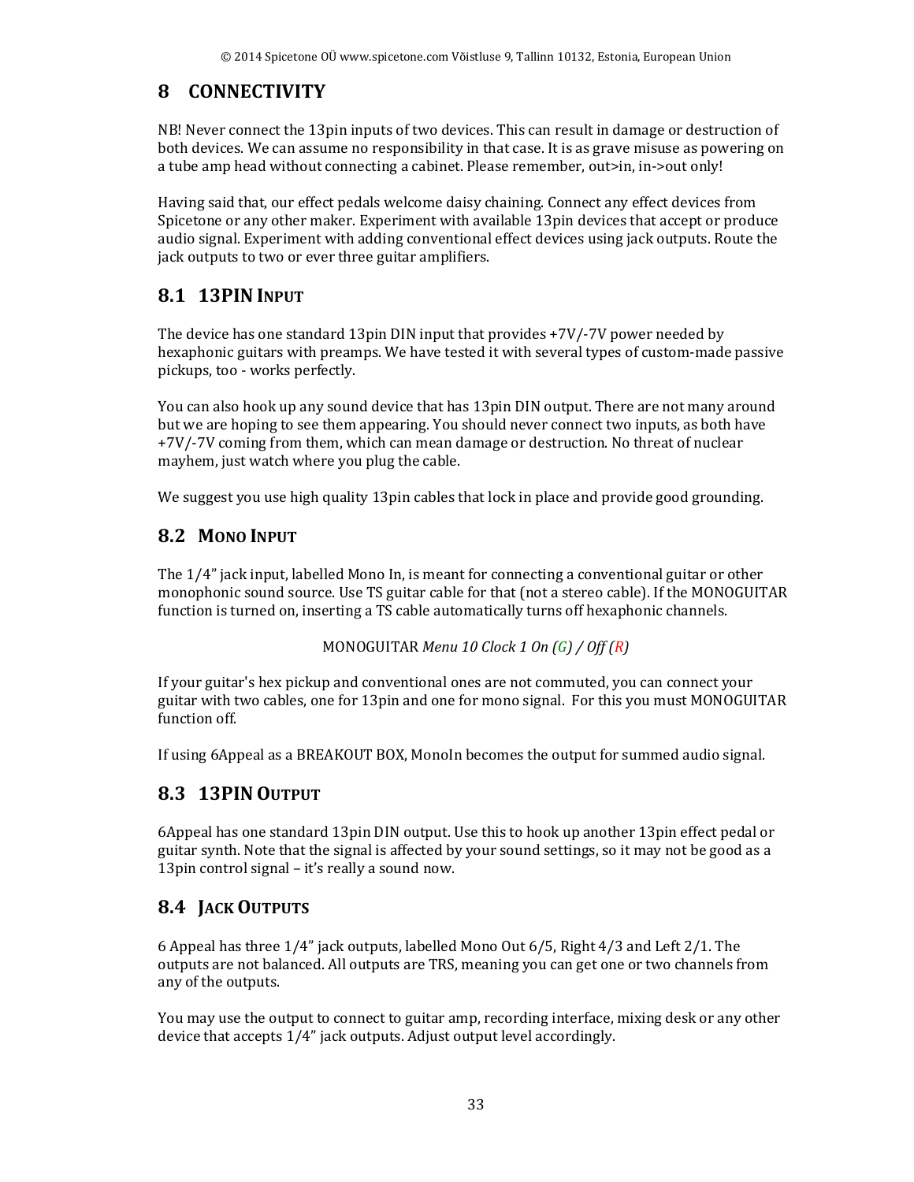# 8 CONNECTIVITY

NB! Never connect the 13pin inputs of two devices. This can result in damage or destruction of both devices. We can assume no responsibility in that case. It is as grave misuse as powering on a tube amp head without connecting a cabinet. Please remember, out>in, in->out only!

Having said that, our effect pedals welcome daisy chaining. Connect any effect devices from Spicetone or any other maker. Experiment with available 13pin devices that accept or produce audio signal. Experiment with adding conventional effect devices using jack outputs. Route the jack outputs to two or ever three guitar amplifiers.

## 8.1 13PIN INPUT

The device has one standard 13pin DIN input that provides +7V/-7V power needed by hexaphonic guitars with preamps. We have tested it with several types of custom-made passive pickups, too - works perfectly.

You can also hook up any sound device that has 13pin DIN output. There are not many around but we are hoping to see them appearing. You should never connect two inputs, as both have +7V/-7V coming from them, which can mean damage or destruction. No threat of nuclear mayhem, just watch where you plug the cable.

We suggest you use high quality 13pin cables that lock in place and provide good grounding.

## 8.2 MONO INPUT

The 1/4" jack input, labelled Mono In, is meant for connecting a conventional guitar or other monophonic sound source. Use TS guitar cable for that (not a stereo cable). If the MONOGUITAR function is turned on, inserting a TS cable automatically turns off hexaphonic channels.

MONOGUITAR *Menu 10 Clock 1 On (G) / Off (R)*

If your guitar's hex pickup and conventional ones are not commuted, you can connect your guitar with two cables, one for 13pin and one for mono signal. For this you must MONOGUITAR function off.

If using 6Appeal as a BREAKOUT BOX, MonoIn becomes the output for summed audio signal.

## 8.3 13PIN OUTPUT

6Appeal has one standard 13pin DIN output. Use this to hook up another 13pin effect pedal or guitar synth. Note that the signal is affected by your sound settings, so it may not be good as a 13pin control signal – it's really a sound now.

## 8.4 JACK OUTPUTS

6 Appeal has three 1/4" jack outputs, labelled Mono Out 6/5, Right 4/3 and Left 2/1. The outputs are not balanced. All outputs are TRS, meaning you can get one or two channels from any of the outputs.

You may use the output to connect to guitar amp, recording interface, mixing desk or any other device that accepts 1/4" jack outputs. Adjust output level accordingly.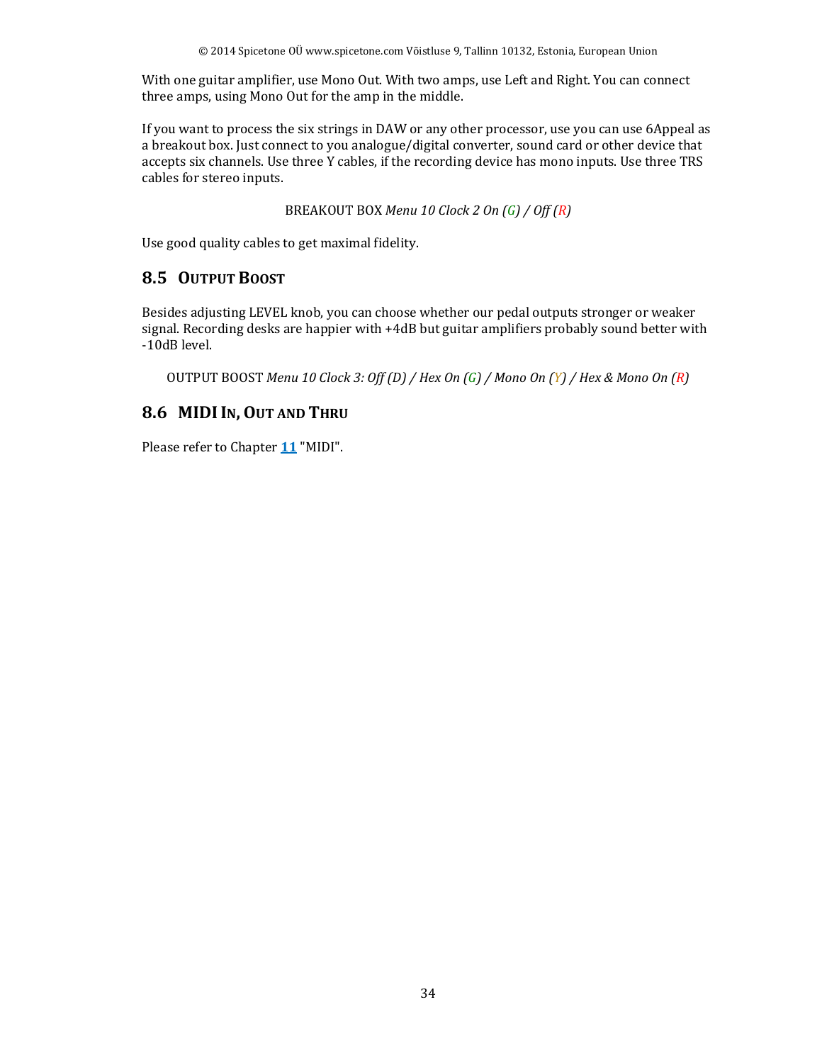With one guitar amplifier, use Mono Out. With two amps, use Left and Right. You can connect three amps, using Mono Out for the amp in the middle.

If you want to process the six strings in DAW or any other processor, use you can use 6Appeal as a breakout box. Just connect to you analogue/digital converter, sound card or other device that accepts six channels. Use three Y cables, if the recording device has mono inputs. Use three TRS cables for stereo inputs.

BREAKOUT BOX *Menu 10 Clock 2 On (G) / Off (R)*

Use good quality cables to get maximal fidelity.

## 8.5 Output Boost

Besides adjusting LEVEL knob, you can choose whether our pedal outputs stronger or weaker signal. Recording desks are happier with +4dB but guitar amplifiers probably sound better with -10dB level.

OUTPUT BOOST *Menu 10 Clock 3: Off (D) / Hex On (G) / Mono On (Y) / Hex & Mono On (R)*

## 8.6 MIDI In, Out and Thru

Please refer to Chapter **11** "MIDI".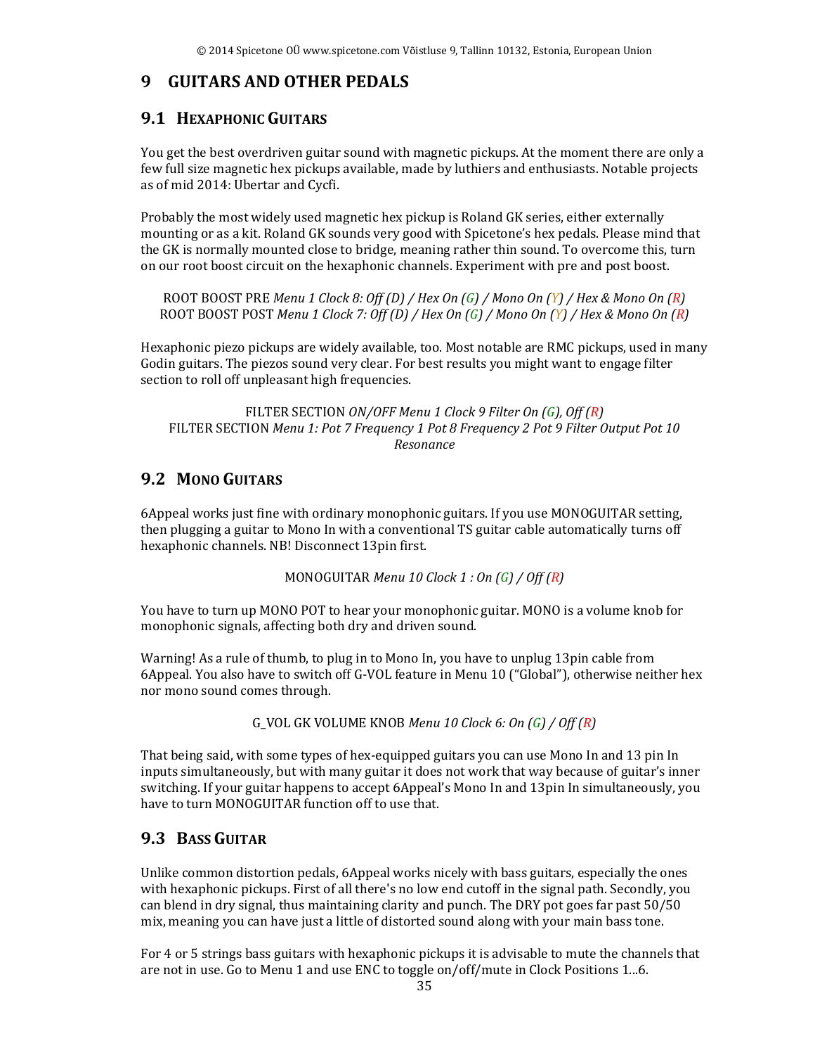# 9 GUITARS AND OTHER PEDALS

## 9.1 HEXAPHONIC GUITARS

You get the best overdriven guitar sound with magnetic pickups. At the moment there are only a few full size magnetic hex pickups available, made by luthiers and enthusiasts. Notable projects as of mid 2014: Ubertar and Cycfi.

Probably the most widely used magnetic hex pickup is Roland GK series, either externally mounting or as a kit. Roland GK sounds very good with Spicetone's hex pedals. Please mind that the GK is normally mounted close to bridge, meaning rather thin sound. To overcome this, turn on our root boost circuit on the hexaphonic channels. Experiment with pre and post boost.

ROOT BOOST PRE *Menu 1 Clock 8: Off (D) / Hex On (G) / Mono On (Y) / Hex & Mono On (R)*
ROOT BOOST POST *Menu 1 Clock 7: Off (D) / Hex On (G) / Mono On (Y) / Hex & Mono On (R)*

Hexaphonic piezo pickups are widely available, too. Most notable are RMC pickups, used in many Godin guitars. The piezos sound very clear. For best results you might want to engage filter section to roll off unpleasant high frequencies.

FILTER SECTION *ON/OFF Menu 1 Clock 9 Filter On (G), Off (R)*
FILTER SECTION *Menu 1: Pot 7 Frequency 1 Pot 8 Frequency 2 Pot 9 Filter Output Pot 10 Resonance*

## 9.2 MONO GUITARS

6Appeal works just fine with ordinary monophonic guitars. If you use MONOGUITAR setting, then plugging a guitar to Mono In with a conventional TS guitar cable automatically turns off hexaphonic channels. NB! Disconnect 13pin first.

MONOGUITAR *Menu 10 Clock 1 : On (G) / Off (R)*

You have to turn up MONO POT to hear your monophonic guitar. MONO is a volume knob for monophonic signals, affecting both dry and driven sound.

Warning! As a rule of thumb, to plug in to Mono In, you have to unplug 13pin cable from 6Appeal. You also have to switch off G-VOL feature in Menu 10 ("Global"), otherwise neither hex nor mono sound comes through.

G_VOL GK VOLUME KNOB *Menu 10 Clock 6: On (G) / Off (R)*

That being said, with some types of hex-equipped guitars you can use Mono In and 13 pin In inputs simultaneously, but with many guitar it does not work that way because of guitar's inner switching. If your guitar happens to accept 6Appeal's Mono In and 13pin In simultaneously, you have to turn MONOGUITAR function off to use that.

## 9.3 BASS GUITAR

Unlike common distortion pedals, 6Appeal works nicely with bass guitars, especially the ones with hexaphonic pickups. First of all there's no low end cutoff in the signal path. Secondly, you can blend in dry signal, thus maintaining clarity and punch. The DRY pot goes far past 50/50 mix, meaning you can have just a little of distorted sound along with your main bass tone.

For 4 or 5 strings bass guitars with hexaphonic pickups it is advisable to mute the channels that are not in use. Go to Menu 1 and use ENC to toggle on/off/mute in Clock Positions 1…6.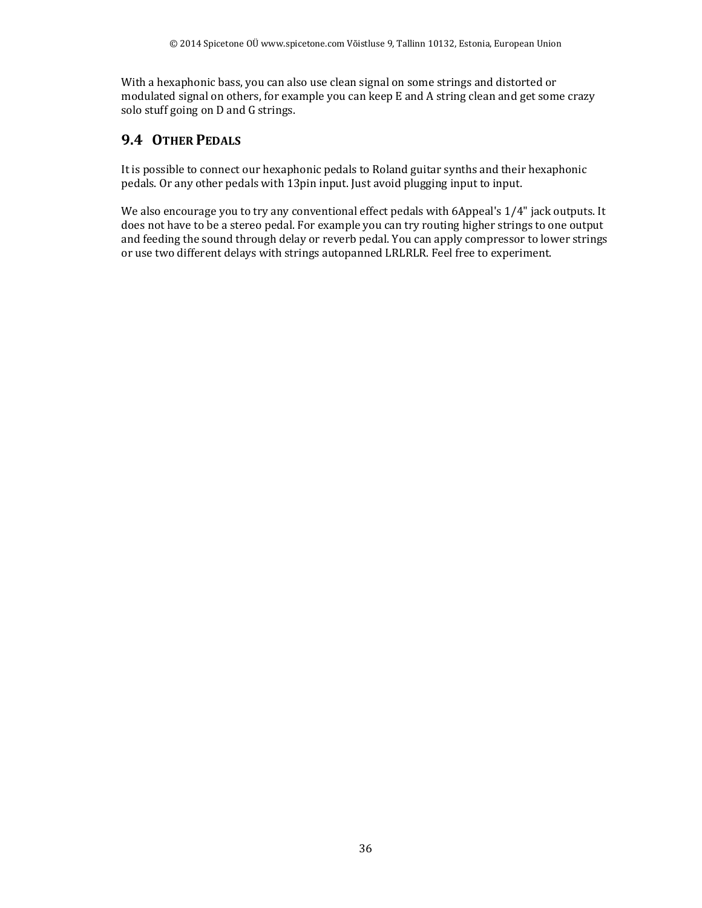With a hexaphonic bass, you can also use clean signal on some strings and distorted or modulated signal on others, for example you can keep E and A string clean and get some crazy solo stuff going on D and G strings.

## 9.4 OTHER PEDALS

It is possible to connect our hexaphonic pedals to Roland guitar synths and their hexaphonic pedals. Or any other pedals with 13pin input. Just avoid plugging input to input.

We also encourage you to try any conventional effect pedals with 6Appeal's 1/4" jack outputs. It does not have to be a stereo pedal. For example you can try routing higher strings to one output and feeding the sound through delay or reverb pedal. You can apply compressor to lower strings or use two different delays with strings autopanned LRLRLR. Feel free to experiment.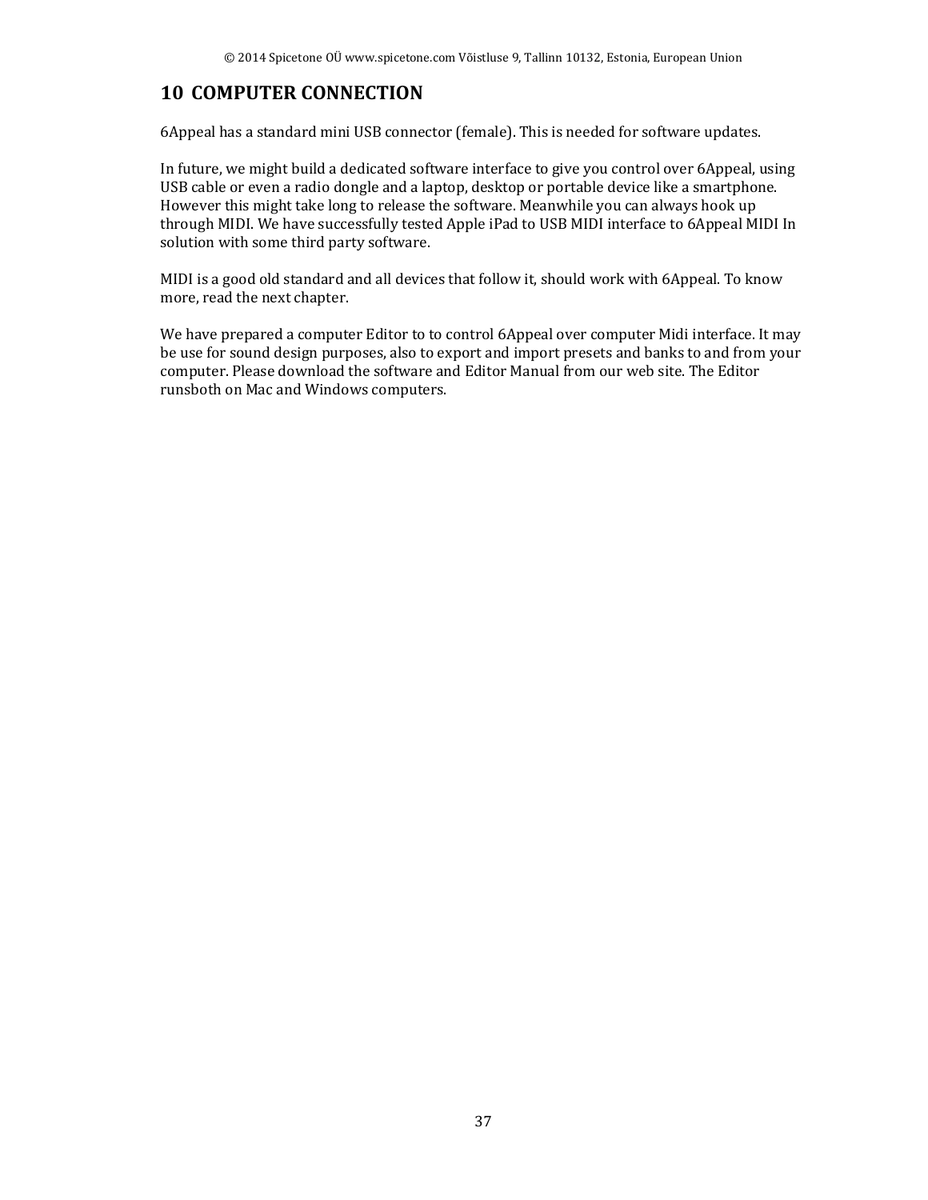# 10 COMPUTER CONNECTION

6Appeal has a standard mini USB connector (female). This is needed for software updates.

In future, we might build a dedicated software interface to give you control over 6Appeal, using USB cable or even a radio dongle and a laptop, desktop or portable device like a smartphone. However this might take long to release the software. Meanwhile you can always hook up through MIDI. We have successfully tested Apple iPad to USB MIDI interface to 6Appeal MIDI In solution with some third party software.

MIDI is a good old standard and all devices that follow it, should work with 6Appeal. To know more, read the next chapter.

We have prepared a computer Editor to to control 6Appeal over computer Midi interface. It may be use for sound design purposes, also to export and import presets and banks to and from your computer. Please download the software and Editor Manual from our web site. The Editor runsboth on Mac and Windows computers.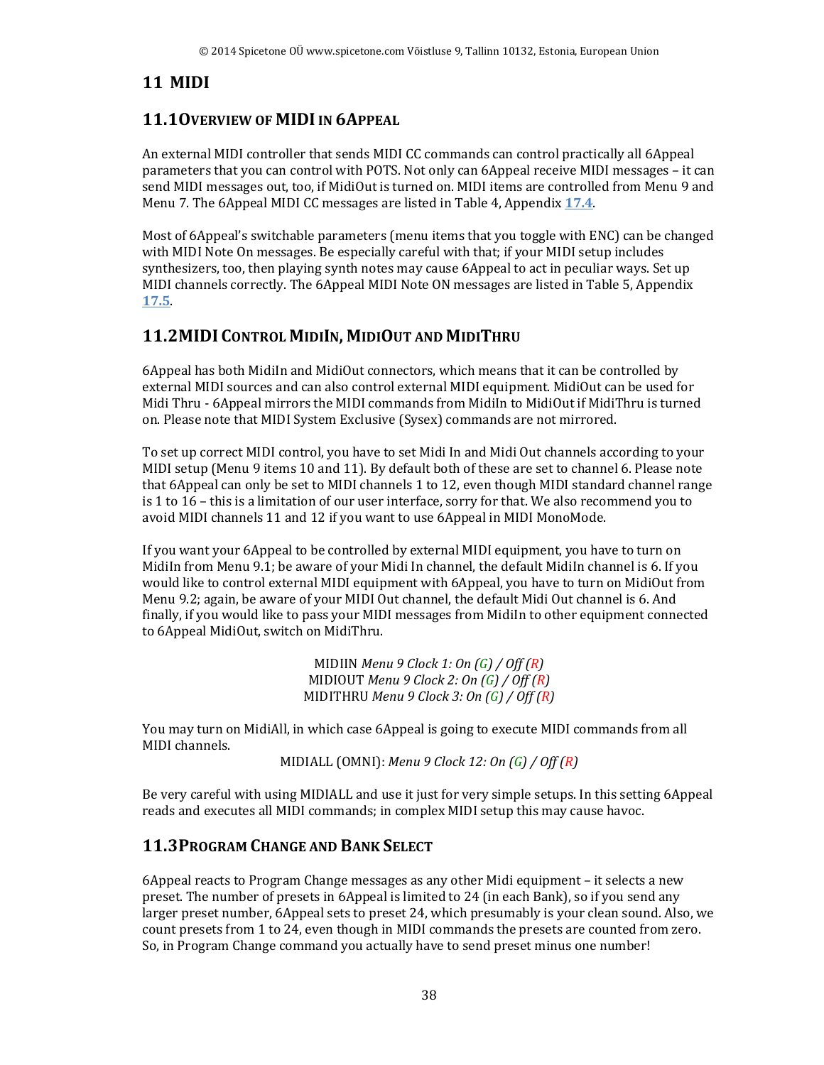# 11 MIDI

## 11.1 OVERVIEW OF MIDI IN 6APPEAL

An external MIDI controller that sends MIDI CC commands can control practically all 6Appeal parameters that you can control with POTS. Not only can 6Appeal receive MIDI messages – it can send MIDI messages out, too, if MidiOut is turned on. MIDI items are controlled from Menu 9 and Menu 7. The 6Appeal MIDI CC messages are listed in Table 4, Appendix **17.4**.

Most of 6Appeal's switchable parameters (menu items that you toggle with ENC) can be changed with MIDI Note On messages. Be especially careful with that; if your MIDI setup includes synthesizers, too, then playing synth notes may cause 6Appeal to act in peculiar ways. Set up MIDI channels correctly. The 6Appeal MIDI Note ON messages are listed in Table 5, Appendix **17.5**.

## 11.2 MIDI CONTROL MIDIIN, MIDIOUT AND MIDITHRU

6Appeal has both MidiIn and MidiOut connectors, which means that it can be controlled by external MIDI sources and can also control external MIDI equipment. MidiOut can be used for Midi Thru - 6Appeal mirrors the MIDI commands from MidiIn to MidiOut if MidiThru is turned on. Please note that MIDI System Exclusive (Sysex) commands are not mirrored.

To set up correct MIDI control, you have to set Midi In and Midi Out channels according to your MIDI setup (Menu 9 items 10 and 11). By default both of these are set to channel 6. Please note that 6Appeal can only be set to MIDI channels 1 to 12, even though MIDI standard channel range is 1 to 16 – this is a limitation of our user interface, sorry for that. We also recommend you to avoid MIDI channels 11 and 12 if you want to use 6Appeal in MIDI MonoMode.

If you want your 6Appeal to be controlled by external MIDI equipment, you have to turn on MidiIn from Menu 9.1; be aware of your Midi In channel, the default MidiIn channel is 6. If you would like to control external MIDI equipment with 6Appeal, you have to turn on MidiOut from Menu 9.2; again, be aware of your MIDI Out channel, the default Midi Out channel is 6. And finally, if you would like to pass your MIDI messages from MidiIn to other equipment connected to 6Appeal MidiOut, switch on MidiThru.

MIDIIN *Menu 9 Clock 1: On (G) / Off (R)*
MIDIOUT *Menu 9 Clock 2: On (G) / Off (R)*
MIDITHRU *Menu 9 Clock 3: On (G) / Off (R)*

You may turn on MidiAll, in which case 6Appeal is going to execute MIDI commands from all MIDI channels.

MIDIALL (OMNI): *Menu 9 Clock 12: On (G) / Off (R)*

Be very careful with using MIDIALL and use it just for very simple setups. In this setting 6Appeal reads and executes all MIDI commands; in complex MIDI setup this may cause havoc.

## 11.3 PROGRAM CHANGE AND BANK SELECT

6Appeal reacts to Program Change messages as any other Midi equipment – it selects a new preset. The number of presets in 6Appeal is limited to 24 (in each Bank), so if you send any larger preset number, 6Appeal sets to preset 24, which presumably is your clean sound. Also, we count presets from 1 to 24, even though in MIDI commands the presets are counted from zero. So, in Program Change command you actually have to send preset minus one number!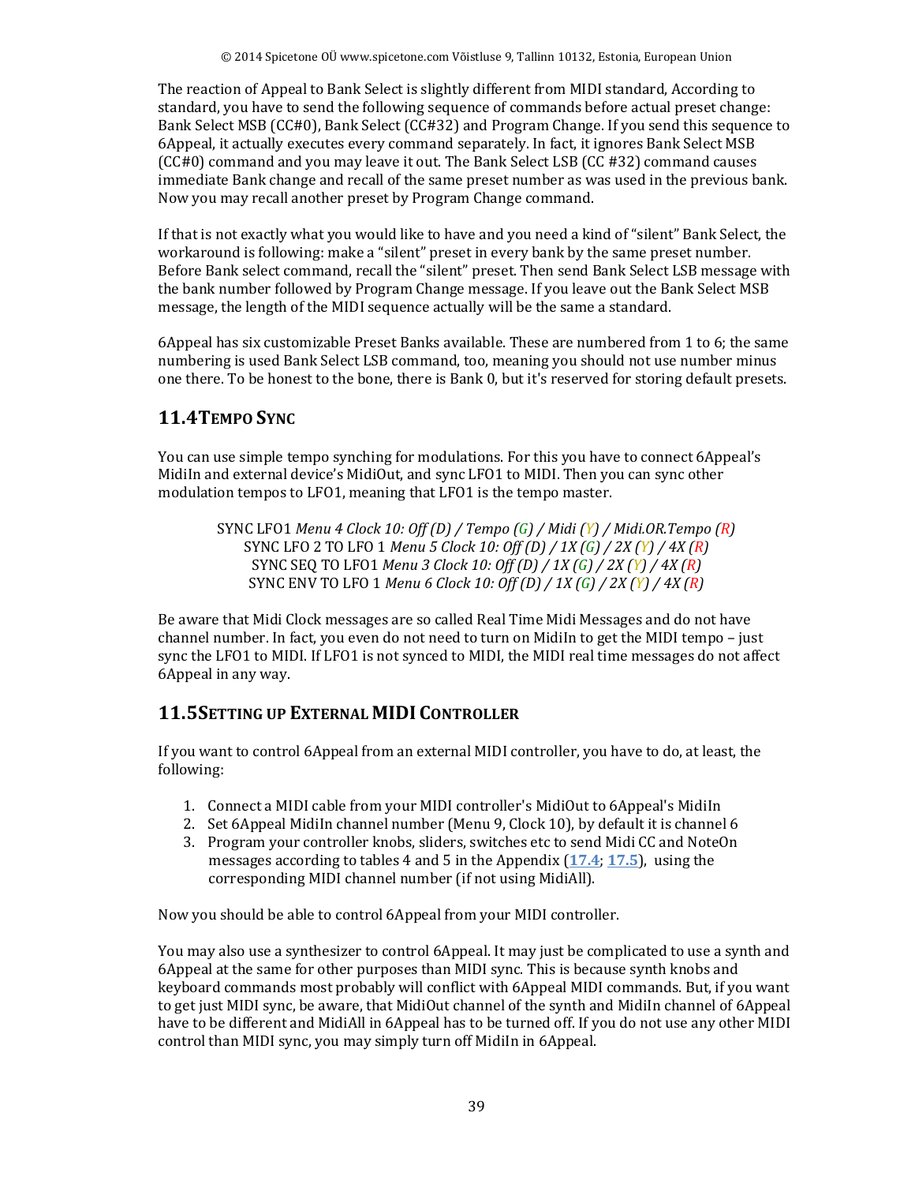The reaction of Appeal to Bank Select is slightly different from MIDI standard, According to standard, you have to send the following sequence of commands before actual preset change: Bank Select MSB (CC#0), Bank Select (CC#32) and Program Change. If you send this sequence to 6Appeal, it actually executes every command separately. In fact, it ignores Bank Select MSB (CC#0) command and you may leave it out. The Bank Select LSB (CC #32) command causes immediate Bank change and recall of the same preset number as was used in the previous bank. Now you may recall another preset by Program Change command.

If that is not exactly what you would like to have and you need a kind of "silent" Bank Select, the workaround is following: make a "silent" preset in every bank by the same preset number. Before Bank select command, recall the "silent" preset. Then send Bank Select LSB message with the bank number followed by Program Change message. If you leave out the Bank Select MSB message, the length of the MIDI sequence actually will be the same a standard.

6Appeal has six customizable Preset Banks available. These are numbered from 1 to 6; the same numbering is used Bank Select LSB command, too, meaning you should not use number minus one there. To be honest to the bone, there is Bank 0, but it's reserved for storing default presets.

## 11.4 Tempo Sync

You can use simple tempo synching for modulations. For this you have to connect 6Appeal's MidiIn and external device's MidiOut, and sync LFO1 to MIDI. Then you can sync other modulation tempos to LFO1, meaning that LFO1 is the tempo master.

SYNC LFO1 *Menu 4 Clock 10: Off (D) / Tempo (G) / Midi (Y) / Midi.OR.Tempo (R)*
SYNC LFO 2 TO LFO 1 *Menu 5 Clock 10: Off (D) / 1X (G) / 2X (Y) / 4X (R)*
SYNC SEQ TO LFO1 *Menu 3 Clock 10: Off (D) / 1X (G) / 2X (Y) / 4X (R)*
SYNC ENV TO LFO 1 *Menu 6 Clock 10: Off (D) / 1X (G) / 2X (Y) / 4X (R)*

Be aware that Midi Clock messages are so called Real Time Midi Messages and do not have channel number. In fact, you even do not need to turn on MidiIn to get the MIDI tempo – just sync the LFO1 to MIDI. If LFO1 is not synced to MIDI, the MIDI real time messages do not affect 6Appeal in any way.

## 11.5 Setting up External MIDI Controller

If you want to control 6Appeal from an external MIDI controller, you have to do, at least, the following:

1. Connect a MIDI cable from your MIDI controller's MidiOut to 6Appeal's MidiIn
2. Set 6Appeal MidiIn channel number (Menu 9, Clock 10), by default it is channel 6
3. Program your controller knobs, sliders, switches etc to send Midi CC and NoteOn messages according to tables 4 and 5 in the Appendix (**17.4**; **17.5**), using the corresponding MIDI channel number (if not using MidiAll).

Now you should be able to control 6Appeal from your MIDI controller.

You may also use a synthesizer to control 6Appeal. It may just be complicated to use a synth and 6Appeal at the same for other purposes than MIDI sync. This is because synth knobs and keyboard commands most probably will conflict with 6Appeal MIDI commands. But, if you want to get just MIDI sync, be aware, that MidiOut channel of the synth and MidiIn channel of 6Appeal have to be different and MidiAll in 6Appeal has to be turned off. If you do not use any other MIDI control than MIDI sync, you may simply turn off MidiIn in 6Appeal.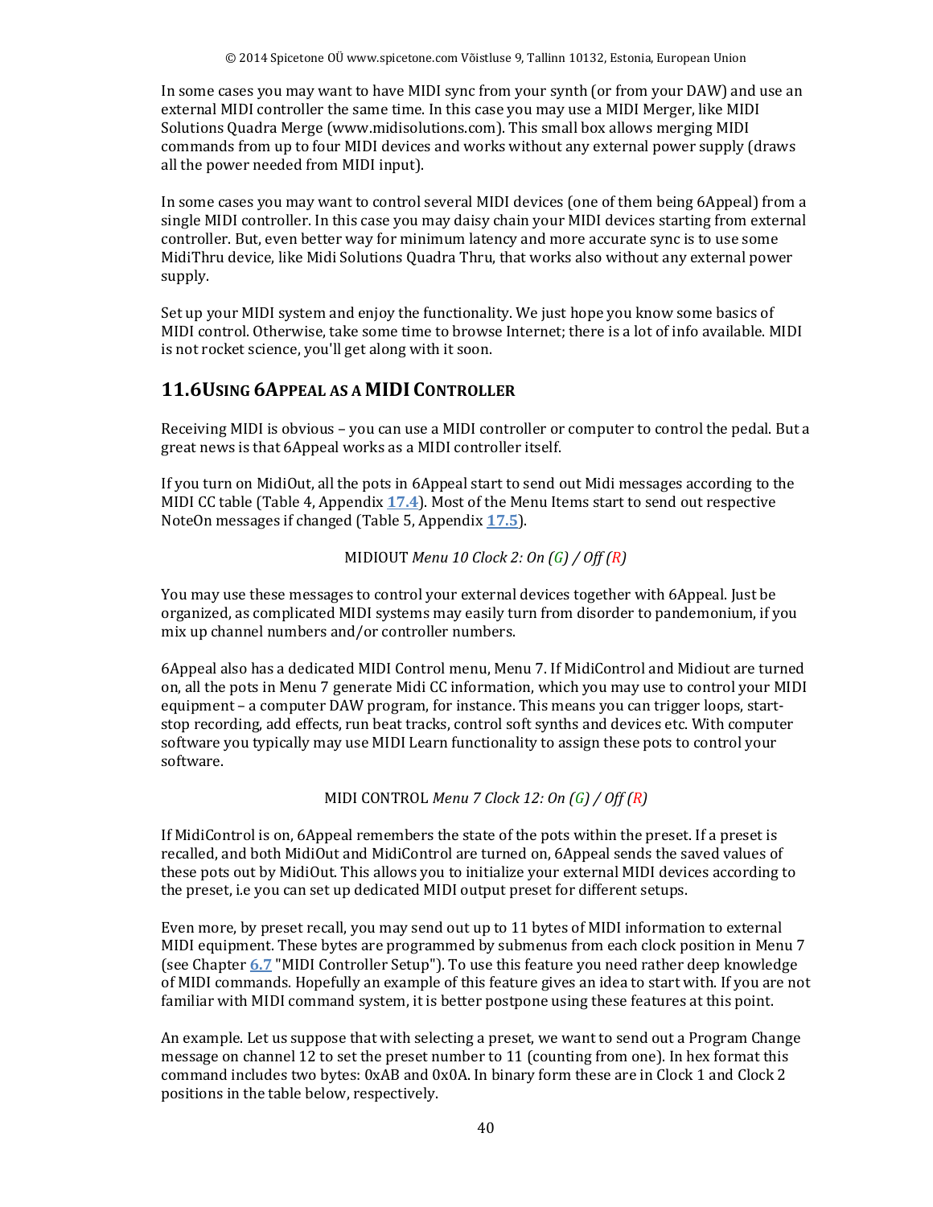In some cases you may want to have MIDI sync from your synth (or from your DAW) and use an external MIDI controller the same time. In this case you may use a MIDI Merger, like MIDI Solutions Quadra Merge (www.midisolutions.com). This small box allows merging MIDI commands from up to four MIDI devices and works without any external power supply (draws all the power needed from MIDI input).

In some cases you may want to control several MIDI devices (one of them being 6Appeal) from a single MIDI controller. In this case you may daisy chain your MIDI devices starting from external controller. But, even better way for minimum latency and more accurate sync is to use some MidiThru device, like Midi Solutions Quadra Thru, that works also without any external power supply.

Set up your MIDI system and enjoy the functionality. We just hope you know some basics of MIDI control. Otherwise, take some time to browse Internet; there is a lot of info available. MIDI is not rocket science, you'll get along with it soon.

## 11.6 Using 6Appeal as a MIDI Controller

Receiving MIDI is obvious – you can use a MIDI controller or computer to control the pedal. But a great news is that 6Appeal works as a MIDI controller itself.

If you turn on MidiOut, all the pots in 6Appeal start to send out Midi messages according to the MIDI CC table (Table 4, Appendix **17.4**). Most of the Menu Items start to send out respective NoteOn messages if changed (Table 5, Appendix **17.5**).

MIDIOUT *Menu 10 Clock 2: On (G) / Off (R)*

You may use these messages to control your external devices together with 6Appeal. Just be organized, as complicated MIDI systems may easily turn from disorder to pandemonium, if you mix up channel numbers and/or controller numbers.

6Appeal also has a dedicated MIDI Control menu, Menu 7. If MidiControl and Midiout are turned on, all the pots in Menu 7 generate Midi CC information, which you may use to control your MIDI equipment – a computer DAW program, for instance. This means you can trigger loops, start-stop recording, add effects, run beat tracks, control soft synths and devices etc. With computer software you typically may use MIDI Learn functionality to assign these pots to control your software.

MIDI CONTROL *Menu 7 Clock 12: On (G) / Off (R)*

If MidiControl is on, 6Appeal remembers the state of the pots within the preset. If a preset is recalled, and both MidiOut and MidiControl are turned on, 6Appeal sends the saved values of these pots out by MidiOut. This allows you to initialize your external MIDI devices according to the preset, i.e you can set up dedicated MIDI output preset for different setups.

Even more, by preset recall, you may send out up to 11 bytes of MIDI information to external MIDI equipment. These bytes are programmed by submenus from each clock position in Menu 7 (see Chapter **6.7** "MIDI Controller Setup"). To use this feature you need rather deep knowledge of MIDI commands. Hopefully an example of this feature gives an idea to start with. If you are not familiar with MIDI command system, it is better postpone using these features at this point.

An example. Let us suppose that with selecting a preset, we want to send out a Program Change message on channel 12 to set the preset number to 11 (counting from one). In hex format this command includes two bytes: 0xAB and 0x0A. In binary form these are in Clock 1 and Clock 2 positions in the table below, respectively.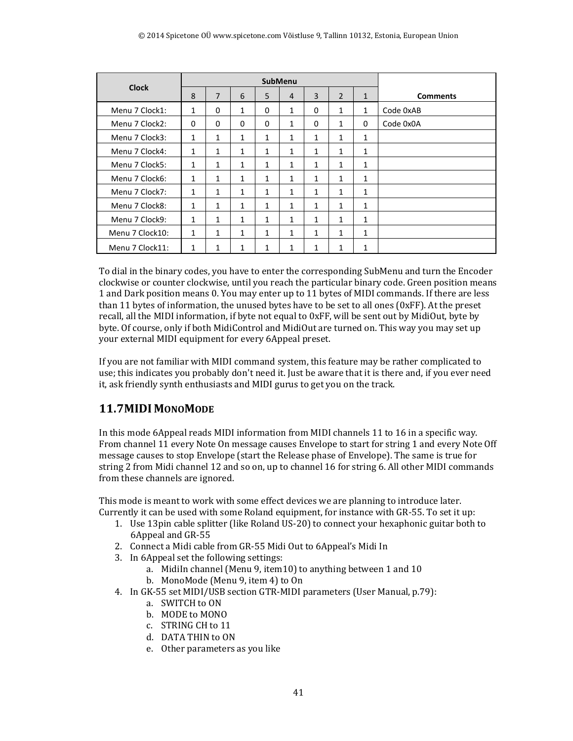| Clock | SubMenu | | | | | | | | Comments |
|---|---|---|---|---|---|---|---|---|---|
| | 8 | 7 | 6 | 5 | 4 | 3 | 2 | 1 | |
| Menu 7 Clock1: | 1 | 0 | 1 | 0 | 1 | 0 | 1 | 1 | Code 0xAB |
| Menu 7 Clock2: | 0 | 0 | 0 | 0 | 1 | 0 | 1 | 0 | Code 0x0A |
| Menu 7 Clock3: | 1 | 1 | 1 | 1 | 1 | 1 | 1 | 1 | |
| Menu 7 Clock4: | 1 | 1 | 1 | 1 | 1 | 1 | 1 | 1 | |
| Menu 7 Clock5: | 1 | 1 | 1 | 1 | 1 | 1 | 1 | 1 | |
| Menu 7 Clock6: | 1 | 1 | 1 | 1 | 1 | 1 | 1 | 1 | |
| Menu 7 Clock7: | 1 | 1 | 1 | 1 | 1 | 1 | 1 | 1 | |
| Menu 7 Clock8: | 1 | 1 | 1 | 1 | 1 | 1 | 1 | 1 | |
| Menu 7 Clock9: | 1 | 1 | 1 | 1 | 1 | 1 | 1 | 1 | |
| Menu 7 Clock10: | 1 | 1 | 1 | 1 | 1 | 1 | 1 | 1 | |
| Menu 7 Clock11: | 1 | 1 | 1 | 1 | 1 | 1 | 1 | 1 | |

To dial in the binary codes, you have to enter the corresponding SubMenu and turn the Encoder clockwise or counter clockwise, until you reach the particular binary code. Green position means 1 and Dark position means 0. You may enter up to 11 bytes of MIDI commands. If there are less than 11 bytes of information, the unused bytes have to be set to all ones (0xFF). At the preset recall, all the MIDI information, if byte not equal to 0xFF, will be sent out by MidiOut, byte by byte. Of course, only if both MidiControl and MidiOut are turned on. This way you may set up your external MIDI equipment for every 6Appeal preset.

If you are not familiar with MIDI command system, this feature may be rather complicated to use; this indicates you probably don't need it. Just be aware that it is there and, if you ever need it, ask friendly synth enthusiasts and MIDI gurus to get you on the track.

## 11.7 MIDI MonoMode

In this mode 6Appeal reads MIDI information from MIDI channels 11 to 16 in a specific way. From channel 11 every Note On message causes Envelope to start for string 1 and every Note Off message causes to stop Envelope (start the Release phase of Envelope). The same is true for string 2 from Midi channel 12 and so on, up to channel 16 for string 6. All other MIDI commands from these channels are ignored.

This mode is meant to work with some effect devices we are planning to introduce later. Currently it can be used with some Roland equipment, for instance with GR-55. To set it up:

1. Use 13pin cable splitter (like Roland US-20) to connect your hexaphonic guitar both to 6Appeal and GR-55
2. Connect a Midi cable from GR-55 Midi Out to 6Appeal's Midi In
3. In 6Appeal set the following settings:
    a. MidiIn channel (Menu 9, item10) to anything between 1 and 10
    b. MonoMode (Menu 9, item 4) to On
4. In GK-55 set MIDI/USB section GTR-MIDI parameters (User Manual, p.79):
    a. SWITCH to ON
    b. MODE to MONO
    c. STRING CH to 11
    d. DATA THIN to ON
    e. Other parameters as you like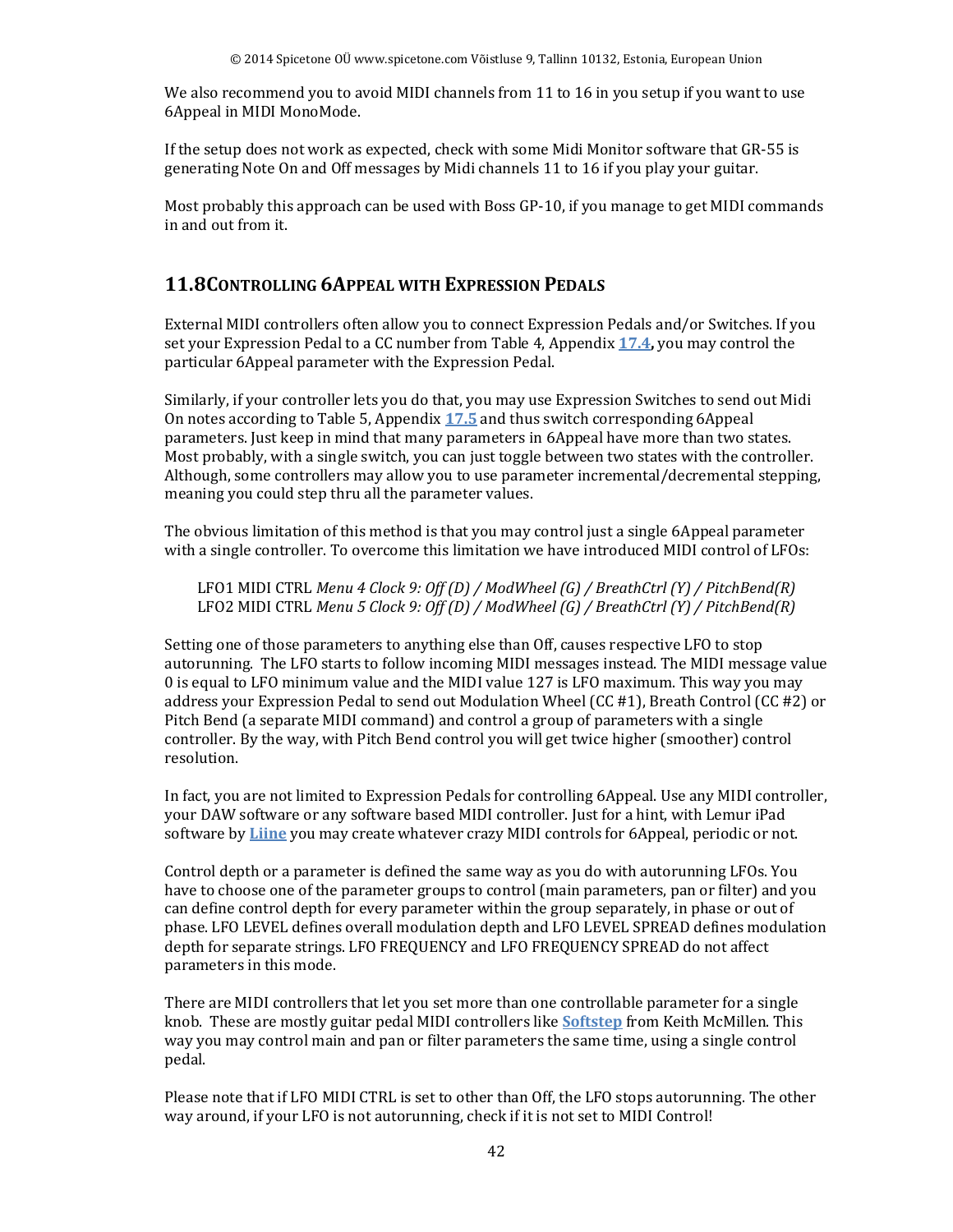We also recommend you to avoid MIDI channels from 11 to 16 in you setup if you want to use 6Appeal in MIDI MonoMode.

If the setup does not work as expected, check with some Midi Monitor software that GR-55 is generating Note On and Off messages by Midi channels 11 to 16 if you play your guitar.

Most probably this approach can be used with Boss GP-10, if you manage to get MIDI commands in and out from it.

## 11.8 Controlling 6Appeal with Expression Pedals

External MIDI controllers often allow you to connect Expression Pedals and/or Switches. If you set your Expression Pedal to a CC number from Table 4, Appendix **17.4,** you may control the particular 6Appeal parameter with the Expression Pedal.

Similarly, if your controller lets you do that, you may use Expression Switches to send out Midi On notes according to Table 5, Appendix **17.5** and thus switch corresponding 6Appeal parameters. Just keep in mind that many parameters in 6Appeal have more than two states. Most probably, with a single switch, you can just toggle between two states with the controller. Although, some controllers may allow you to use parameter incremental/decremental stepping, meaning you could step thru all the parameter values.

The obvious limitation of this method is that you may control just a single 6Appeal parameter with a single controller. To overcome this limitation we have introduced MIDI control of LFOs:

> LFO1 MIDI CTRL *Menu 4 Clock 9: Off (D) / ModWheel (G) / BreathCtrl (Y) / PitchBend(R)*
> LFO2 MIDI CTRL *Menu 5 Clock 9: Off (D) / ModWheel (G) / BreathCtrl (Y) / PitchBend(R)*

Setting one of those parameters to anything else than Off, causes respective LFO to stop autorunning. The LFO starts to follow incoming MIDI messages instead. The MIDI message value 0 is equal to LFO minimum value and the MIDI value 127 is LFO maximum. This way you may address your Expression Pedal to send out Modulation Wheel (CC #1), Breath Control (CC #2) or Pitch Bend (a separate MIDI command) and control a group of parameters with a single controller. By the way, with Pitch Bend control you will get twice higher (smoother) control resolution.

In fact, you are not limited to Expression Pedals for controlling 6Appeal. Use any MIDI controller, your DAW software or any software based MIDI controller. Just for a hint, with Lemur iPad software by **Liine** you may create whatever crazy MIDI controls for 6Appeal, periodic or not.

Control depth or a parameter is defined the same way as you do with autorunning LFOs. You have to choose one of the parameter groups to control (main parameters, pan or filter) and you can define control depth for every parameter within the group separately, in phase or out of phase. LFO LEVEL defines overall modulation depth and LFO LEVEL SPREAD defines modulation depth for separate strings. LFO FREQUENCY and LFO FREQUENCY SPREAD do not affect parameters in this mode.

There are MIDI controllers that let you set more than one controllable parameter for a single knob. These are mostly guitar pedal MIDI controllers like **Softstep** from Keith McMillen. This way you may control main and pan or filter parameters the same time, using a single control pedal.

Please note that if LFO MIDI CTRL is set to other than Off, the LFO stops autorunning. The other way around, if your LFO is not autorunning, check if it is not set to MIDI Control!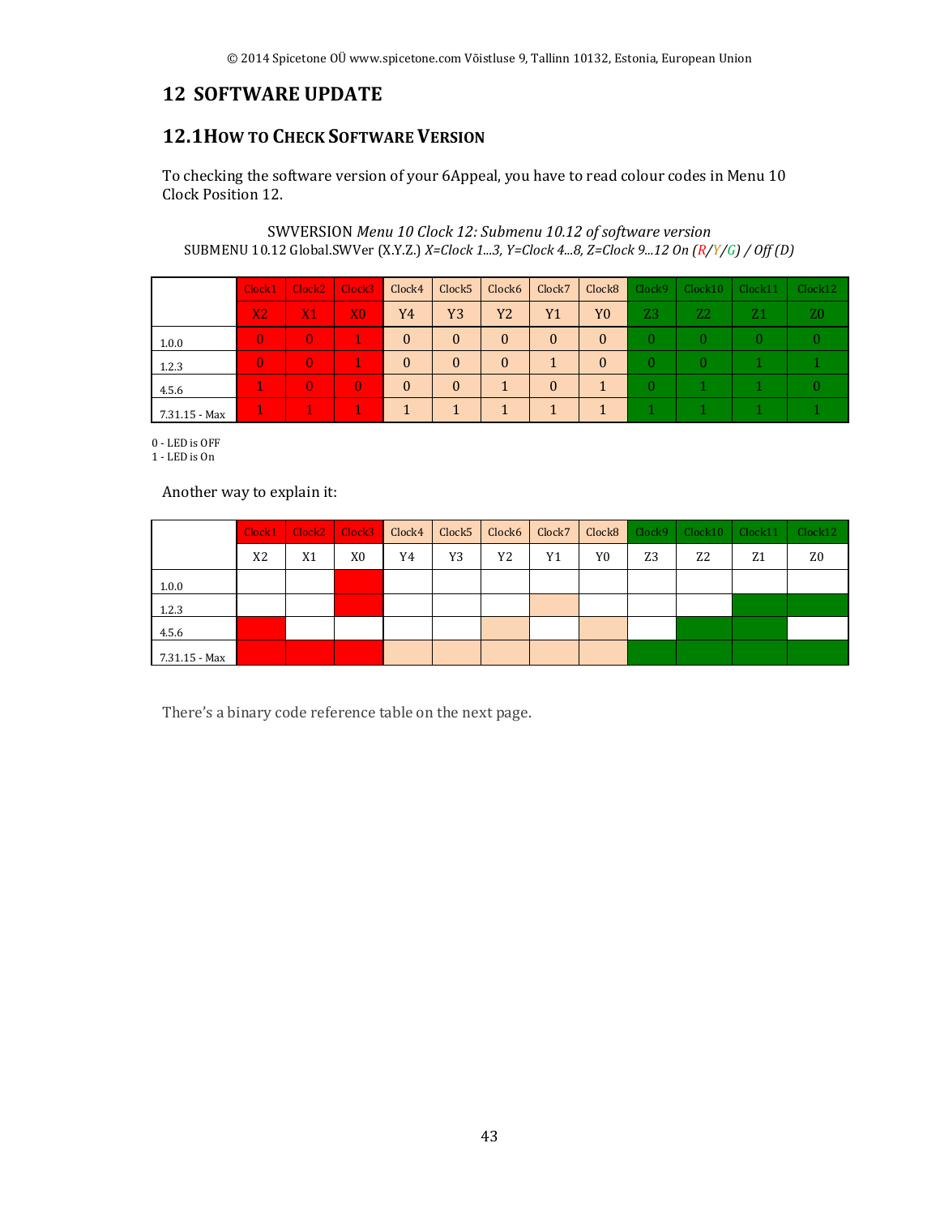# 12 SOFTWARE UPDATE

## 12.1 How to Check Software Version

To checking the software version of your 6Appeal, you have to read colour codes in Menu 10 Clock Position 12.

SWVERSION *Menu 10 Clock 12: Submenu 10.12 of software version*
SUBMENU 10.12 Global.SWVer (X.Y.Z.) *X=Clock 1...3, Y=Clock 4...8, Z=Clock 9...12 On (R/Y/G) / Off (D)*

| | Clock1 | Clock2 | Clock3 | Clock4 | Clock5 | Clock6 | Clock7 | Clock8 | Clock9 | Clock10 | Clock11 | Clock12 |
|---|---|---|---|---|---|---|---|---|---|---|---|---|
| | X2 | X1 | X0 | Y4 | Y3 | Y2 | Y1 | Y0 | Z3 | Z2 | Z1 | Z0 |
| 1.0.0 | 0 | 0 | 1 | 0 | 0 | 0 | 0 | 0 | 0 | 0 | 0 | 0 |
| 1.2.3 | 0 | 0 | 1 | 0 | 0 | 0 | 1 | 0 | 0 | 0 | 1 | 1 |
| 4.5.6 | 1 | 0 | 0 | 0 | 0 | 1 | 0 | 1 | 0 | 1 | 1 | 0 |
| 7.31.15 - Max | 1 | 1 | 1 | 1 | 1 | 1 | 1 | 1 | 1 | 1 | 1 | 1 |

0 - LED is OFF
1 - LED is On

Another way to explain it:

| | Clock1 | Clock2 | Clock3 | Clock4 | Clock5 | Clock6 | Clock7 | Clock8 | Clock9 | Clock10 | Clock11 | Clock12 |
|---|---|---|---|---|---|---|---|---|---|---|---|---|
| | X2 | X1 | X0 | Y4 | Y3 | Y2 | Y1 | Y0 | Z3 | Z2 | Z1 | Z0 |
| 1.0.0 | | | | | | | | | | | | |
| 1.2.3 | | | | | | | | | | | | |
| 4.5.6 | | | | | | | | | | | | |
| 7.31.15 - Max | | | | | | | | | | | | |

There's a binary code reference table on the next page.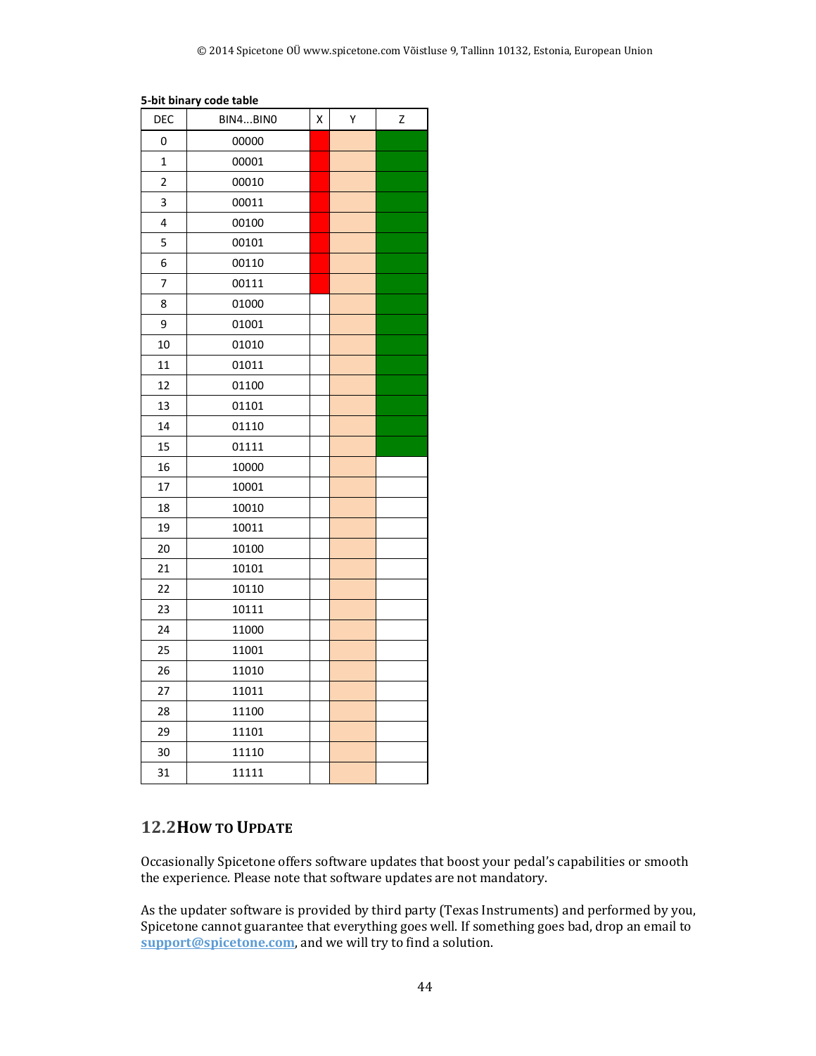**5-bit binary code table**

| DEC | BIN4...BIN0 | X | Y | Z |
|---|---|---|---|---|
| 0 | 00000 | | | |
| 1 | 00001 | | | |
| 2 | 00010 | | | |
| 3 | 00011 | | | |
| 4 | 00100 | | | |
| 5 | 00101 | | | |
| 6 | 00110 | | | |
| 7 | 00111 | | | |
| 8 | 01000 | | | |
| 9 | 01001 | | | |
| 10 | 01010 | | | |
| 11 | 01011 | | | |
| 12 | 01100 | | | |
| 13 | 01101 | | | |
| 14 | 01110 | | | |
| 15 | 01111 | | | |
| 16 | 10000 | | | |
| 17 | 10001 | | | |
| 18 | 10010 | | | |
| 19 | 10011 | | | |
| 20 | 10100 | | | |
| 21 | 10101 | | | |
| 22 | 10110 | | | |
| 23 | 10111 | | | |
| 24 | 11000 | | | |
| 25 | 11001 | | | |
| 26 | 11010 | | | |
| 27 | 11011 | | | |
| 28 | 11100 | | | |
| 29 | 11101 | | | |
| 30 | 11110 | | | |
| 31 | 11111 | | | |

## 12.2 How to Update

Occasionally Spicetone offers software updates that boost your pedal's capabilities or smooth the experience. Please note that software updates are not mandatory.

As the updater software is provided by third party (Texas Instruments) and performed by you, Spicetone cannot guarantee that everything goes well. If something goes bad, drop an email to **support@spicetone.com**, and we will try to find a solution.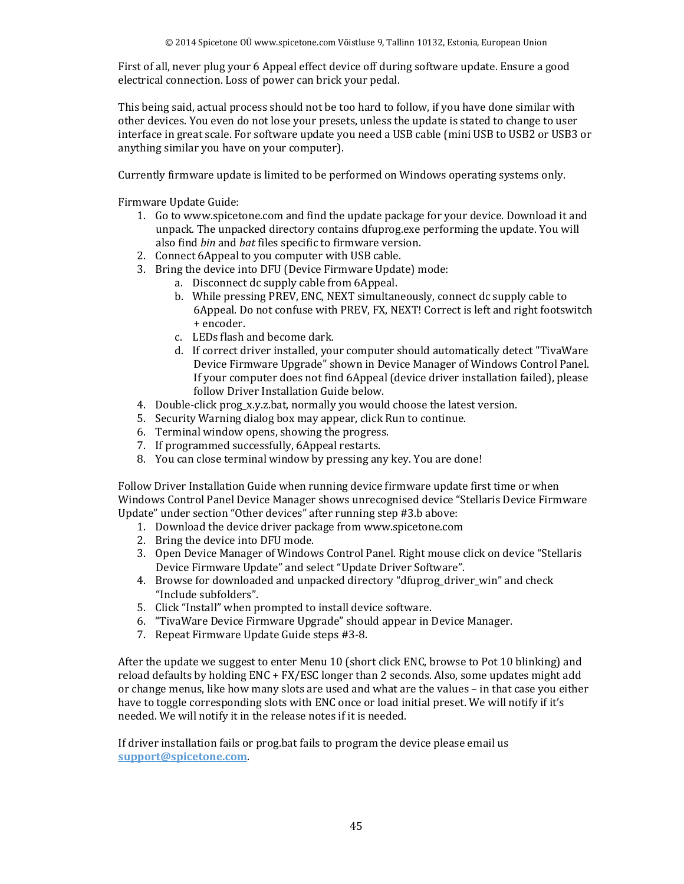First of all, never plug your 6 Appeal effect device off during software update. Ensure a good electrical connection. Loss of power can brick your pedal.

This being said, actual process should not be too hard to follow, if you have done similar with other devices. You even do not lose your presets, unless the update is stated to change to user interface in great scale. For software update you need a USB cable (mini USB to USB2 or USB3 or anything similar you have on your computer).

Currently firmware update is limited to be performed on Windows operating systems only.

Firmware Update Guide:

1. Go to www.spicetone.com and find the update package for your device. Download it and unpack. The unpacked directory contains dfuprog.exe performing the update. You will also find *bin* and *bat* files specific to firmware version.
2. Connect 6Appeal to you computer with USB cable.
3. Bring the device into DFU (Device Firmware Update) mode:
   a. Disconnect dc supply cable from 6Appeal.
   b. While pressing PREV, ENC, NEXT simultaneously, connect dc supply cable to 6Appeal. Do not confuse with PREV, FX, NEXT! Correct is left and right footswitch + encoder.
   c. LEDs flash and become dark.
   d. If correct driver installed, your computer should automatically detect "TivaWare Device Firmware Upgrade" shown in Device Manager of Windows Control Panel. If your computer does not find 6Appeal (device driver installation failed), please follow Driver Installation Guide below.
4. Double-click prog_x.y.z.bat, normally you would choose the latest version.
5. Security Warning dialog box may appear, click Run to continue.
6. Terminal window opens, showing the progress.
7. If programmed successfully, 6Appeal restarts.
8. You can close terminal window by pressing any key. You are done!

Follow Driver Installation Guide when running device firmware update first time or when Windows Control Panel Device Manager shows unrecognised device "Stellaris Device Firmware Update" under section "Other devices" after running step #3.b above:

1. Download the device driver package from www.spicetone.com
2. Bring the device into DFU mode.
3. Open Device Manager of Windows Control Panel. Right mouse click on device "Stellaris Device Firmware Update" and select "Update Driver Software".
4. Browse for downloaded and unpacked directory "dfuprog_driver_win" and check "Include subfolders".
5. Click "Install" when prompted to install device software.
6. "TivaWare Device Firmware Upgrade" should appear in Device Manager.
7. Repeat Firmware Update Guide steps #3-8.

After the update we suggest to enter Menu 10 (short click ENC, browse to Pot 10 blinking) and reload defaults by holding ENC + FX/ESC longer than 2 seconds. Also, some updates might add or change menus, like how many slots are used and what are the values – in that case you either have to toggle corresponding slots with ENC once or load initial preset. We will notify if it's needed. We will notify it in the release notes if it is needed.

If driver installation fails or prog.bat fails to program the device please email us **support@spicetone.com**.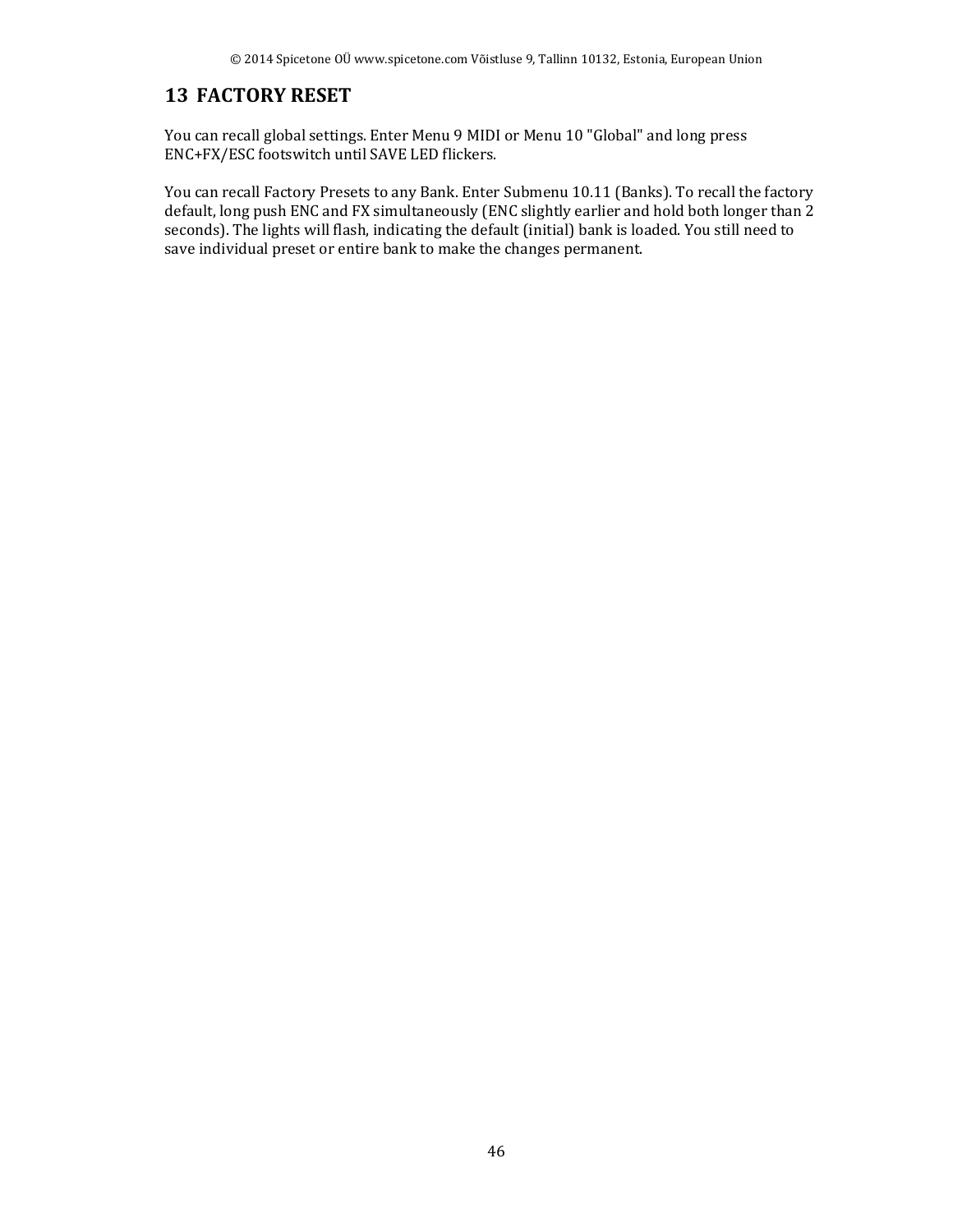# 13 FACTORY RESET

You can recall global settings. Enter Menu 9 MIDI or Menu 10 "Global" and long press ENC+FX/ESC footswitch until SAVE LED flickers.

You can recall Factory Presets to any Bank. Enter Submenu 10.11 (Banks). To recall the factory default, long push ENC and FX simultaneously (ENC slightly earlier and hold both longer than 2 seconds). The lights will flash, indicating the default (initial) bank is loaded. You still need to save individual preset or entire bank to make the changes permanent.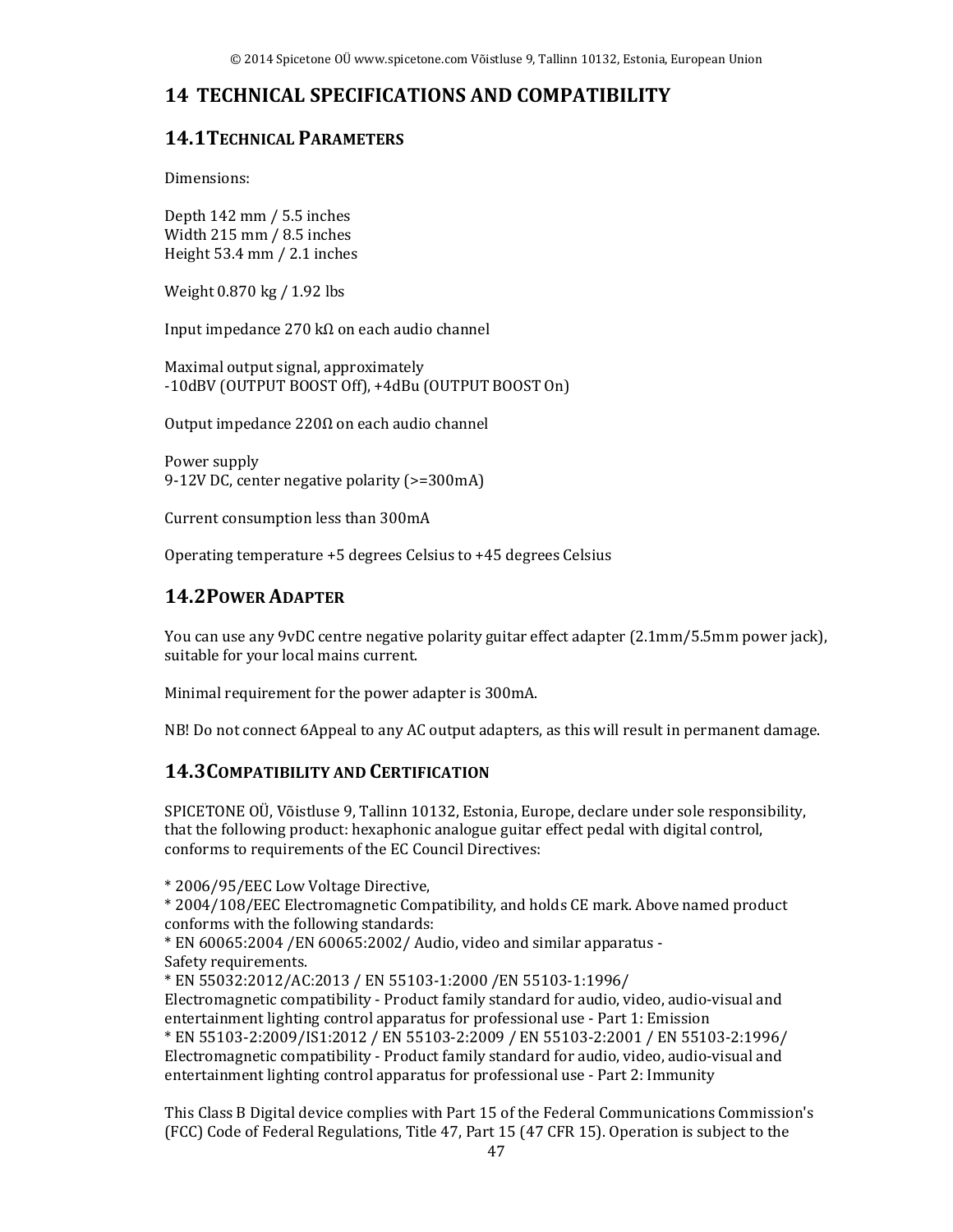# 14 TECHNICAL SPECIFICATIONS AND COMPATIBILITY

## 14.1 Technical Parameters

Dimensions:

Depth 142 mm / 5.5 inches
Width 215 mm / 8.5 inches
Height 53.4 mm / 2.1 inches

Weight 0.870 kg / 1.92 lbs

Input impedance 270 kΩ on each audio channel

Maximal output signal, approximately
-10dBV (OUTPUT BOOST Off), +4dBu (OUTPUT BOOST On)

Output impedance 220Ω on each audio channel

Power supply
9-12V DC, center negative polarity (>=300mA)

Current consumption less than 300mA

Operating temperature +5 degrees Celsius to +45 degrees Celsius

## 14.2 Power Adapter

You can use any 9vDC centre negative polarity guitar effect adapter (2.1mm/5.5mm power jack), suitable for your local mains current.

Minimal requirement for the power adapter is 300mA.

NB! Do not connect 6Appeal to any AC output adapters, as this will result in permanent damage.

## 14.3 Compatibility and Certification

SPICETONE OÜ, Võistluse 9, Tallinn 10132, Estonia, Europe, declare under sole responsibility, that the following product: hexaphonic analogue guitar effect pedal with digital control, conforms to requirements of the EC Council Directives:

* 2006/95/EEC Low Voltage Directive,
* 2004/108/EEC Electromagnetic Compatibility, and holds CE mark. Above named product conforms with the following standards:
* EN 60065:2004 /EN 60065:2002/ Audio, video and similar apparatus - Safety requirements.
* EN 55032:2012/AC:2013 / EN 55103-1:2000 /EN 55103-1:1996/ Electromagnetic compatibility - Product family standard for audio, video, audio-visual and entertainment lighting control apparatus for professional use - Part 1: Emission
* EN 55103-2:2009/IS1:2012 / EN 55103-2:2009 / EN 55103-2:2001 / EN 55103-2:1996/ Electromagnetic compatibility - Product family standard for audio, video, audio-visual and entertainment lighting control apparatus for professional use - Part 2: Immunity

This Class B Digital device complies with Part 15 of the Federal Communications Commission's (FCC) Code of Federal Regulations, Title 47, Part 15 (47 CFR 15). Operation is subject to the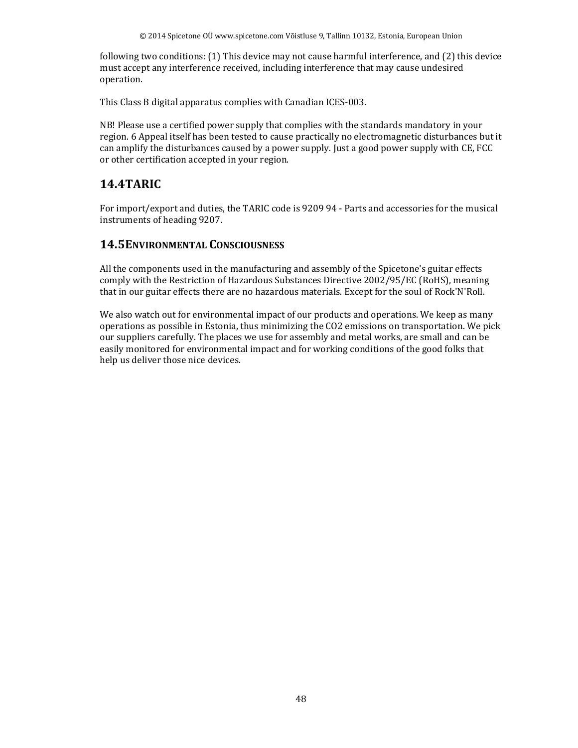following two conditions: (1) This device may not cause harmful interference, and (2) this device must accept any interference received, including interference that may cause undesired operation.

This Class B digital apparatus complies with Canadian ICES-003.

NB! Please use a certified power supply that complies with the standards mandatory in your region. 6 Appeal itself has been tested to cause practically no electromagnetic disturbances but it can amplify the disturbances caused by a power supply. Just a good power supply with CE, FCC or other certification accepted in your region.

## 14.4 TARIC

For import/export and duties, the TARIC code is 9209 94 - Parts and accessories for the musical instruments of heading 9207.

## 14.5 Environmental Consciousness

All the components used in the manufacturing and assembly of the Spicetone's guitar effects comply with the Restriction of Hazardous Substances Directive 2002/95/EC (RoHS), meaning that in our guitar effects there are no hazardous materials. Except for the soul of Rock'N'Roll.

We also watch out for environmental impact of our products and operations. We keep as many operations as possible in Estonia, thus minimizing the $CO_2$ emissions on transportation. We pick our suppliers carefully. The places we use for assembly and metal works, are small and can be easily monitored for environmental impact and for working conditions of the good folks that help us deliver those nice devices.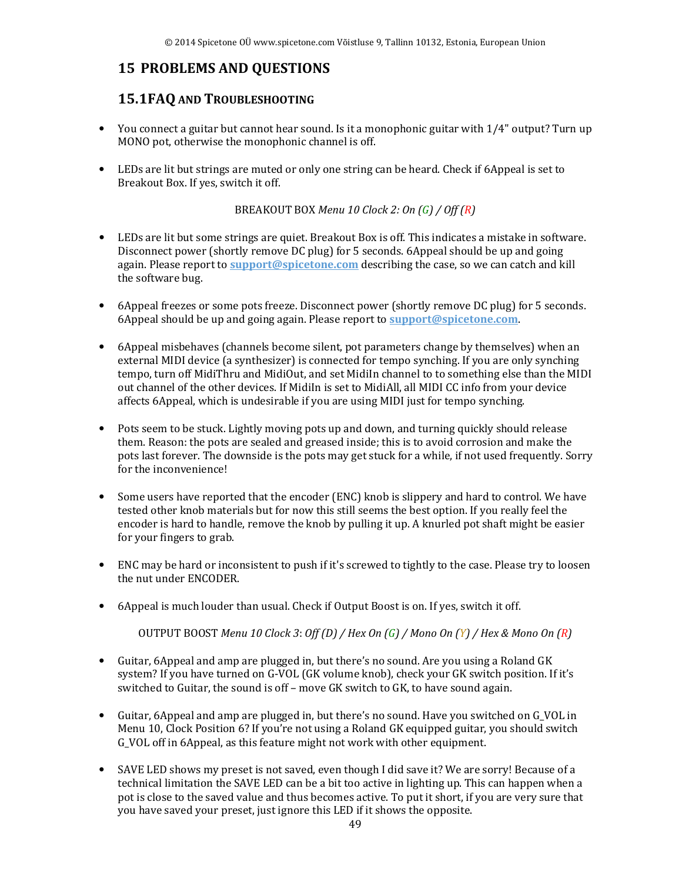# 15 PROBLEMS AND QUESTIONS

## 15.1 FAQ AND TROUBLESHOOTING

- You connect a guitar but cannot hear sound. Is it a monophonic guitar with 1/4" output? Turn up MONO pot, otherwise the monophonic channel is off.

- LEDs are lit but strings are muted or only one string can be heard. Check if 6Appeal is set to Breakout Box. If yes, switch it off.

  BREAKOUT BOX *Menu 10 Clock 2: On (G) / Off (R)*

- LEDs are lit but some strings are quiet. Breakout Box is off. This indicates a mistake in software. Disconnect power (shortly remove DC plug) for 5 seconds. 6Appeal should be up and going again. Please report to **support@spicetone.com** describing the case, so we can catch and kill the software bug.

- 6Appeal freezes or some pots freeze. Disconnect power (shortly remove DC plug) for 5 seconds. 6Appeal should be up and going again. Please report to **support@spicetone.com**.

- 6Appeal misbehaves (channels become silent, pot parameters change by themselves) when an external MIDI device (a synthesizer) is connected for tempo synching. If you are only synching tempo, turn off MidiThru and MidiOut, and set MidiIn channel to to something else than the MIDI out channel of the other devices. If MidiIn is set to MidiAll, all MIDI CC info from your device affects 6Appeal, which is undesirable if you are using MIDI just for tempo synching.

- Pots seem to be stuck. Lightly moving pots up and down, and turning quickly should release them. Reason: the pots are sealed and greased inside; this is to avoid corrosion and make the pots last forever. The downside is the pots may get stuck for a while, if not used frequently. Sorry for the inconvenience!

- Some users have reported that the encoder (ENC) knob is slippery and hard to control. We have tested other knob materials but for now this still seems the best option. If you really feel the encoder is hard to handle, remove the knob by pulling it up. A knurled pot shaft might be easier for your fingers to grab.

- ENC may be hard or inconsistent to push if it's screwed to tightly to the case. Please try to loosen the nut under ENCODER.

- 6Appeal is much louder than usual. Check if Output Boost is on. If yes, switch it off.

  OUTPUT BOOST *Menu 10 Clock 3: Off (D) / Hex On (G) / Mono On (Y) / Hex & Mono On (R)*

- Guitar, 6Appeal and amp are plugged in, but there's no sound. Are you using a Roland GK system? If you have turned on G-VOL (GK volume knob), check your GK switch position. If it's switched to Guitar, the sound is off – move GK switch to GK, to have sound again.

- Guitar, 6Appeal and amp are plugged in, but there's no sound. Have you switched on G_VOL in Menu 10, Clock Position 6? If you're not using a Roland GK equipped guitar, you should switch G_VOL off in 6Appeal, as this feature might not work with other equipment.

- SAVE LED shows my preset is not saved, even though I did save it? We are sorry! Because of a technical limitation the SAVE LED can be a bit too active in lighting up. This can happen when a pot is close to the saved value and thus becomes active. To put it short, if you are very sure that you have saved your preset, just ignore this LED if it shows the opposite.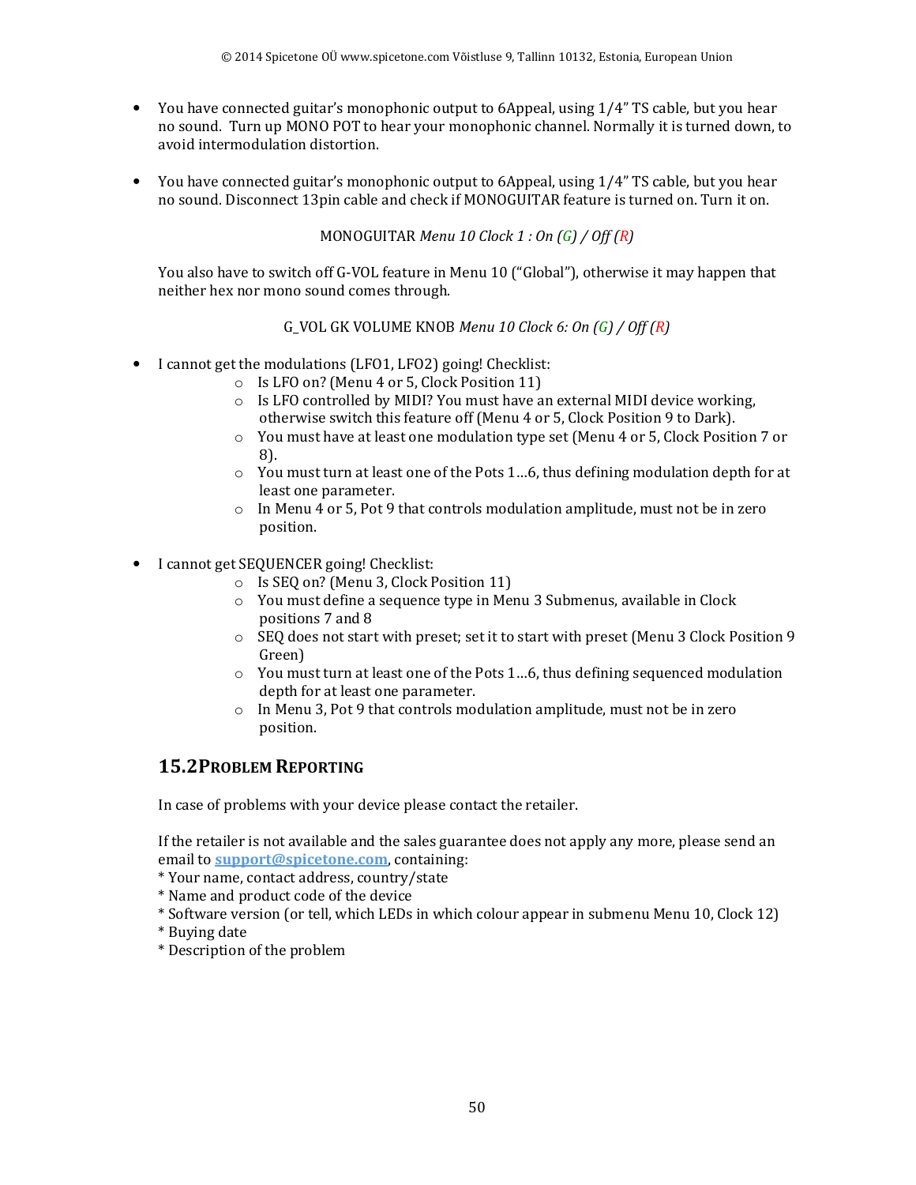- You have connected guitar's monophonic output to 6Appeal, using 1/4" TS cable, but you hear no sound. Turn up MONO POT to hear your monophonic channel. Normally it is turned down, to avoid intermodulation distortion.

- You have connected guitar's monophonic output to 6Appeal, using 1/4" TS cable, but you hear no sound. Disconnect 13pin cable and check if MONOGUITAR feature is turned on. Turn it on.

  MONOGUITAR *Menu 10 Clock 1 : On (G) / Off (R)*

  You also have to switch off G-VOL feature in Menu 10 ("Global"), otherwise it may happen that neither hex nor mono sound comes through.

  G_VOL GK VOLUME KNOB *Menu 10 Clock 6: On (G) / Off (R)*

- I cannot get the modulations (LFO1, LFO2) going! Checklist:
  - Is LFO on? (Menu 4 or 5, Clock Position 11)
  - Is LFO controlled by MIDI? You must have an external MIDI device working, otherwise switch this feature off (Menu 4 or 5, Clock Position 9 to Dark).
  - You must have at least one modulation type set (Menu 4 or 5, Clock Position 7 or 8).
  - You must turn at least one of the Pots 1…6, thus defining modulation depth for at least one parameter.
  - In Menu 4 or 5, Pot 9 that controls modulation amplitude, must not be in zero position.

- I cannot get SEQUENCER going! Checklist:
  - Is SEQ on? (Menu 3, Clock Position 11)
  - You must define a sequence type in Menu 3 Submenus, available in Clock positions 7 and 8
  - SEQ does not start with preset; set it to start with preset (Menu 3 Clock Position 9 Green)
  - You must turn at least one of the Pots 1…6, thus defining sequenced modulation depth for at least one parameter.
  - In Menu 3, Pot 9 that controls modulation amplitude, must not be in zero position.

## 15.2 Problem Reporting

In case of problems with your device please contact the retailer.

If the retailer is not available and the sales guarantee does not apply any more, please send an email to support@spicetone.com, containing:
* Your name, contact address, country/state
* Name and product code of the device
* Software version (or tell, which LEDs in which colour appear in submenu Menu 10, Clock 12)
* Buying date
* Description of the problem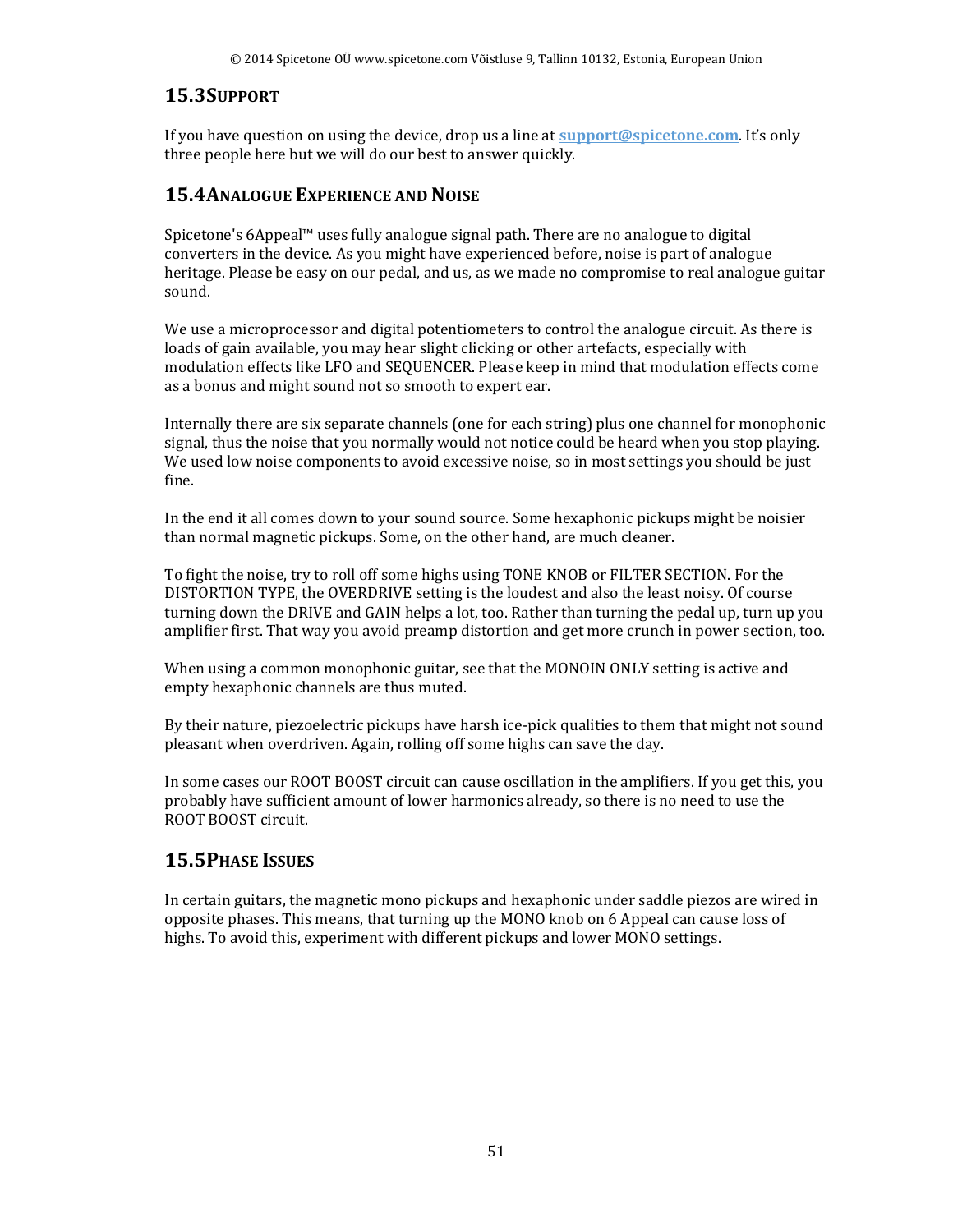## 15.3 Support

If you have question on using the device, drop us a line at **support@spicetone.com**. It's only three people here but we will do our best to answer quickly.

## 15.4 Analogue Experience and Noise

Spicetone's 6Appeal™ uses fully analogue signal path. There are no analogue to digital converters in the device. As you might have experienced before, noise is part of analogue heritage. Please be easy on our pedal, and us, as we made no compromise to real analogue guitar sound.

We use a microprocessor and digital potentiometers to control the analogue circuit. As there is loads of gain available, you may hear slight clicking or other artefacts, especially with modulation effects like LFO and SEQUENCER. Please keep in mind that modulation effects come as a bonus and might sound not so smooth to expert ear.

Internally there are six separate channels (one for each string) plus one channel for monophonic signal, thus the noise that you normally would not notice could be heard when you stop playing. We used low noise components to avoid excessive noise, so in most settings you should be just fine.

In the end it all comes down to your sound source. Some hexaphonic pickups might be noisier than normal magnetic pickups. Some, on the other hand, are much cleaner.

To fight the noise, try to roll off some highs using TONE KNOB or FILTER SECTION. For the DISTORTION TYPE, the OVERDRIVE setting is the loudest and also the least noisy. Of course turning down the DRIVE and GAIN helps a lot, too. Rather than turning the pedal up, turn up you amplifier first. That way you avoid preamp distortion and get more crunch in power section, too.

When using a common monophonic guitar, see that the MONOIN ONLY setting is active and empty hexaphonic channels are thus muted.

By their nature, piezoelectric pickups have harsh ice-pick qualities to them that might not sound pleasant when overdriven. Again, rolling off some highs can save the day.

In some cases our ROOT BOOST circuit can cause oscillation in the amplifiers. If you get this, you probably have sufficient amount of lower harmonics already, so there is no need to use the ROOT BOOST circuit.

## 15.5 Phase Issues

In certain guitars, the magnetic mono pickups and hexaphonic under saddle piezos are wired in opposite phases. This means, that turning up the MONO knob on 6 Appeal can cause loss of highs. To avoid this, experiment with different pickups and lower MONO settings.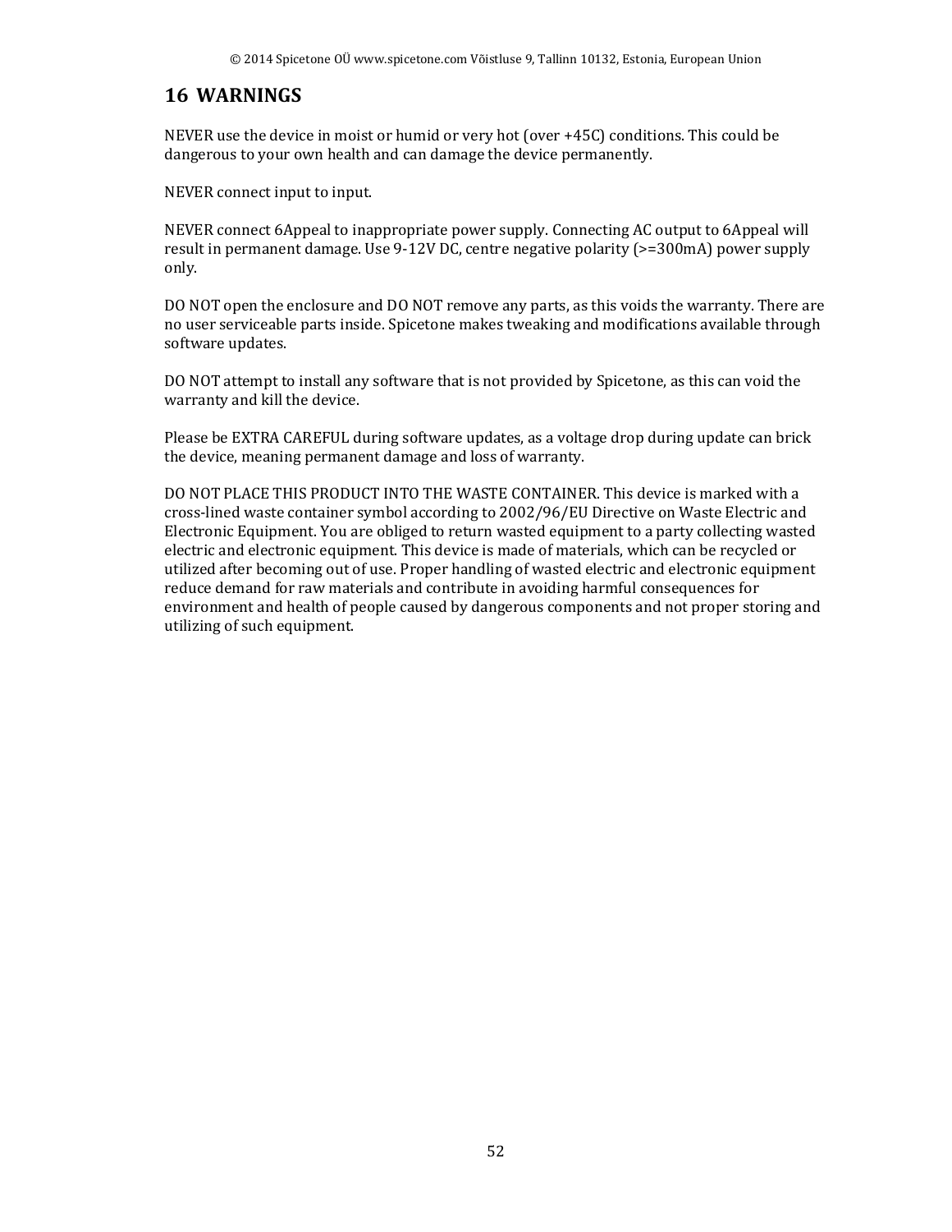# 16 WARNINGS

NEVER use the device in moist or humid or very hot (over +45C) conditions. This could be dangerous to your own health and can damage the device permanently.

NEVER connect input to input.

NEVER connect 6Appeal to inappropriate power supply. Connecting AC output to 6Appeal will result in permanent damage. Use 9-12V DC, centre negative polarity (>=300mA) power supply only.

DO NOT open the enclosure and DO NOT remove any parts, as this voids the warranty. There are no user serviceable parts inside. Spicetone makes tweaking and modifications available through software updates.

DO NOT attempt to install any software that is not provided by Spicetone, as this can void the warranty and kill the device.

Please be EXTRA CAREFUL during software updates, as a voltage drop during update can brick the device, meaning permanent damage and loss of warranty.

DO NOT PLACE THIS PRODUCT INTO THE WASTE CONTAINER. This device is marked with a cross-lined waste container symbol according to 2002/96/EU Directive on Waste Electric and Electronic Equipment. You are obliged to return wasted equipment to a party collecting wasted electric and electronic equipment. This device is made of materials, which can be recycled or utilized after becoming out of use. Proper handling of wasted electric and electronic equipment reduce demand for raw materials and contribute in avoiding harmful consequences for environment and health of people caused by dangerous components and not proper storing and utilizing of such equipment.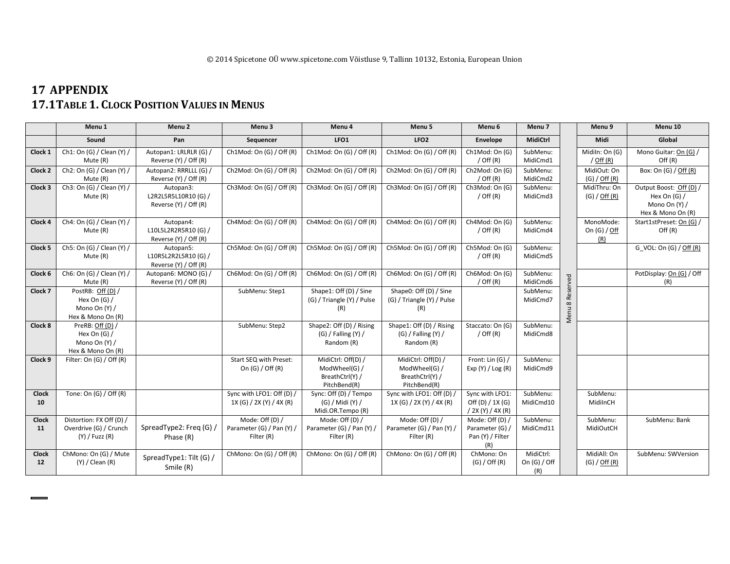# 17 APPENDIX

## 17.1 TABLE 1. CLOCK POSITION VALUES IN MENUS

| | Menu 1 | Menu 2 | Menu 3 | Menu 4 | Menu 5 | Menu 6 | Menu 7 | | Menu 9 | Menu 10 |
|---|---|---|---|---|---|---|---|---|---|---|
| | Sound | Pan | Sequencer | LFO1 | LFO2 | Envelope | MidiCtrl | | Midi | Global |
| Clock 1 | Ch1: On (G) / Clean (Y) / Mute (R) | Autopan1: LRLRLR (G) / Reverse (Y) / Off (R) | Ch1Mod: On (G) / Off (R) | Ch1Mod: On (G) / Off (R) | Ch1Mod: On (G) / Off (R) | Ch1Mod: On (G) / Off (R) | SubMenu: MidiCmd1 | Menu 8 Reserved | MidiIn: On (G) / Off (R) | Mono Guitar: On (G) / Off (R) |
| Clock 2 | Ch2: On (G) / Clean (Y) / Mute (R) | Autopan2: RRRLLL (G) / Reverse (Y) / Off (R) | Ch2Mod: On (G) / Off (R) | Ch2Mod: On (G) / Off (R) | Ch2Mod: On (G) / Off (R) | Ch2Mod: On (G) / Off (R) | SubMenu: MidiCmd2 | | MidiOut: On (G) / Off (R) | Box: On (G) / Off (R) |
| Clock 3 | Ch3: On (G) / Clean (Y) / Mute (R) | Autopan3: L2R2L5R5L10R10 (G) / Reverse (Y) / Off (R) | Ch3Mod: On (G) / Off (R) | Ch3Mod: On (G) / Off (R) | Ch3Mod: On (G) / Off (R) | Ch3Mod: On (G) / Off (R) | SubMenu: MidiCmd3 | | MidiThru: On (G) / Off (R) | Output Boost: Off (D) / Hex On (G) / Mono On (Y) / Hex & Mono On (R) |
| Clock 4 | Ch4: On (G) / Clean (Y) / Mute (R) | Autopan4: L10L5L2R2R5R10 (G) / Reverse (Y) / Off (R) | Ch4Mod: On (G) / Off (R) | Ch4Mod: On (G) / Off (R) | Ch4Mod: On (G) / Off (R) | Ch4Mod: On (G) / Off (R) | SubMenu: MidiCmd4 | | MonoMode: On (G) / Off (R) | Start1stPreset: On (G) / Off (R) |
| Clock 5 | Ch5: On (G) / Clean (Y) / Mute (R) | Autopan5: L10R5L2R2L5R10 (G) / Reverse (Y) / Off (R) | Ch5Mod: On (G) / Off (R) | Ch5Mod: On (G) / Off (R) | Ch5Mod: On (G) / Off (R) | Ch5Mod: On (G) / Off (R) | SubMenu: MidiCmd5 | | | G_VOL: On (G) / Off (R) |
| Clock 6 | Ch6: On (G) / Clean (Y) / Mute (R) | Autopan6: MONO (G) / Reverse (Y) / Off (R) | Ch6Mod: On (G) / Off (R) | Ch6Mod: On (G) / Off (R) | Ch6Mod: On (G) / Off (R) | Ch6Mod: On (G) / Off (R) | SubMenu: MidiCmd6 | | | PotDisplay: On (G) / Off (R) |
| Clock 7 | PostRB: Off (D) / Hex On (G) / Mono On (Y) / Hex & Mono On (R) | | SubMenu: Step1 | Shape1: Off (D) / Sine (G) / Triangle (Y) / Pulse (R) | Shape0: Off (D) / Sine (G) / Triangle (Y) / Pulse (R) | | SubMenu: MidiCmd7 | | | |
| Clock 8 | PreRB: Off (D) / Hex On (G) / Mono On (Y) / Hex & Mono On (R) | | SubMenu: Step2 | Shape2: Off (D) / Rising (G) / Falling (Y) / Random (R) | Shape1: Off (D) / Rising (G) / Falling (Y) / Random (R) | Staccato: On (G) / Off (R) | SubMenu: MidiCmd8 | | | |
| Clock 9 | Filter: On (G) / Off (R) | | Start SEQ with Preset: On (G) / Off (R) | MidiCtrl: Off(D) / ModWheel(G) / BreathCtrl(Y) / PitchBend(R) | MidiCtrl: Off(D) / ModWheel(G) / BreathCtrl(Y) / PitchBend(R) | Front: Lin (G) / Exp (Y) / Log (R) | SubMenu: MidiCmd9 | | | |
| Clock 10 | Tone: On (G) / Off (R) | | Sync with LFO1: Off (D) / 1X (G) / 2X (Y) / 4X (R) | Sync: Off (D) / Tempo (G) / Midi (Y) / Midi.OR.Tempo (R) | Sync with LFO1: Off (D) / 1X (G) / 2X (Y) / 4X (R) | Sync with LFO1: Off (D) / 1X (G) / 2X (Y) / 4X (R) | SubMenu: MidiCmd10 | | SubMenu: MidiInCH | |
| Clock 11 | Distortion: FX Off (D) / Overdrive (G) / Crunch (Y) / Fuzz (R) | SpreadType2: Freq (G) / Phase (R) | Mode: Off (D) / Parameter (G) / Pan (Y) / Filter (R) | Mode: Off (D) / Parameter (G) / Pan (Y) / Filter (R) | Mode: Off (D) / Parameter (G) / Pan (Y) / Filter (R) | Mode: Off (D) / Parameter (G) / Pan (Y) / Filter (R) | SubMenu: MidiCmd11 | | SubMenu: MidiOutCH | SubMenu: Bank |
| Clock 12 | ChMono: On (G) / Mute (Y) / Clean (R) | SpreadType1: Tilt (G) / Smile (R) | ChMono: On (G) / Off (R) | ChMono: On (G) / Off (R) | ChMono: On (G) / Off (R) | ChMono: On (G) / Off (R) | MidiCtrl: On (G) / Off (R) | | MidiAll: On (G) / Off (R) | SubMenu: SWVersion |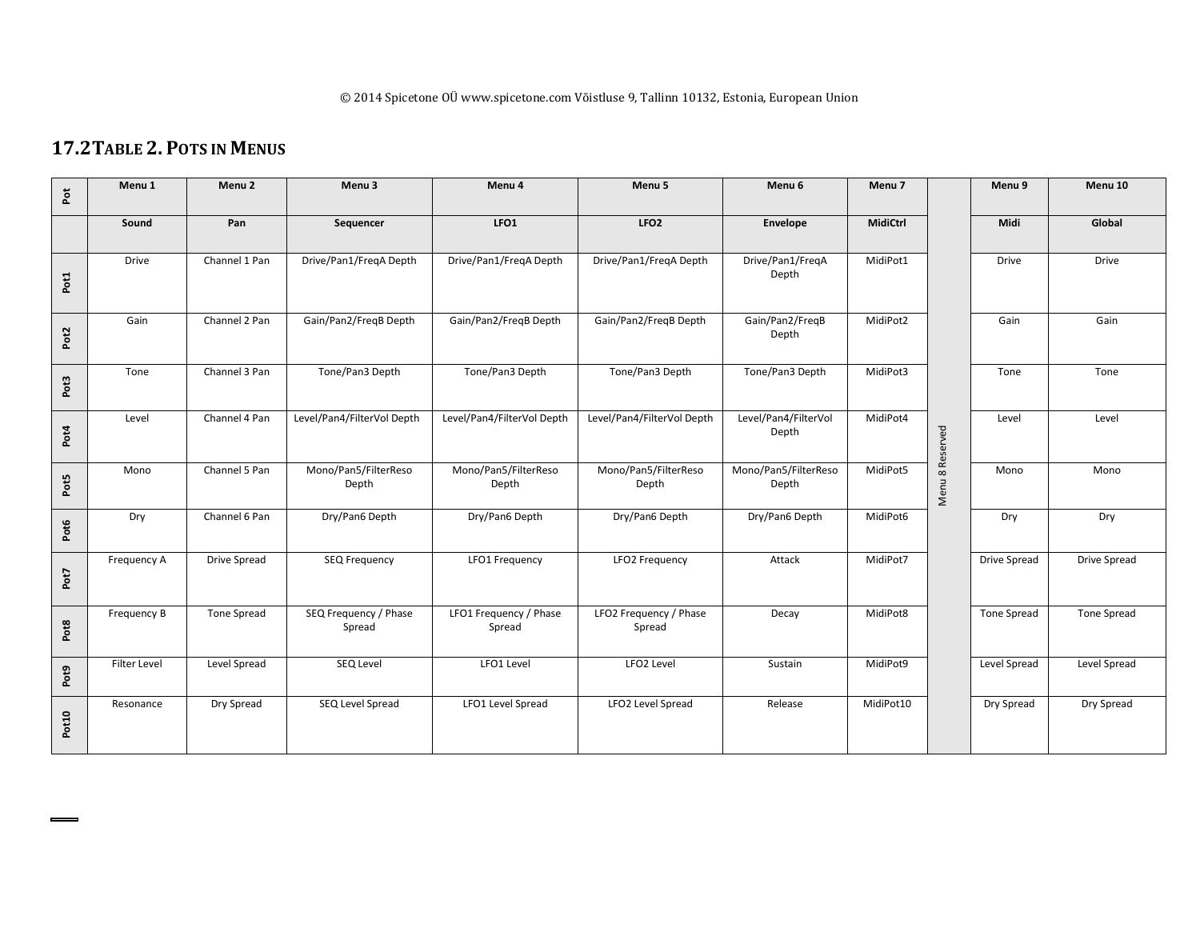## 17.2 Table 2. Pots in Menus

| Pot | Menu 1 | Menu 2 | Menu 3 | Menu 4 | Menu 5 | Menu 6 | Menu 7 | Menu 8 Reserved | Menu 9 | Menu 10 |
|---|---|---|---|---|---|---|---|---|---|---|
| | Sound | Pan | Sequencer | LFO1 | LFO2 | Envelope | MidiCtrl | | Midi | Global |
| Pot1 | Drive | Channel 1 Pan | Drive/Pan1/FreqA Depth | Drive/Pan1/FreqA Depth | Drive/Pan1/FreqA Depth | Drive/Pan1/FreqA Depth | MidiPot1 | | Drive | Drive |
| Pot2 | Gain | Channel 2 Pan | Gain/Pan2/FreqB Depth | Gain/Pan2/FreqB Depth | Gain/Pan2/FreqB Depth | Gain/Pan2/FreqB Depth | MidiPot2 | | Gain | Gain |
| Pot3 | Tone | Channel 3 Pan | Tone/Pan3 Depth | Tone/Pan3 Depth | Tone/Pan3 Depth | Tone/Pan3 Depth | MidiPot3 | | Tone | Tone |
| Pot4 | Level | Channel 4 Pan | Level/Pan4/FilterVol Depth | Level/Pan4/FilterVol Depth | Level/Pan4/FilterVol Depth | Level/Pan4/FilterVol Depth | MidiPot4 | | Level | Level |
| Pot5 | Mono | Channel 5 Pan | Mono/Pan5/FilterReso Depth | Mono/Pan5/FilterReso Depth | Mono/Pan5/FilterReso Depth | Mono/Pan5/FilterReso Depth | MidiPot5 | | Mono | Mono |
| Pot6 | Dry | Channel 6 Pan | Dry/Pan6 Depth | Dry/Pan6 Depth | Dry/Pan6 Depth | Dry/Pan6 Depth | MidiPot6 | | Dry | Dry |
| Pot7 | Frequency A | Drive Spread | SEQ Frequency | LFO1 Frequency | LFO2 Frequency | Attack | MidiPot7 | | Drive Spread | Drive Spread |
| Pot8 | Frequency B | Tone Spread | SEQ Frequency / Phase Spread | LFO1 Frequency / Phase Spread | LFO2 Frequency / Phase Spread | Decay | MidiPot8 | | Tone Spread | Tone Spread |
| Pot9 | Filter Level | Level Spread | SEQ Level | LFO1 Level | LFO2 Level | Sustain | MidiPot9 | | Level Spread | Level Spread |
| Pot10 | Resonance | Dry Spread | SEQ Level Spread | LFO1 Level Spread | LFO2 Level Spread | Release | MidiPot10 | | Dry Spread | Dry Spread |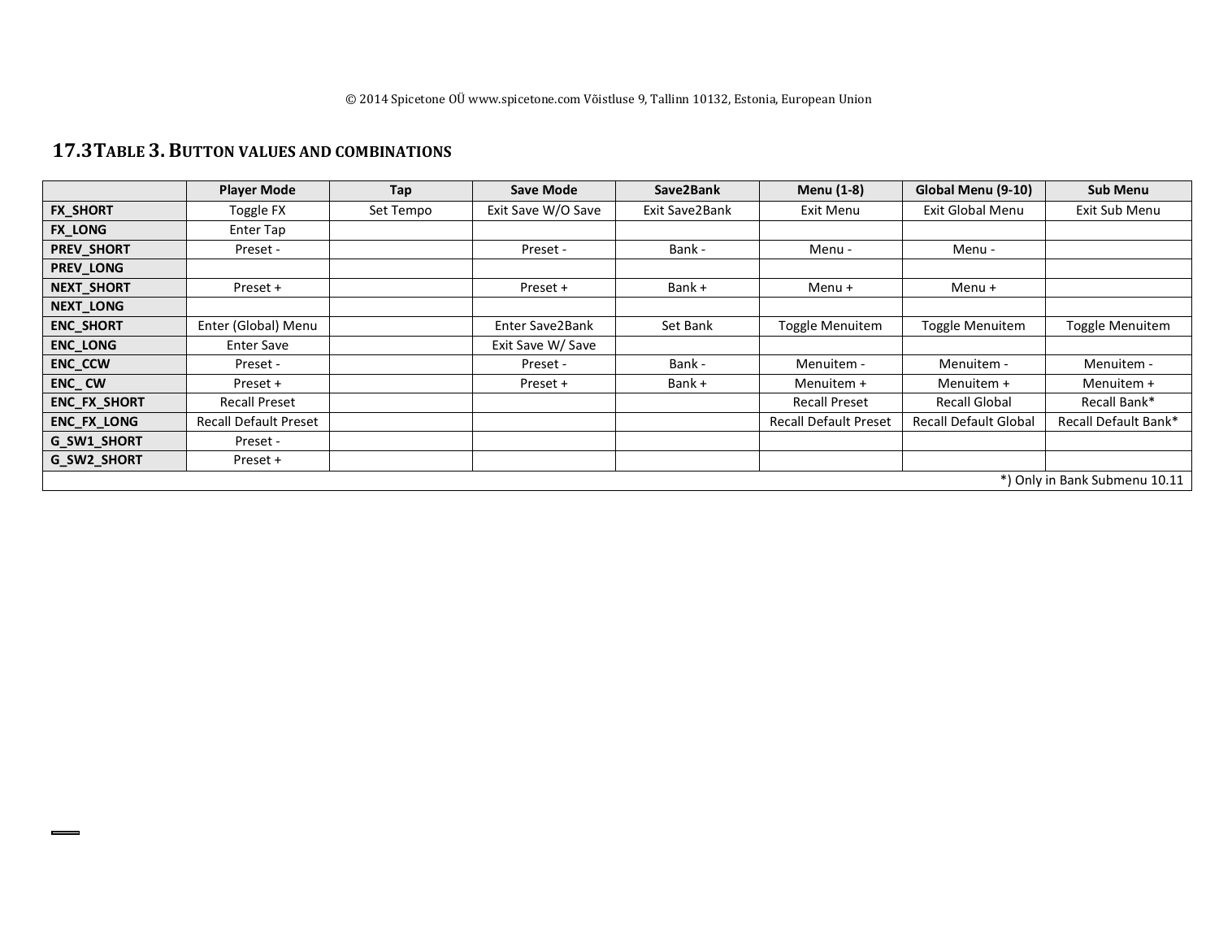## 17.3 Table 3. Button values and combinations

| | Player Mode | Tap | Save Mode | Save2Bank | Menu (1-8) | Global Menu (9-10) | Sub Menu |
|---|---|---|---|---|---|---|---|
| **FX_SHORT** | Toggle FX | Set Tempo | Exit Save W/O Save | Exit Save2Bank | Exit Menu | Exit Global Menu | Exit Sub Menu |
| **FX_LONG** | Enter Tap | | | | | | |
| **PREV_SHORT** | Preset - | | Preset - | Bank - | Menu - | Menu - | |
| **PREV_LONG** | | | | | | | |
| **NEXT_SHORT** | Preset + | | Preset + | Bank + | Menu + | Menu + | |
| **NEXT_LONG** | | | | | | | |
| **ENC_SHORT** | Enter (Global) Menu | | Enter Save2Bank | Set Bank | Toggle Menuitem | Toggle Menuitem | Toggle Menuitem |
| **ENC_LONG** | Enter Save | | Exit Save W/ Save | | | | |
| **ENC_CCW** | Preset - | | Preset - | Bank - | Menuitem - | Menuitem - | Menuitem - |
| **ENC_ CW** | Preset + | | Preset + | Bank + | Menuitem + | Menuitem + | Menuitem + |
| **ENC_FX_SHORT** | Recall Preset | | | | Recall Preset | Recall Global | Recall Bank* |
| **ENC_FX_LONG** | Recall Default Preset | | | | Recall Default Preset | Recall Default Global | Recall Default Bank* |
| **G_SW1_SHORT** | Preset - | | | | | | |
| **G_SW2_SHORT** | Preset + | | | | | | |

*) Only in Bank Submenu 10.11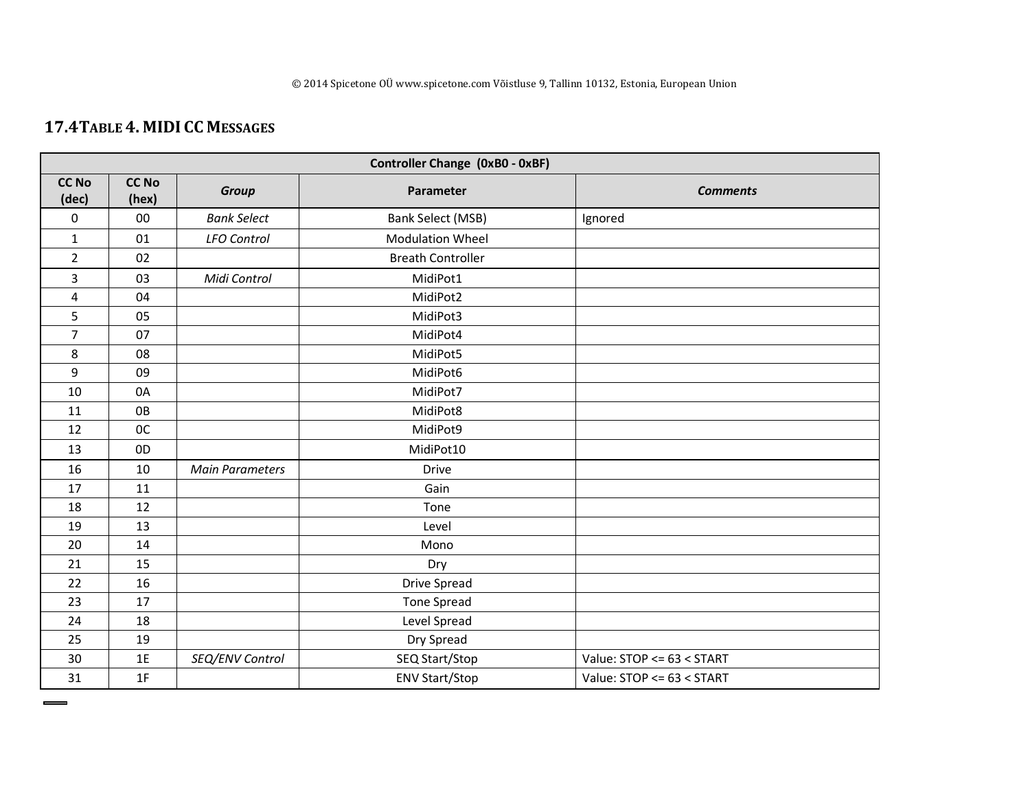## 17.4 Table 4. MIDI CC Messages

| Controller Change (0xB0 - 0xBF) | | | | |
|---|---|---|---|---|
| **CC No (dec)** | **CC No (hex)** | ***Group*** | **Parameter** | ***Comments*** |
| 0 | 00 | *Bank Select* | Bank Select (MSB) | Ignored |
| 1 | 01 | *LFO Control* | Modulation Wheel | |
| 2 | 02 | | Breath Controller | |
| 3 | 03 | *Midi Control* | MidiPot1 | |
| 4 | 04 | | MidiPot2 | |
| 5 | 05 | | MidiPot3 | |
| 7 | 07 | | MidiPot4 | |
| 8 | 08 | | MidiPot5 | |
| 9 | 09 | | MidiPot6 | |
| 10 | 0A | | MidiPot7 | |
| 11 | 0B | | MidiPot8 | |
| 12 | 0C | | MidiPot9 | |
| 13 | 0D | | MidiPot10 | |
| 16 | 10 | *Main Parameters* | Drive | |
| 17 | 11 | | Gain | |
| 18 | 12 | | Tone | |
| 19 | 13 | | Level | |
| 20 | 14 | | Mono | |
| 21 | 15 | | Dry | |
| 22 | 16 | | Drive Spread | |
| 23 | 17 | | Tone Spread | |
| 24 | 18 | | Level Spread | |
| 25 | 19 | | Dry Spread | |
| 30 | 1E | *SEQ/ENV Control* | SEQ Start/Stop | Value: STOP <= 63 < START |
| 31 | 1F | | ENV Start/Stop | Value: STOP <= 63 < START |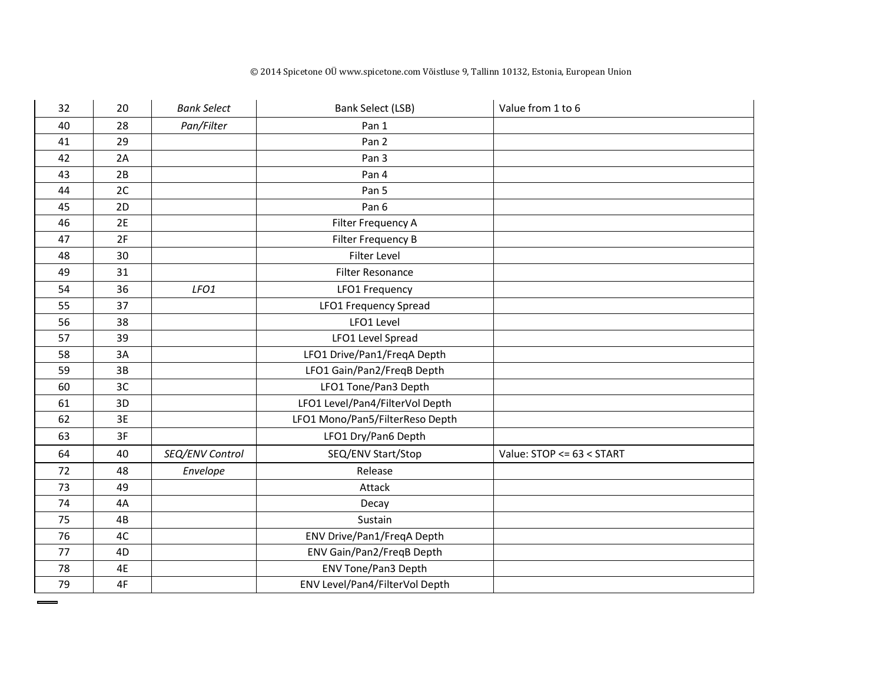| 32 | 20 | *Bank Select* | Bank Select (LSB) | Value from 1 to 6 |
|---|---|---|---|---|
| 40 | 28 | *Pan/Filter* | Pan 1 | |
| 41 | 29 | | Pan 2 | |
| 42 | 2A | | Pan 3 | |
| 43 | 2B | | Pan 4 | |
| 44 | 2C | | Pan 5 | |
| 45 | 2D | | Pan 6 | |
| 46 | 2E | | Filter Frequency A | |
| 47 | 2F | | Filter Frequency B | |
| 48 | 30 | | Filter Level | |
| 49 | 31 | | Filter Resonance | |
| 54 | 36 | *LFO1* | LFO1 Frequency | |
| 55 | 37 | | LFO1 Frequency Spread | |
| 56 | 38 | | LFO1 Level | |
| 57 | 39 | | LFO1 Level Spread | |
| 58 | 3A | | LFO1 Drive/Pan1/FreqA Depth | |
| 59 | 3B | | LFO1 Gain/Pan2/FreqB Depth | |
| 60 | 3C | | LFO1 Tone/Pan3 Depth | |
| 61 | 3D | | LFO1 Level/Pan4/FilterVol Depth | |
| 62 | 3E | | LFO1 Mono/Pan5/FilterReso Depth | |
| 63 | 3F | | LFO1 Dry/Pan6 Depth | |
| 64 | 40 | *SEQ/ENV Control* | SEQ/ENV Start/Stop | Value: STOP <= 63 < START |
| 72 | 48 | *Envelope* | Release | |
| 73 | 49 | | Attack | |
| 74 | 4A | | Decay | |
| 75 | 4B | | Sustain | |
| 76 | 4C | | ENV Drive/Pan1/FreqA Depth | |
| 77 | 4D | | ENV Gain/Pan2/FreqB Depth | |
| 78 | 4E | | ENV Tone/Pan3 Depth | |
| 79 | 4F | | ENV Level/Pan4/FilterVol Depth | |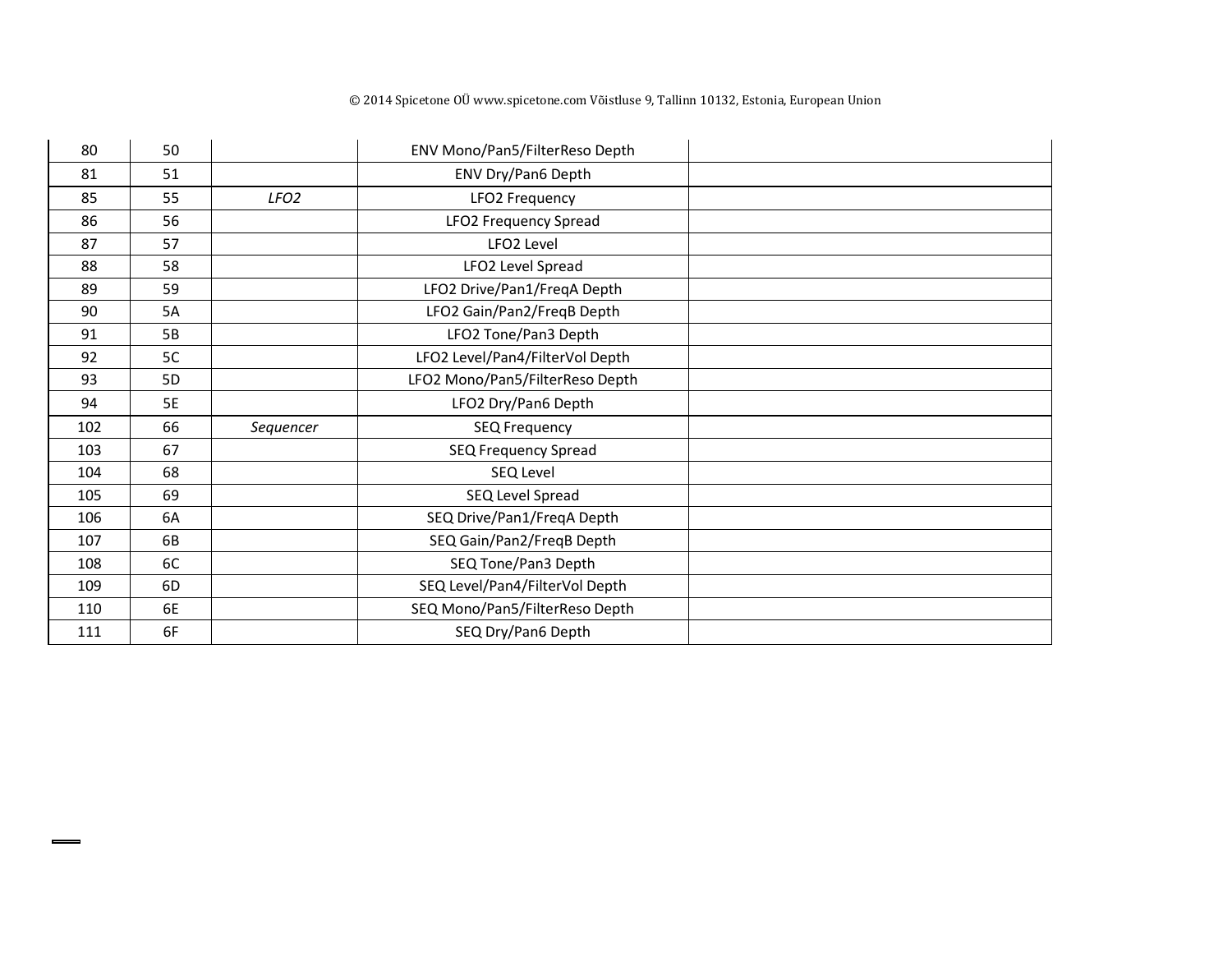| | | | | |
|---|---|---|---|---|
| 80 | 50 | | ENV Mono/Pan5/FilterReso Depth | |
| 81 | 51 | | ENV Dry/Pan6 Depth | |
| 85 | 55 | *LFO2* | LFO2 Frequency | |
| 86 | 56 | | LFO2 Frequency Spread | |
| 87 | 57 | | LFO2 Level | |
| 88 | 58 | | LFO2 Level Spread | |
| 89 | 59 | | LFO2 Drive/Pan1/FreqA Depth | |
| 90 | 5A | | LFO2 Gain/Pan2/FreqB Depth | |
| 91 | 5B | | LFO2 Tone/Pan3 Depth | |
| 92 | 5C | | LFO2 Level/Pan4/FilterVol Depth | |
| 93 | 5D | | LFO2 Mono/Pan5/FilterReso Depth | |
| 94 | 5E | | LFO2 Dry/Pan6 Depth | |
| 102 | 66 | *Sequencer* | SEQ Frequency | |
| 103 | 67 | | SEQ Frequency Spread | |
| 104 | 68 | | SEQ Level | |
| 105 | 69 | | SEQ Level Spread | |
| 106 | 6A | | SEQ Drive/Pan1/FreqA Depth | |
| 107 | 6B | | SEQ Gain/Pan2/FreqB Depth | |
| 108 | 6C | | SEQ Tone/Pan3 Depth | |
| 109 | 6D | | SEQ Level/Pan4/FilterVol Depth | |
| 110 | 6E | | SEQ Mono/Pan5/FilterReso Depth | |
| 111 | 6F | | SEQ Dry/Pan6 Depth | |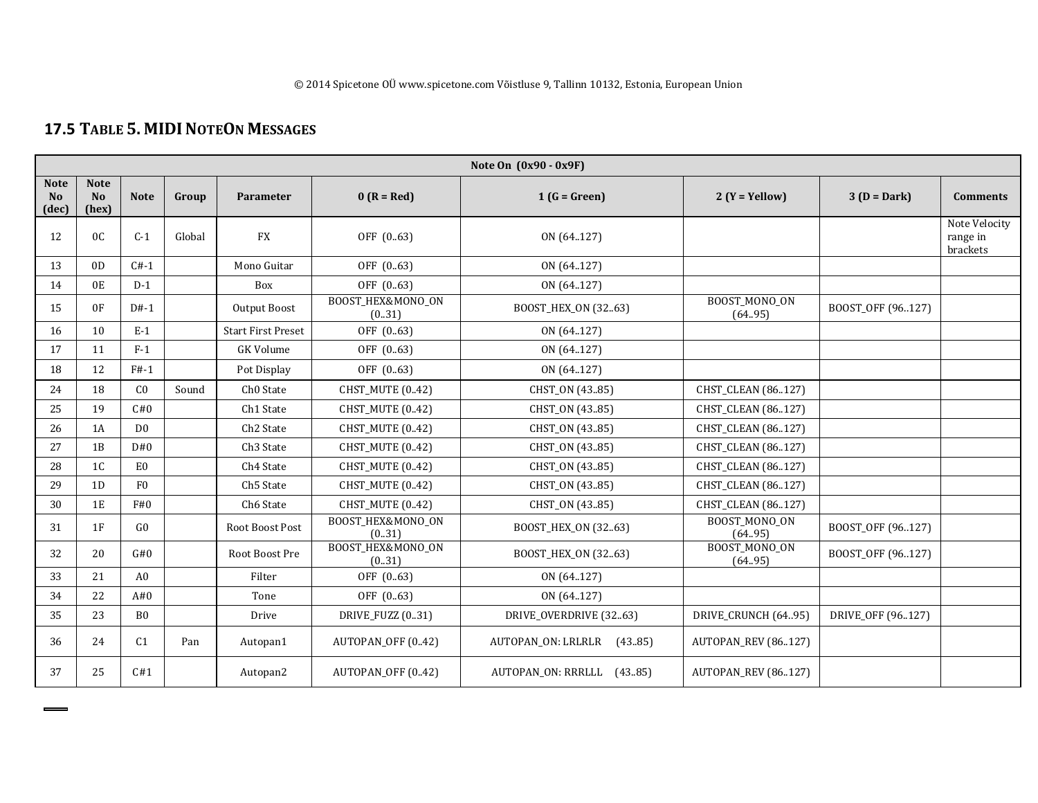## 17.5 Table 5. MIDI NoteOn Messages

| Note On (0x90 - 0x9F) | | | | | | | | | |
|---|---|---|---|---|---|---|---|---|---|
| **Note No (dec)** | **Note No (hex)** | **Note** | **Group** | **Parameter** | **0 (R = Red)** | **1 (G = Green)** | **2 (Y = Yellow)** | **3 (D = Dark)** | **Comments** |
| 12 | 0C | C-1 | Global | FX | OFF (0..63) | ON (64..127) | | | Note Velocity range in brackets |
| 13 | 0D | C#-1 | | Mono Guitar | OFF (0..63) | ON (64..127) | | | |
| 14 | 0E | D-1 | | Box | OFF (0..63) | ON (64..127) | | | |
| 15 | 0F | D#-1 | | Output Boost | BOOST_HEX&MONO_ON (0..31) | BOOST_HEX_ON (32..63) | BOOST_MONO_ON (64..95) | BOOST_OFF (96..127) | |
| 16 | 10 | E-1 | | Start First Preset | OFF (0..63) | ON (64..127) | | | |
| 17 | 11 | F-1 | | GK Volume | OFF (0..63) | ON (64..127) | | | |
| 18 | 12 | F#-1 | | Pot Display | OFF (0..63) | ON (64..127) | | | |
| 24 | 18 | C0 | Sound | Ch0 State | CHST_MUTE (0..42) | CHST_ON (43..85) | CHST_CLEAN (86..127) | | |
| 25 | 19 | C#0 | | Ch1 State | CHST_MUTE (0..42) | CHST_ON (43..85) | CHST_CLEAN (86..127) | | |
| 26 | 1A | D0 | | Ch2 State | CHST_MUTE (0..42) | CHST_ON (43..85) | CHST_CLEAN (86..127) | | |
| 27 | 1B | D#0 | | Ch3 State | CHST_MUTE (0..42) | CHST_ON (43..85) | CHST_CLEAN (86..127) | | |
| 28 | 1C | E0 | | Ch4 State | CHST_MUTE (0..42) | CHST_ON (43..85) | CHST_CLEAN (86..127) | | |
| 29 | 1D | F0 | | Ch5 State | CHST_MUTE (0..42) | CHST_ON (43..85) | CHST_CLEAN (86..127) | | |
| 30 | 1E | F#0 | | Ch6 State | CHST_MUTE (0..42) | CHST_ON (43..85) | CHST_CLEAN (86..127) | | |
| 31 | 1F | G0 | | Root Boost Post | BOOST_HEX&MONO_ON (0..31) | BOOST_HEX_ON (32..63) | BOOST_MONO_ON (64..95) | BOOST_OFF (96..127) | |
| 32 | 20 | G#0 | | Root Boost Pre | BOOST_HEX&MONO_ON (0..31) | BOOST_HEX_ON (32..63) | BOOST_MONO_ON (64..95) | BOOST_OFF (96..127) | |
| 33 | 21 | A0 | | Filter | OFF (0..63) | ON (64..127) | | | |
| 34 | 22 | A#0 | | Tone | OFF (0..63) | ON (64..127) | | | |
| 35 | 23 | B0 | | Drive | DRIVE_FUZZ (0..31) | DRIVE_OVERDRIVE (32..63) | DRIVE_CRUNCH (64..95) | DRIVE_OFF (96..127) | |
| 36 | 24 | C1 | Pan | Autopan1 | AUTOPAN_OFF (0..42) | AUTOPAN_ON: LRLRLR (43..85) | AUTOPAN_REV (86..127) | | |
| 37 | 25 | C#1 | | Autopan2 | AUTOPAN_OFF (0..42) | AUTOPAN_ON: RRRLLL (43..85) | AUTOPAN_REV (86..127) | | |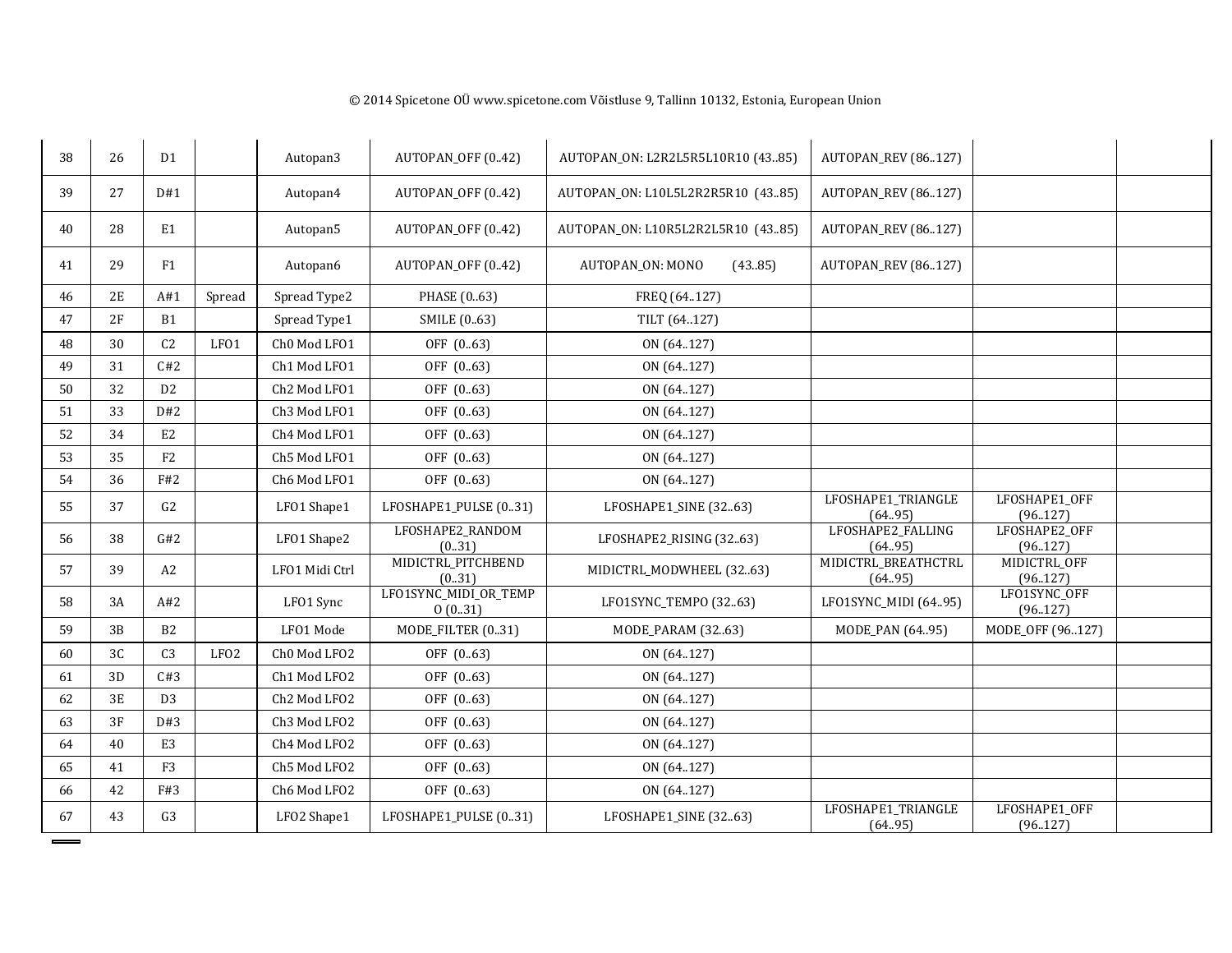|  |  |  |  |  |  |  |  |  |  |
|---|---|---|---|---|---|---|---|---|---|
| 38 | 26 | D1 |  | Autopan3 | AUTOPAN_OFF (0..42) | AUTOPAN_ON: L2R2L5R5L10R10 (43..85) | AUTOPAN_REV (86..127) |  |  |
| 39 | 27 | D#1 |  | Autopan4 | AUTOPAN_OFF (0..42) | AUTOPAN_ON: L10L5L2R2R5R10 (43..85) | AUTOPAN_REV (86..127) |  |  |
| 40 | 28 | E1 |  | Autopan5 | AUTOPAN_OFF (0..42) | AUTOPAN_ON: L10R5L2R2L5R10 (43..85) | AUTOPAN_REV (86..127) |  |  |
| 41 | 29 | F1 |  | Autopan6 | AUTOPAN_OFF (0..42) | AUTOPAN_ON: MONO (43..85) | AUTOPAN_REV (86..127) |  |  |
| 46 | 2E | A#1 | Spread | Spread Type2 | PHASE (0..63) | FREQ (64..127) |  |  |  |
| 47 | 2F | B1 |  | Spread Type1 | SMILE (0..63) | TILT (64..127) |  |  |  |
| 48 | 30 | C2 | LFO1 | Ch0 Mod LFO1 | OFF (0..63) | ON (64..127) |  |  |  |
| 49 | 31 | C#2 |  | Ch1 Mod LFO1 | OFF (0..63) | ON (64..127) |  |  |  |
| 50 | 32 | D2 |  | Ch2 Mod LFO1 | OFF (0..63) | ON (64..127) |  |  |  |
| 51 | 33 | D#2 |  | Ch3 Mod LFO1 | OFF (0..63) | ON (64..127) |  |  |  |
| 52 | 34 | E2 |  | Ch4 Mod LFO1 | OFF (0..63) | ON (64..127) |  |  |  |
| 53 | 35 | F2 |  | Ch5 Mod LFO1 | OFF (0..63) | ON (64..127) |  |  |  |
| 54 | 36 | F#2 |  | Ch6 Mod LFO1 | OFF (0..63) | ON (64..127) |  |  |  |
| 55 | 37 | G2 |  | LFO1 Shape1 | LFOSHAPE1_PULSE (0..31) | LFOSHAPE1_SINE (32..63) | LFOSHAPE1_TRIANGLE (64..95) | LFOSHAPE1_OFF (96..127) |  |
| 56 | 38 | G#2 |  | LFO1 Shape2 | LFOSHAPE2_RANDOM (0..31) | LFOSHAPE2_RISING (32..63) | LFOSHAPE2_FALLING (64..95) | LFOSHAPE2_OFF (96..127) |  |
| 57 | 39 | A2 |  | LFO1 Midi Ctrl | MIDICTRL_PITCHBEND (0..31) | MIDICTRL_MODWHEEL (32..63) | MIDICTRL_BREATHCTRL (64..95) | MIDICTRL_OFF (96..127) |  |
| 58 | 3A | A#2 |  | LFO1 Sync | LFO1SYNC_MIDI_OR_TEMPO (0..31) | LFO1SYNC_TEMPO (32..63) | LFO1SYNC_MIDI (64..95) | LFO1SYNC_OFF (96..127) |  |
| 59 | 3B | B2 |  | LFO1 Mode | MODE_FILTER (0..31) | MODE_PARAM (32..63) | MODE_PAN (64..95) | MODE_OFF (96..127) |  |
| 60 | 3C | C3 | LFO2 | Ch0 Mod LFO2 | OFF (0..63) | ON (64..127) |  |  |  |
| 61 | 3D | C#3 |  | Ch1 Mod LFO2 | OFF (0..63) | ON (64..127) |  |  |  |
| 62 | 3E | D3 |  | Ch2 Mod LFO2 | OFF (0..63) | ON (64..127) |  |  |  |
| 63 | 3F | D#3 |  | Ch3 Mod LFO2 | OFF (0..63) | ON (64..127) |  |  |  |
| 64 | 40 | E3 |  | Ch4 Mod LFO2 | OFF (0..63) | ON (64..127) |  |  |  |
| 65 | 41 | F3 |  | Ch5 Mod LFO2 | OFF (0..63) | ON (64..127) |  |  |  |
| 66 | 42 | F#3 |  | Ch6 Mod LFO2 | OFF (0..63) | ON (64..127) |  |  |  |
| 67 | 43 | G3 |  | LFO2 Shape1 | LFOSHAPE1_PULSE (0..31) | LFOSHAPE1_SINE (32..63) | LFOSHAPE1_TRIANGLE (64..95) | LFOSHAPE1_OFF (96..127) |  |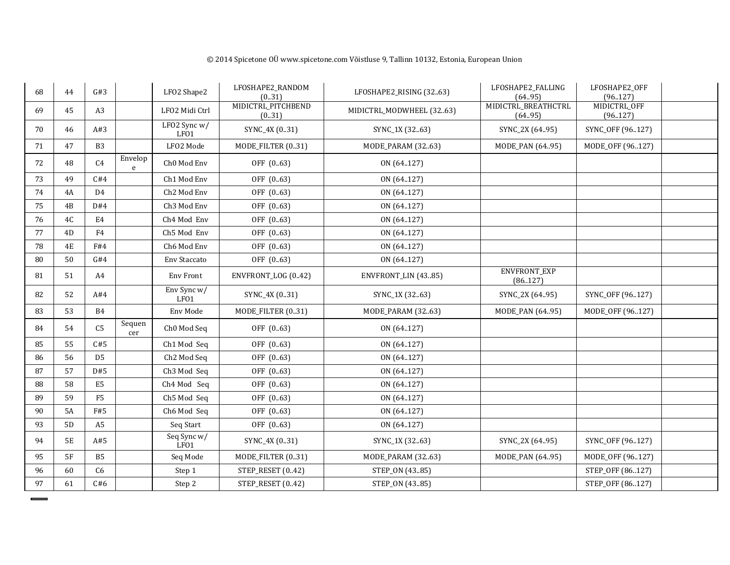© 2014 Spicetone OÜ www.spicetone.com Võistluse 9, Tallinn 10132, Estonia, European Union

| | | | | | | | | | |
|---|---|---|---|---|---|---|---|---|---|
| 68 | 44 | G#3 | | LFO2 Shape2 | LFOSHAPE2_RANDOM (0..31) | LFOSHAPE2_RISING (32..63) | LFOSHAPE2_FALLING (64..95) | LFOSHAPE2_OFF (96..127) | |
| 69 | 45 | A3 | | LFO2 Midi Ctrl | MIDICTRL_PITCHBEND (0..31) | MIDICTRL_MODWHEEL (32..63) | MIDICTRL_BREATHCTRL (64..95) | MIDICTRL_OFF (96..127) | |
| 70 | 46 | A#3 | | LFO2 Sync w/ LFO1 | SYNC_4X (0..31) | SYNC_1X (32..63) | SYNC_2X (64..95) | SYNC_OFF (96..127) | |
| 71 | 47 | B3 | | LFO2 Mode | MODE_FILTER (0..31) | MODE_PARAM (32..63) | MODE_PAN (64..95) | MODE_OFF (96..127) | |
| 72 | 48 | C4 | Envelope | Ch0 Mod Env | OFF (0..63) | ON (64..127) | | | |
| 73 | 49 | C#4 | | Ch1 Mod Env | OFF (0..63) | ON (64..127) | | | |
| 74 | 4A | D4 | | Ch2 Mod Env | OFF (0..63) | ON (64..127) | | | |
| 75 | 4B | D#4 | | Ch3 Mod Env | OFF (0..63) | ON (64..127) | | | |
| 76 | 4C | E4 | | Ch4 Mod Env | OFF (0..63) | ON (64..127) | | | |
| 77 | 4D | F4 | | Ch5 Mod Env | OFF (0..63) | ON (64..127) | | | |
| 78 | 4E | F#4 | | Ch6 Mod Env | OFF (0..63) | ON (64..127) | | | |
| 80 | 50 | G#4 | | Env Staccato | OFF (0..63) | ON (64..127) | | | |
| 81 | 51 | A4 | | Env Front | ENVFRONT_LOG (0..42) | ENVFRONT_LIN (43..85) | ENVFRONT_EXP (86..127) | | |
| 82 | 52 | A#4 | | Env Sync w/ LFO1 | SYNC_4X (0..31) | SYNC_1X (32..63) | SYNC_2X (64..95) | SYNC_OFF (96..127) | |
| 83 | 53 | B4 | | Env Mode | MODE_FILTER (0..31) | MODE_PARAM (32..63) | MODE_PAN (64..95) | MODE_OFF (96..127) | |
| 84 | 54 | C5 | Sequencer | Ch0 Mod Seq | OFF (0..63) | ON (64..127) | | | |
| 85 | 55 | C#5 | | Ch1 Mod Seq | OFF (0..63) | ON (64..127) | | | |
| 86 | 56 | D5 | | Ch2 Mod Seq | OFF (0..63) | ON (64..127) | | | |
| 87 | 57 | D#5 | | Ch3 Mod Seq | OFF (0..63) | ON (64..127) | | | |
| 88 | 58 | E5 | | Ch4 Mod Seq | OFF (0..63) | ON (64..127) | | | |
| 89 | 59 | F5 | | Ch5 Mod Seq | OFF (0..63) | ON (64..127) | | | |
| 90 | 5A | F#5 | | Ch6 Mod Seq | OFF (0..63) | ON (64..127) | | | |
| 93 | 5D | A5 | | Seq Start | OFF (0..63) | ON (64..127) | | | |
| 94 | 5E | A#5 | | Seq Sync w/ LFO1 | SYNC_4X (0..31) | SYNC_1X (32..63) | SYNC_2X (64..95) | SYNC_OFF (96..127) | |
| 95 | 5F | B5 | | Seq Mode | MODE_FILTER (0..31) | MODE_PARAM (32..63) | MODE_PAN (64..95) | MODE_OFF (96..127) | |
| 96 | 60 | C6 | | Step 1 | STEP_RESET (0..42) | STEP_ON (43..85) | | STEP_OFF (86..127) | |
| 97 | 61 | C#6 | | Step 2 | STEP_RESET (0..42) | STEP_ON (43..85) | | STEP_OFF (86..127) | |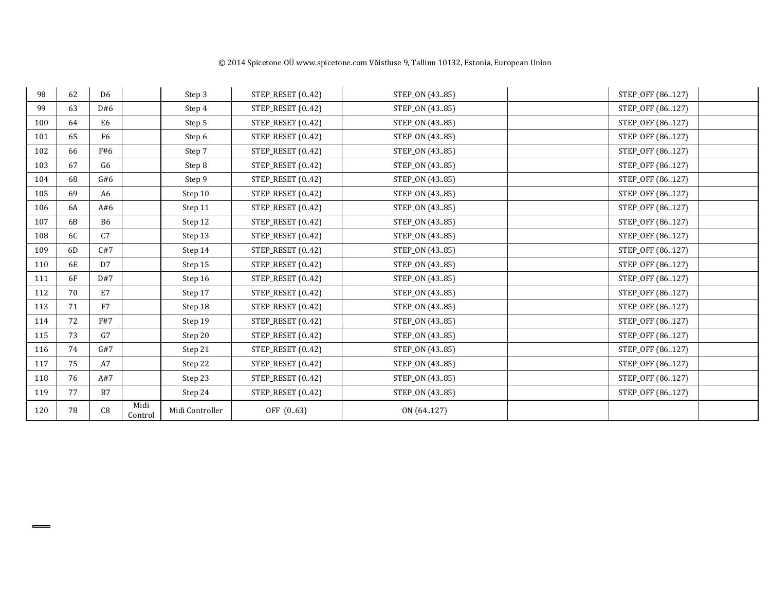| 98 | 62 | D6 | | Step 3 | STEP_RESET (0..42) | STEP_ON (43..85) | | STEP_OFF (86..127) | |
|---|---|---|---|---|---|---|---|---|---|
| 99 | 63 | D#6 | | Step 4 | STEP_RESET (0..42) | STEP_ON (43..85) | | STEP_OFF (86..127) | |
| 100 | 64 | E6 | | Step 5 | STEP_RESET (0..42) | STEP_ON (43..85) | | STEP_OFF (86..127) | |
| 101 | 65 | F6 | | Step 6 | STEP_RESET (0..42) | STEP_ON (43..85) | | STEP_OFF (86..127) | |
| 102 | 66 | F#6 | | Step 7 | STEP_RESET (0..42) | STEP_ON (43..85) | | STEP_OFF (86..127) | |
| 103 | 67 | G6 | | Step 8 | STEP_RESET (0..42) | STEP_ON (43..85) | | STEP_OFF (86..127) | |
| 104 | 68 | G#6 | | Step 9 | STEP_RESET (0..42) | STEP_ON (43..85) | | STEP_OFF (86..127) | |
| 105 | 69 | A6 | | Step 10 | STEP_RESET (0..42) | STEP_ON (43..85) | | STEP_OFF (86..127) | |
| 106 | 6A | A#6 | | Step 11 | STEP_RESET (0..42) | STEP_ON (43..85) | | STEP_OFF (86..127) | |
| 107 | 6B | B6 | | Step 12 | STEP_RESET (0..42) | STEP_ON (43..85) | | STEP_OFF (86..127) | |
| 108 | 6C | C7 | | Step 13 | STEP_RESET (0..42) | STEP_ON (43..85) | | STEP_OFF (86..127) | |
| 109 | 6D | C#7 | | Step 14 | STEP_RESET (0..42) | STEP_ON (43..85) | | STEP_OFF (86..127) | |
| 110 | 6E | D7 | | Step 15 | STEP_RESET (0..42) | STEP_ON (43..85) | | STEP_OFF (86..127) | |
| 111 | 6F | D#7 | | Step 16 | STEP_RESET (0..42) | STEP_ON (43..85) | | STEP_OFF (86..127) | |
| 112 | 70 | E7 | | Step 17 | STEP_RESET (0..42) | STEP_ON (43..85) | | STEP_OFF (86..127) | |
| 113 | 71 | F7 | | Step 18 | STEP_RESET (0..42) | STEP_ON (43..85) | | STEP_OFF (86..127) | |
| 114 | 72 | F#7 | | Step 19 | STEP_RESET (0..42) | STEP_ON (43..85) | | STEP_OFF (86..127) | |
| 115 | 73 | G7 | | Step 20 | STEP_RESET (0..42) | STEP_ON (43..85) | | STEP_OFF (86..127) | |
| 116 | 74 | G#7 | | Step 21 | STEP_RESET (0..42) | STEP_ON (43..85) | | STEP_OFF (86..127) | |
| 117 | 75 | A7 | | Step 22 | STEP_RESET (0..42) | STEP_ON (43..85) | | STEP_OFF (86..127) | |
| 118 | 76 | A#7 | | Step 23 | STEP_RESET (0..42) | STEP_ON (43..85) | | STEP_OFF (86..127) | |
| 119 | 77 | B7 | | Step 24 | STEP_RESET (0..42) | STEP_ON (43..85) | | STEP_OFF (86..127) | |
| 120 | 78 | C8 | Midi Control | Midi Controller | OFF (0..63) | ON (64..127) | | | |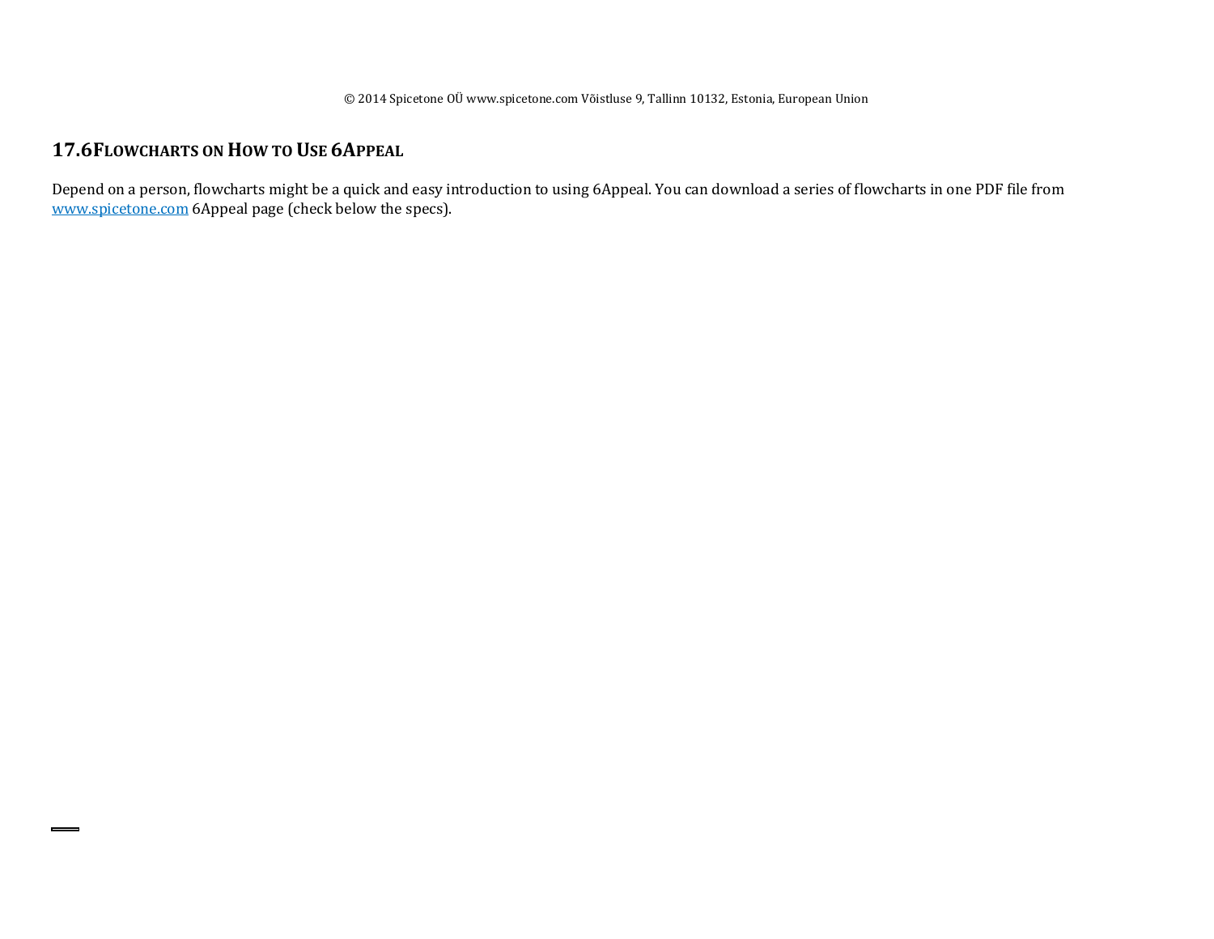## 17.6 Flowcharts on How to Use 6Appeal

Depend on a person, flowcharts might be a quick and easy introduction to using 6Appeal. You can download a series of flowcharts in one PDF file from www.spicetone.com 6Appeal page (check below the specs).